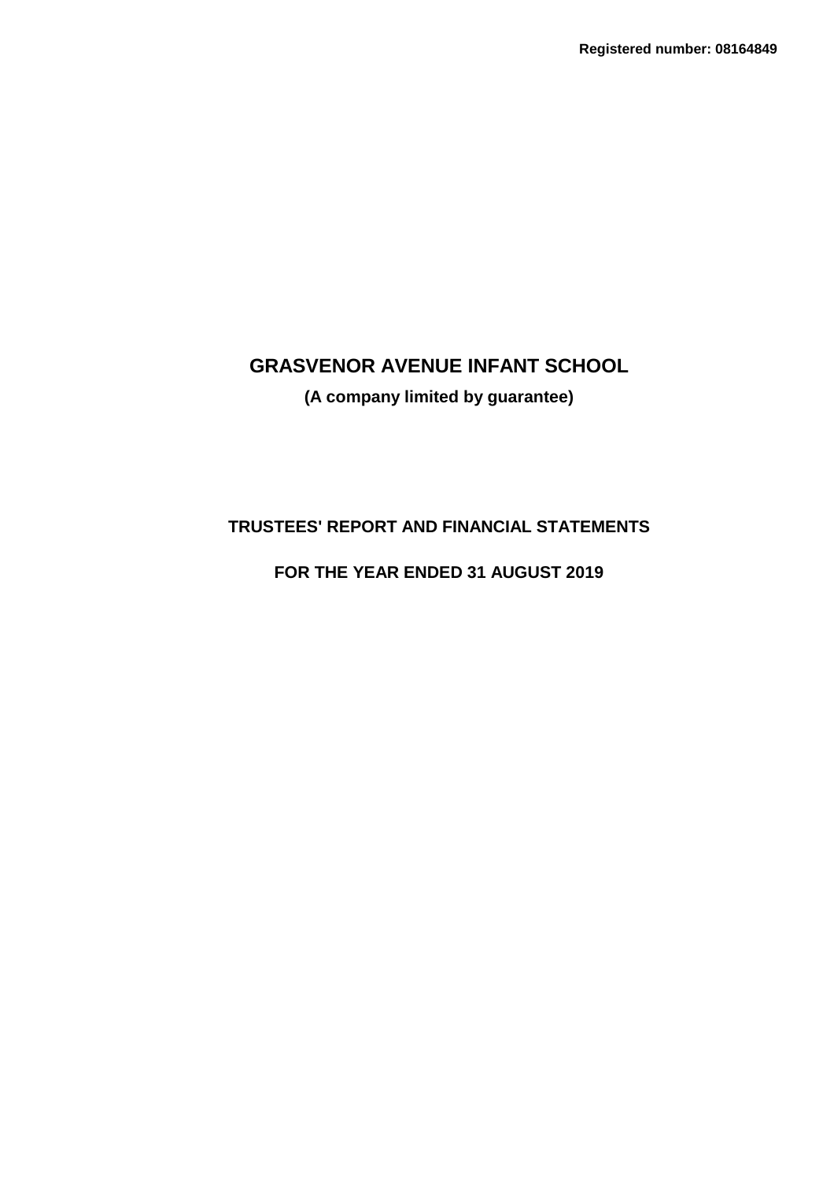Registered number: 08164849

# GRASVENOR AVENUE INFANT SCHOOL

**(A company limited by guarantee)**

## TRUSTEES' REPORT AND FINANCIAL STATEMENTS

## FOR THE YEAR ENDED 31 AUGUST 2019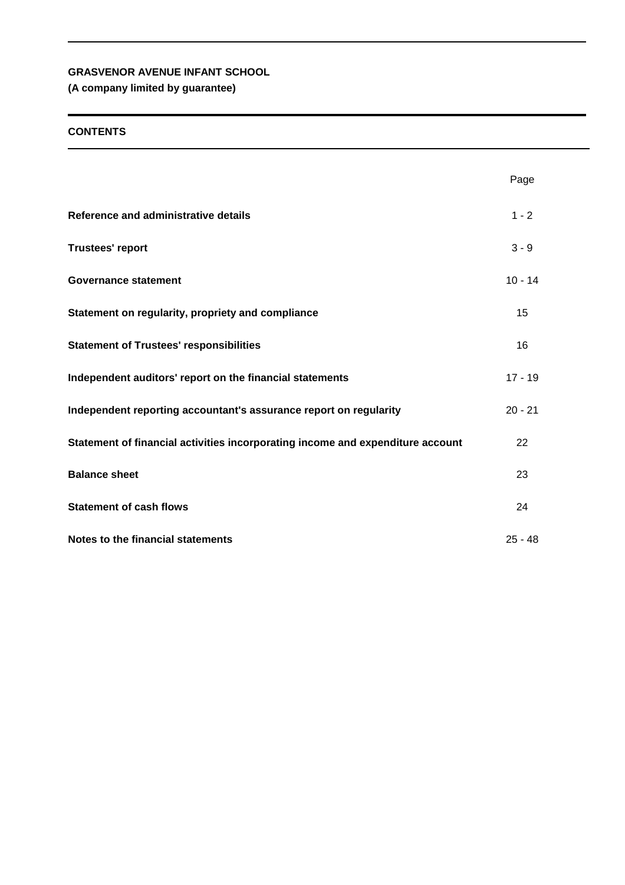**GRASVENOR AVENUE INFANT SCHOOL**
**(A company limited by guarantee)**

## CONTENTS

| | Page |
|---|---|
| **Reference and administrative details** | 1 - 2 |
| **Trustees' report** | 3 - 9 |
| **Governance statement** | 10 - 14 |
| **Statement on regularity, propriety and compliance** | 15 |
| **Statement of Trustees' responsibilities** | 16 |
| **Independent auditors' report on the financial statements** | 17 - 19 |
| **Independent reporting accountant's assurance report on regularity** | 20 - 21 |
| **Statement of financial activities incorporating income and expenditure account** | 22 |
| **Balance sheet** | 23 |
| **Statement of cash flows** | 24 |
| **Notes to the financial statements** | 25 - 48 |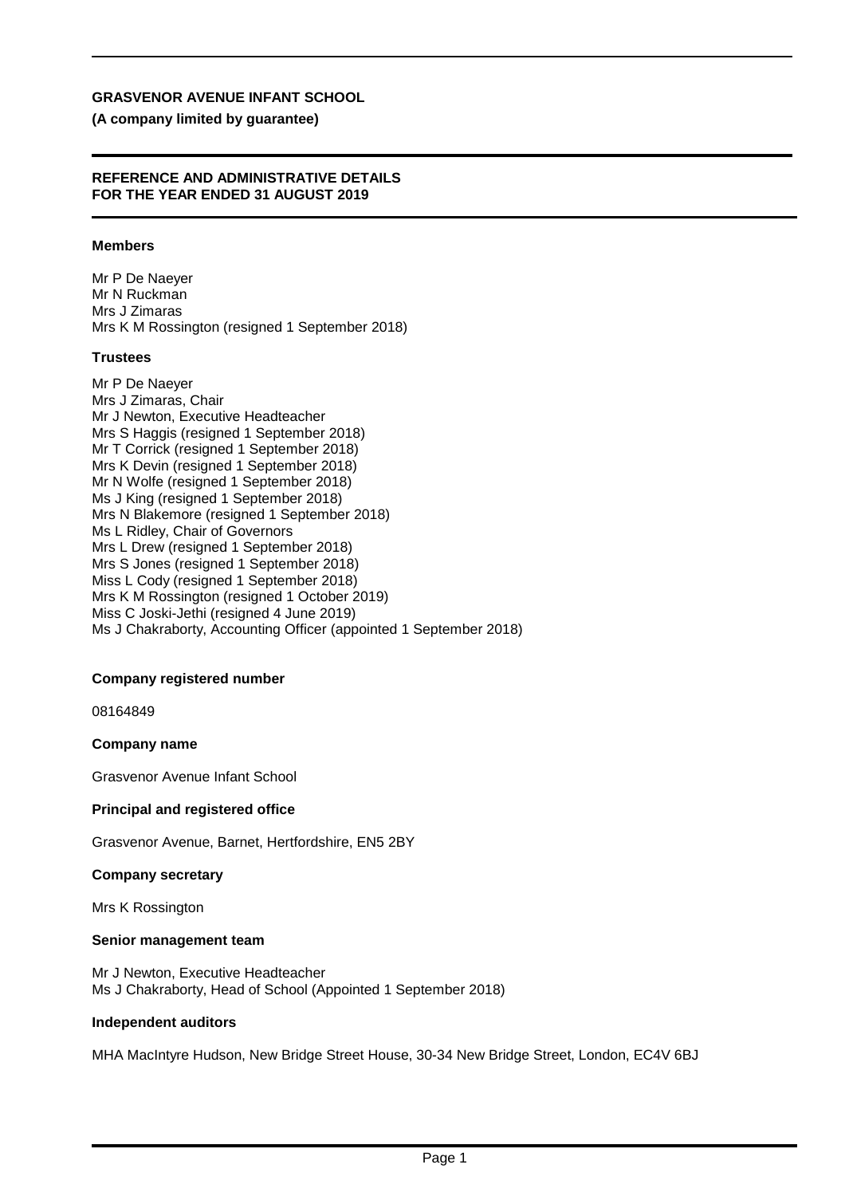# GRASVENOR AVENUE INFANT SCHOOL

**(A company limited by guarantee)**

## REFERENCE AND ADMINISTRATIVE DETAILS FOR THE YEAR ENDED 31 AUGUST 2019

### Members

Mr P De Naeyer
Mr N Ruckman
Mrs J Zimaras
Mrs K M Rossington (resigned 1 September 2018)

### Trustees

Mr P De Naeyer
Mrs J Zimaras, Chair
Mr J Newton, Executive Headteacher
Mrs S Haggis (resigned 1 September 2018)
Mr T Corrick (resigned 1 September 2018)
Mrs K Devin (resigned 1 September 2018)
Mr N Wolfe (resigned 1 September 2018)
Ms J King (resigned 1 September 2018)
Mrs N Blakemore (resigned 1 September 2018)
Ms L Ridley, Chair of Governors
Mrs L Drew (resigned 1 September 2018)
Mrs S Jones (resigned 1 September 2018)
Miss L Cody (resigned 1 September 2018)
Mrs K M Rossington (resigned 1 October 2019)
Miss C Joski-Jethi (resigned 4 June 2019)
Ms J Chakraborty, Accounting Officer (appointed 1 September 2018)

### Company registered number

08164849

### Company name

Grasvenor Avenue Infant School

### Principal and registered office

Grasvenor Avenue, Barnet, Hertfordshire, EN5 2BY

### Company secretary

Mrs K Rossington

### Senior management team

Mr J Newton, Executive Headteacher
Ms J Chakraborty, Head of School (Appointed 1 September 2018)

### Independent auditors

MHA MacIntyre Hudson, New Bridge Street House, 30-34 New Bridge Street, London, EC4V 6BJ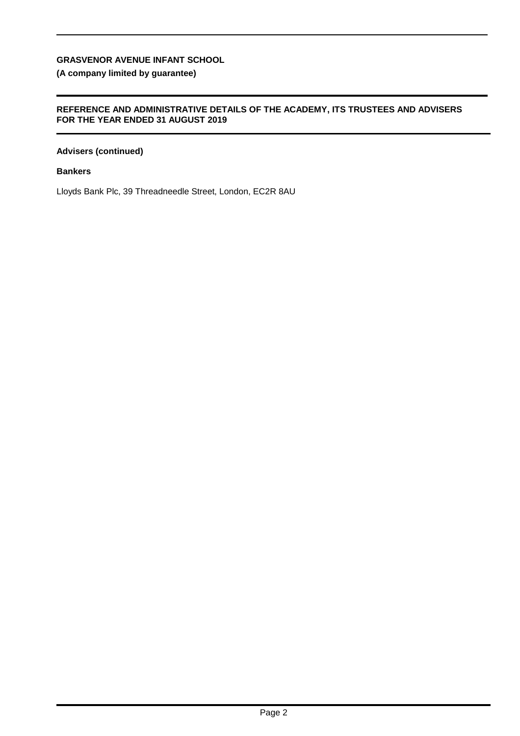**GRASVENOR AVENUE INFANT SCHOOL**

**(A company limited by guarantee)**

**REFERENCE AND ADMINISTRATIVE DETAILS OF THE ACADEMY, ITS TRUSTEES AND ADVISERS FOR THE YEAR ENDED 31 AUGUST 2019**

**Advisers (continued)**

**Bankers**

Lloyds Bank Plc, 39 Threadneedle Street, London, EC2R 8AU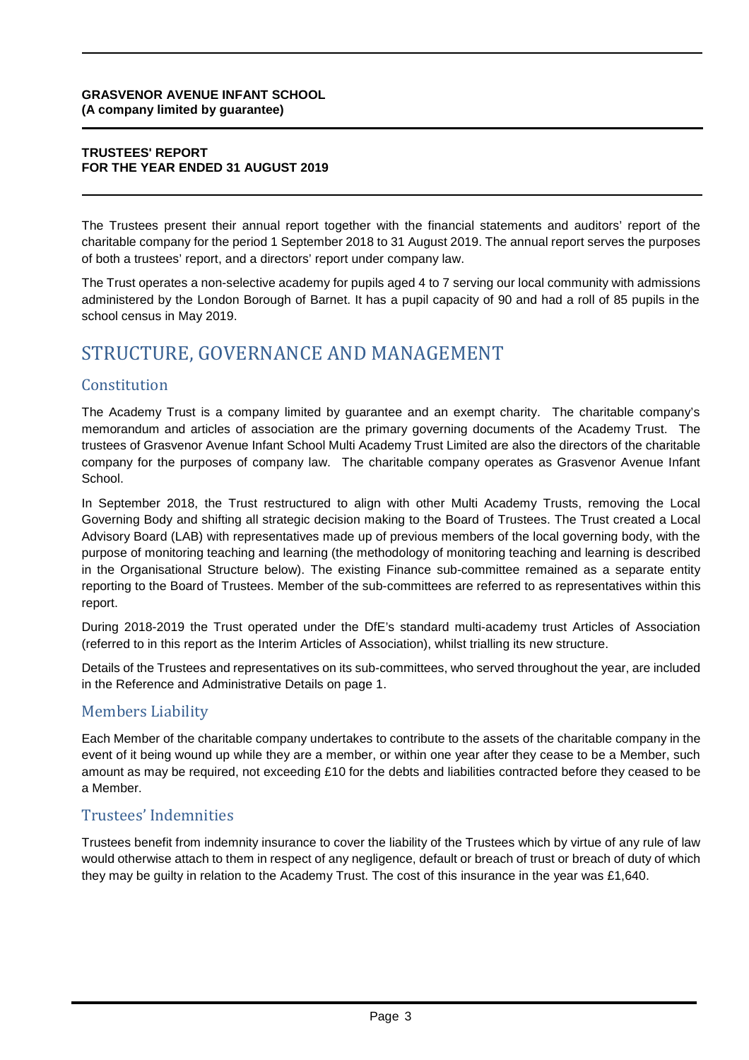**GRASVENOR AVENUE INFANT SCHOOL**
**(A company limited by guarantee)**

**TRUSTEES' REPORT**
**FOR THE YEAR ENDED 31 AUGUST 2019**

The Trustees present their annual report together with the financial statements and auditors' report of the charitable company for the period 1 September 2018 to 31 August 2019. The annual report serves the purposes of both a trustees' report, and a directors' report under company law.

The Trust operates a non-selective academy for pupils aged 4 to 7 serving our local community with admissions administered by the London Borough of Barnet. It has a pupil capacity of 90 and had a roll of 85 pupils in the school census in May 2019.

# STRUCTURE, GOVERNANCE AND MANAGEMENT

## Constitution

The Academy Trust is a company limited by guarantee and an exempt charity. The charitable company's memorandum and articles of association are the primary governing documents of the Academy Trust. The trustees of Grasvenor Avenue Infant School Multi Academy Trust Limited are also the directors of the charitable company for the purposes of company law. The charitable company operates as Grasvenor Avenue Infant School.

In September 2018, the Trust restructured to align with other Multi Academy Trusts, removing the Local Governing Body and shifting all strategic decision making to the Board of Trustees. The Trust created a Local Advisory Board (LAB) with representatives made up of previous members of the local governing body, with the purpose of monitoring teaching and learning (the methodology of monitoring teaching and learning is described in the Organisational Structure below). The existing Finance sub-committee remained as a separate entity reporting to the Board of Trustees. Member of the sub-committees are referred to as representatives within this report.

During 2018-2019 the Trust operated under the DfE's standard multi-academy trust Articles of Association (referred to in this report as the Interim Articles of Association), whilst trialling its new structure.

Details of the Trustees and representatives on its sub-committees, who served throughout the year, are included in the Reference and Administrative Details on page 1.

## Members Liability

Each Member of the charitable company undertakes to contribute to the assets of the charitable company in the event of it being wound up while they are a member, or within one year after they cease to be a Member, such amount as may be required, not exceeding £10 for the debts and liabilities contracted before they ceased to be a Member.

## Trustees' Indemnities

Trustees benefit from indemnity insurance to cover the liability of the Trustees which by virtue of any rule of law would otherwise attach to them in respect of any negligence, default or breach of trust or breach of duty of which they may be guilty in relation to the Academy Trust. The cost of this insurance in the year was £1,640.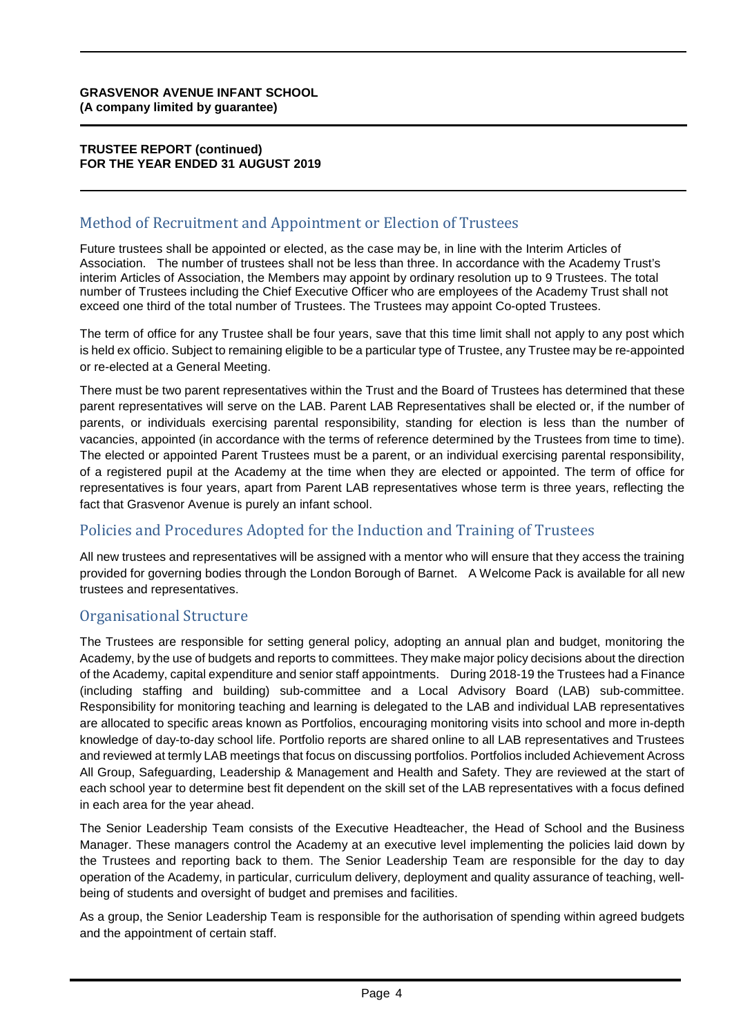## Method of Recruitment and Appointment or Election of Trustees

Future trustees shall be appointed or elected, as the case may be, in line with the Interim Articles of Association. The number of trustees shall not be less than three. In accordance with the Academy Trust's interim Articles of Association, the Members may appoint by ordinary resolution up to 9 Trustees. The total number of Trustees including the Chief Executive Officer who are employees of the Academy Trust shall not exceed one third of the total number of Trustees. The Trustees may appoint Co-opted Trustees.

The term of office for any Trustee shall be four years, save that this time limit shall not apply to any post which is held ex officio. Subject to remaining eligible to be a particular type of Trustee, any Trustee may be re-appointed or re-elected at a General Meeting.

There must be two parent representatives within the Trust and the Board of Trustees has determined that these parent representatives will serve on the LAB. Parent LAB Representatives shall be elected or, if the number of parents, or individuals exercising parental responsibility, standing for election is less than the number of vacancies, appointed (in accordance with the terms of reference determined by the Trustees from time to time). The elected or appointed Parent Trustees must be a parent, or an individual exercising parental responsibility, of a registered pupil at the Academy at the time when they are elected or appointed. The term of office for representatives is four years, apart from Parent LAB representatives whose term is three years, reflecting the fact that Grasvenor Avenue is purely an infant school.

## Policies and Procedures Adopted for the Induction and Training of Trustees

All new trustees and representatives will be assigned with a mentor who will ensure that they access the training provided for governing bodies through the London Borough of Barnet. A Welcome Pack is available for all new trustees and representatives.

## Organisational Structure

The Trustees are responsible for setting general policy, adopting an annual plan and budget, monitoring the Academy, by the use of budgets and reports to committees. They make major policy decisions about the direction of the Academy, capital expenditure and senior staff appointments. During 2018-19 the Trustees had a Finance (including staffing and building) sub-committee and a Local Advisory Board (LAB) sub-committee. Responsibility for monitoring teaching and learning is delegated to the LAB and individual LAB representatives are allocated to specific areas known as Portfolios, encouraging monitoring visits into school and more in-depth knowledge of day-to-day school life. Portfolio reports are shared online to all LAB representatives and Trustees and reviewed at termly LAB meetings that focus on discussing portfolios. Portfolios included Achievement Across All Group, Safeguarding, Leadership & Management and Health and Safety. They are reviewed at the start of each school year to determine best fit dependent on the skill set of the LAB representatives with a focus defined in each area for the year ahead.

The Senior Leadership Team consists of the Executive Headteacher, the Head of School and the Business Manager. These managers control the Academy at an executive level implementing the policies laid down by the Trustees and reporting back to them. The Senior Leadership Team are responsible for the day to day operation of the Academy, in particular, curriculum delivery, deployment and quality assurance of teaching, well-being of students and oversight of budget and premises and facilities.

As a group, the Senior Leadership Team is responsible for the authorisation of spending within agreed budgets and the appointment of certain staff.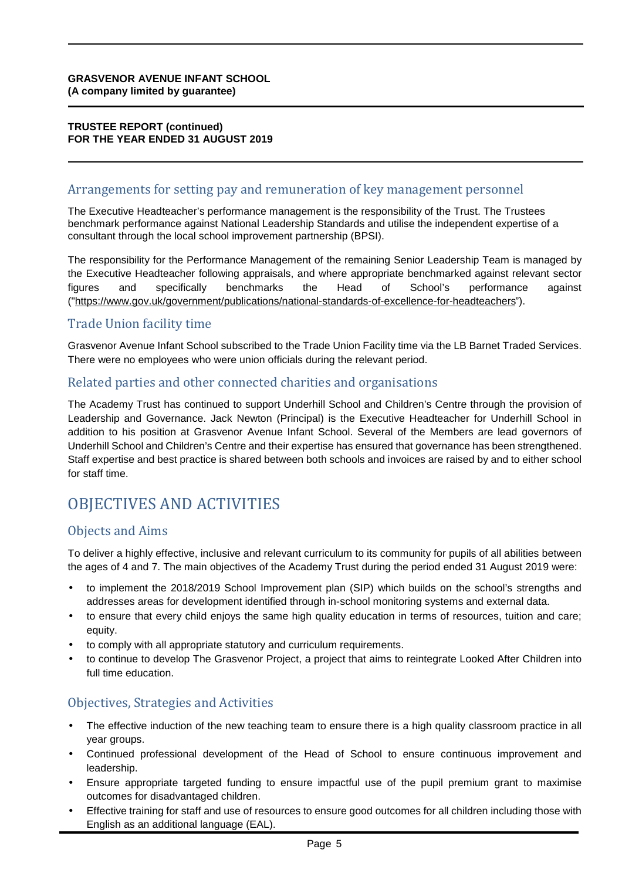## Arrangements for setting pay and remuneration of key management personnel

The Executive Headteacher's performance management is the responsibility of the Trust. The Trustees benchmark performance against National Leadership Standards and utilise the independent expertise of a consultant through the local school improvement partnership (BPSI).

The responsibility for the Performance Management of the remaining Senior Leadership Team is managed by the Executive Headteacher following appraisals, and where appropriate benchmarked against relevant sector figures and specifically benchmarks the Head of School's performance against ("https://www.gov.uk/government/publications/national-standards-of-excellence-for-headteachers").

## Trade Union facility time

Grasvenor Avenue Infant School subscribed to the Trade Union Facility time via the LB Barnet Traded Services. There were no employees who were union officials during the relevant period.

## Related parties and other connected charities and organisations

The Academy Trust has continued to support Underhill School and Children's Centre through the provision of Leadership and Governance. Jack Newton (Principal) is the Executive Headteacher for Underhill School in addition to his position at Grasvenor Avenue Infant School. Several of the Members are lead governors of Underhill School and Children's Centre and their expertise has ensured that governance has been strengthened. Staff expertise and best practice is shared between both schools and invoices are raised by and to either school for staff time.

# OBJECTIVES AND ACTIVITIES

## Objects and Aims

To deliver a highly effective, inclusive and relevant curriculum to its community for pupils of all abilities between the ages of 4 and 7. The main objectives of the Academy Trust during the period ended 31 August 2019 were:

- to implement the 2018/2019 School Improvement plan (SIP) which builds on the school's strengths and addresses areas for development identified through in-school monitoring systems and external data.
- to ensure that every child enjoys the same high quality education in terms of resources, tuition and care; equity.
- to comply with all appropriate statutory and curriculum requirements.
- to continue to develop The Grasvenor Project, a project that aims to reintegrate Looked After Children into full time education.

## Objectives, Strategies and Activities

- The effective induction of the new teaching team to ensure there is a high quality classroom practice in all year groups.
- Continued professional development of the Head of School to ensure continuous improvement and leadership.
- Ensure appropriate targeted funding to ensure impactful use of the pupil premium grant to maximise outcomes for disadvantaged children.
- Effective training for staff and use of resources to ensure good outcomes for all children including those with English as an additional language (EAL).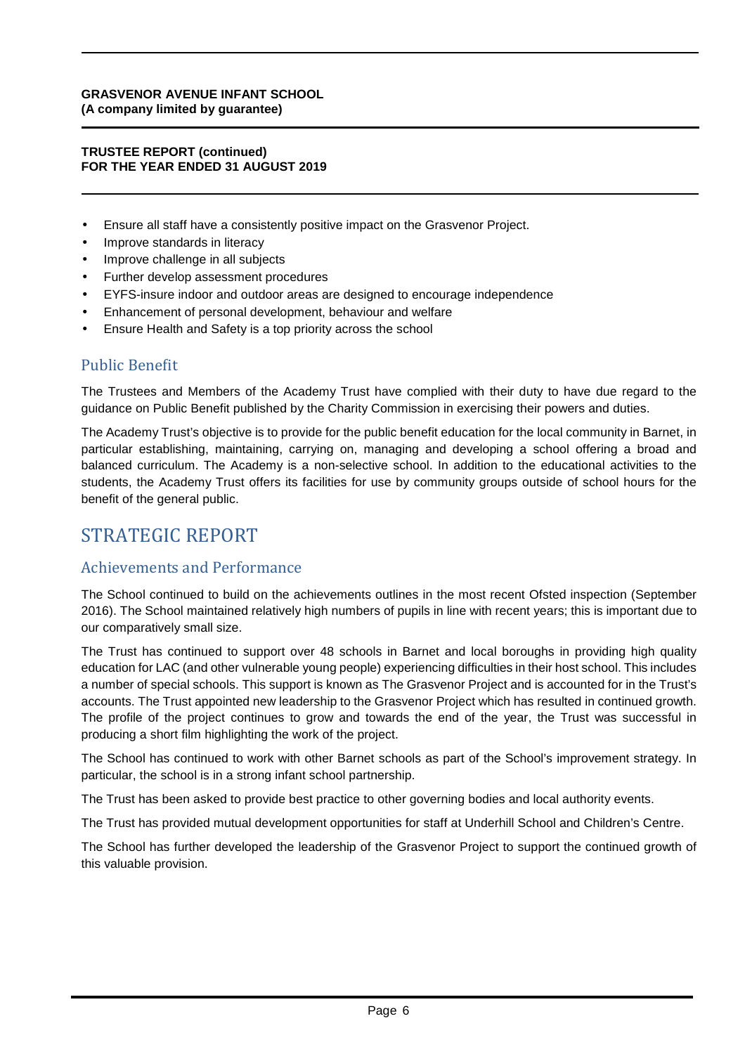- Ensure all staff have a consistently positive impact on the Grasvenor Project.
- Improve standards in literacy
- Improve challenge in all subjects
- Further develop assessment procedures
- EYFS-insure indoor and outdoor areas are designed to encourage independence
- Enhancement of personal development, behaviour and welfare
- Ensure Health and Safety is a top priority across the school

## Public Benefit

The Trustees and Members of the Academy Trust have complied with their duty to have due regard to the guidance on Public Benefit published by the Charity Commission in exercising their powers and duties.

The Academy Trust's objective is to provide for the public benefit education for the local community in Barnet, in particular establishing, maintaining, carrying on, managing and developing a school offering a broad and balanced curriculum. The Academy is a non-selective school. In addition to the educational activities to the students, the Academy Trust offers its facilities for use by community groups outside of school hours for the benefit of the general public.

# STRATEGIC REPORT

## Achievements and Performance

The School continued to build on the achievements outlines in the most recent Ofsted inspection (September 2016). The School maintained relatively high numbers of pupils in line with recent years; this is important due to our comparatively small size.

The Trust has continued to support over 48 schools in Barnet and local boroughs in providing high quality education for LAC (and other vulnerable young people) experiencing difficulties in their host school. This includes a number of special schools. This support is known as The Grasvenor Project and is accounted for in the Trust's accounts. The Trust appointed new leadership to the Grasvenor Project which has resulted in continued growth. The profile of the project continues to grow and towards the end of the year, the Trust was successful in producing a short film highlighting the work of the project.

The School has continued to work with other Barnet schools as part of the School's improvement strategy. In particular, the school is in a strong infant school partnership.

The Trust has been asked to provide best practice to other governing bodies and local authority events.

The Trust has provided mutual development opportunities for staff at Underhill School and Children's Centre.

The School has further developed the leadership of the Grasvenor Project to support the continued growth of this valuable provision.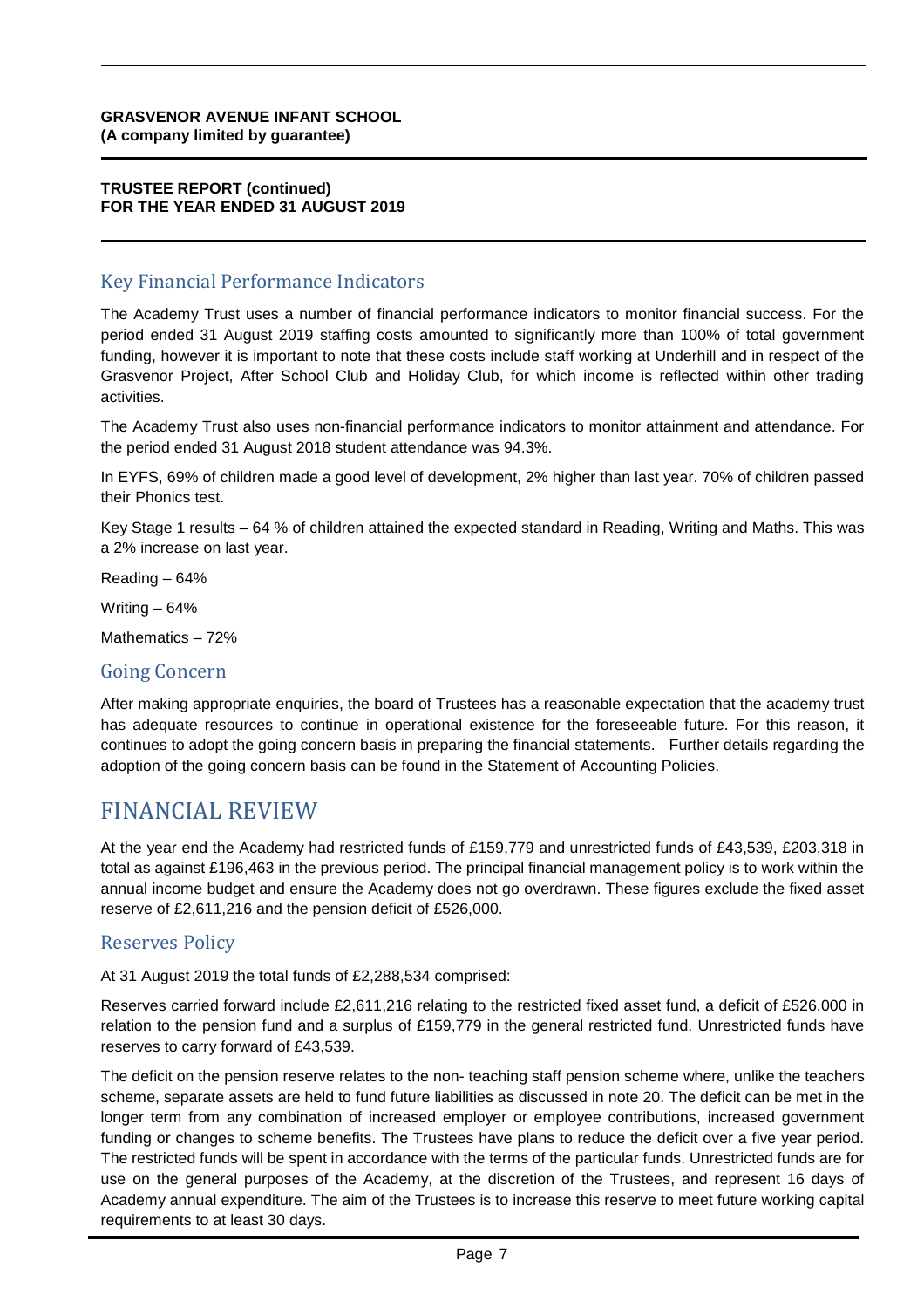## Key Financial Performance Indicators

The Academy Trust uses a number of financial performance indicators to monitor financial success. For the period ended 31 August 2019 staffing costs amounted to significantly more than 100% of total government funding, however it is important to note that these costs include staff working at Underhill and in respect of the Grasvenor Project, After School Club and Holiday Club, for which income is reflected within other trading activities.

The Academy Trust also uses non-financial performance indicators to monitor attainment and attendance. For the period ended 31 August 2018 student attendance was 94.3%.

In EYFS, 69% of children made a good level of development, 2% higher than last year. 70% of children passed their Phonics test.

Key Stage 1 results – 64 % of children attained the expected standard in Reading, Writing and Maths. This was a 2% increase on last year.

Reading – 64%

Writing – 64%

Mathematics – 72%

## Going Concern

After making appropriate enquiries, the board of Trustees has a reasonable expectation that the academy trust has adequate resources to continue in operational existence for the foreseeable future. For this reason, it continues to adopt the going concern basis in preparing the financial statements. Further details regarding the adoption of the going concern basis can be found in the Statement of Accounting Policies.

# FINANCIAL REVIEW

At the year end the Academy had restricted funds of £159,779 and unrestricted funds of £43,539, £203,318 in total as against £196,463 in the previous period. The principal financial management policy is to work within the annual income budget and ensure the Academy does not go overdrawn. These figures exclude the fixed asset reserve of £2,611,216 and the pension deficit of £526,000.

## Reserves Policy

At 31 August 2019 the total funds of £2,288,534 comprised:

Reserves carried forward include £2,611,216 relating to the restricted fixed asset fund, a deficit of £526,000 in relation to the pension fund and a surplus of £159,779 in the general restricted fund. Unrestricted funds have reserves to carry forward of £43,539.

The deficit on the pension reserve relates to the non- teaching staff pension scheme where, unlike the teachers scheme, separate assets are held to fund future liabilities as discussed in note 20. The deficit can be met in the longer term from any combination of increased employer or employee contributions, increased government funding or changes to scheme benefits. The Trustees have plans to reduce the deficit over a five year period. The restricted funds will be spent in accordance with the terms of the particular funds. Unrestricted funds are for use on the general purposes of the Academy, at the discretion of the Trustees, and represent 16 days of Academy annual expenditure. The aim of the Trustees is to increase this reserve to meet future working capital requirements to at least 30 days.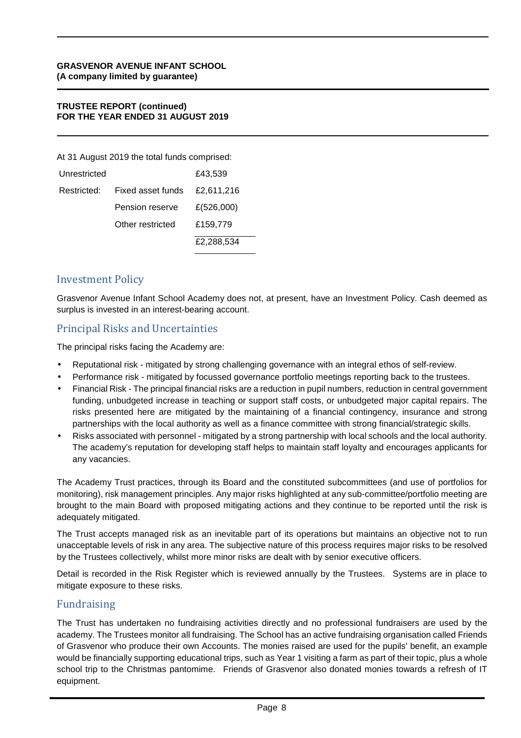At 31 August 2019 the total funds comprised:

| | | |
|---|---|---|
| Unrestricted | | £43,539 |
| Restricted: | Fixed asset funds | £2,611,216 |
| | Pension reserve | £(526,000) |
| | Other restricted | £159,779 |
| | | £2,288,534 |

## Investment Policy

Grasvenor Avenue Infant School Academy does not, at present, have an Investment Policy. Cash deemed as surplus is invested in an interest-bearing account.

## Principal Risks and Uncertainties

The principal risks facing the Academy are:

- Reputational risk - mitigated by strong challenging governance with an integral ethos of self-review.
- Performance risk - mitigated by focussed governance portfolio meetings reporting back to the trustees.
- Financial Risk - The principal financial risks are a reduction in pupil numbers, reduction in central government funding, unbudgeted increase in teaching or support staff costs, or unbudgeted major capital repairs. The risks presented here are mitigated by the maintaining of a financial contingency, insurance and strong partnerships with the local authority as well as a finance committee with strong financial/strategic skills.
- Risks associated with personnel - mitigated by a strong partnership with local schools and the local authority. The academy's reputation for developing staff helps to maintain staff loyalty and encourages applicants for any vacancies.

The Academy Trust practices, through its Board and the constituted subcommittees (and use of portfolios for monitoring), risk management principles. Any major risks highlighted at any sub-committee/portfolio meeting are brought to the main Board with proposed mitigating actions and they continue to be reported until the risk is adequately mitigated.

The Trust accepts managed risk as an inevitable part of its operations but maintains an objective not to run unacceptable levels of risk in any area. The subjective nature of this process requires major risks to be resolved by the Trustees collectively, whilst more minor risks are dealt with by senior executive officers.

Detail is recorded in the Risk Register which is reviewed annually by the Trustees. Systems are in place to mitigate exposure to these risks.

## Fundraising

The Trust has undertaken no fundraising activities directly and no professional fundraisers are used by the academy. The Trustees monitor all fundraising. The School has an active fundraising organisation called Friends of Grasvenor who produce their own Accounts. The monies raised are used for the pupils' benefit, an example would be financially supporting educational trips, such as Year 1 visiting a farm as part of their topic, plus a whole school trip to the Christmas pantomime. Friends of Grasvenor also donated monies towards a refresh of IT equipment.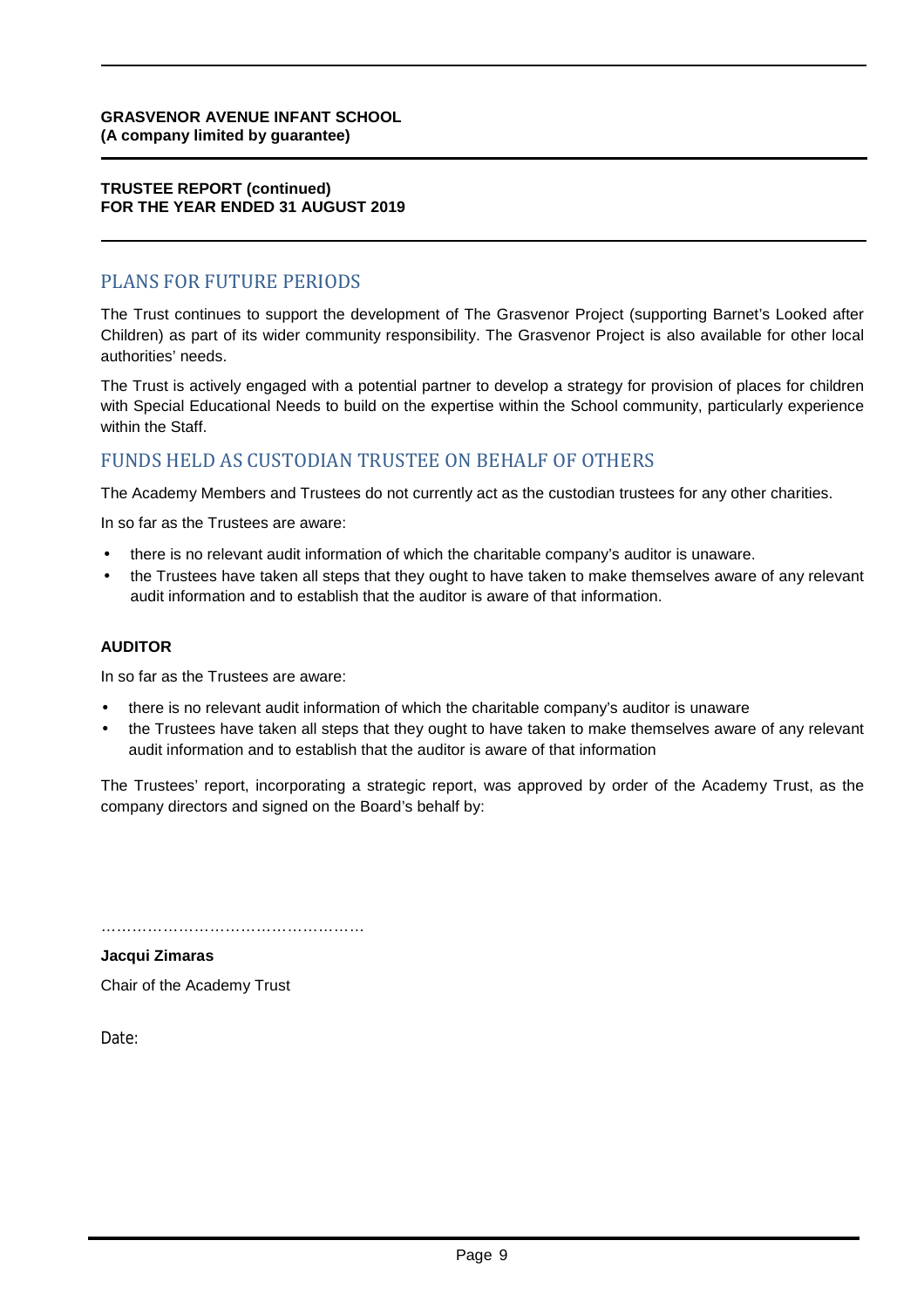## PLANS FOR FUTURE PERIODS

The Trust continues to support the development of The Grasvenor Project (supporting Barnet's Looked after Children) as part of its wider community responsibility. The Grasvenor Project is also available for other local authorities' needs.

The Trust is actively engaged with a potential partner to develop a strategy for provision of places for children with Special Educational Needs to build on the expertise within the School community, particularly experience within the Staff.

## FUNDS HELD AS CUSTODIAN TRUSTEE ON BEHALF OF OTHERS

The Academy Members and Trustees do not currently act as the custodian trustees for any other charities.

In so far as the Trustees are aware:

- there is no relevant audit information of which the charitable company's auditor is unaware.
- the Trustees have taken all steps that they ought to have taken to make themselves aware of any relevant audit information and to establish that the auditor is aware of that information.

**AUDITOR**

In so far as the Trustees are aware:

- there is no relevant audit information of which the charitable company's auditor is unaware
- the Trustees have taken all steps that they ought to have taken to make themselves aware of any relevant audit information and to establish that the auditor is aware of that information

The Trustees' report, incorporating a strategic report, was approved by order of the Academy Trust, as the company directors and signed on the Board's behalf by:

……………………………………………

**Jacqui Zimaras**

Chair of the Academy Trust

Date: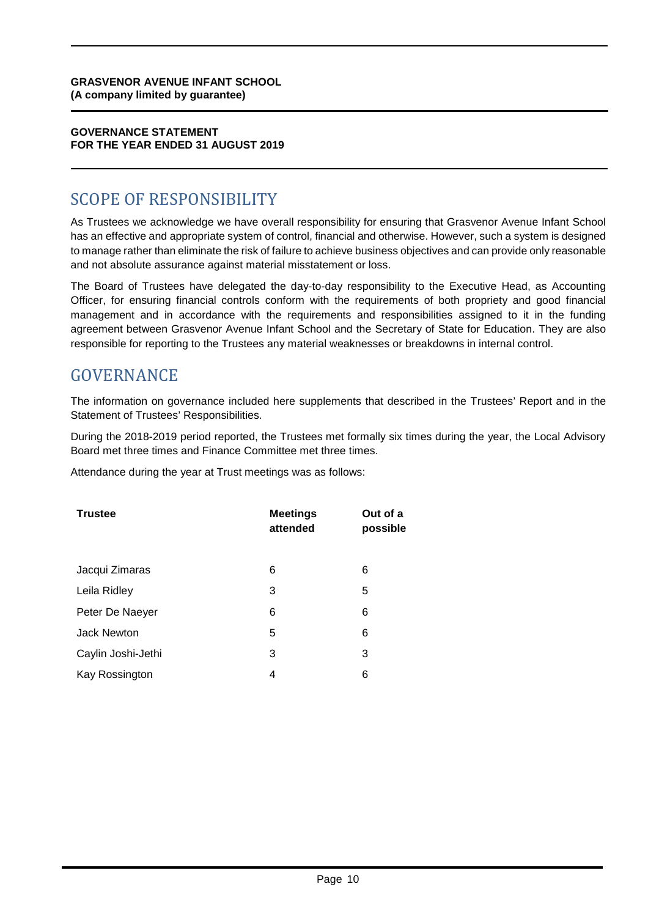**GRASVENOR AVENUE INFANT SCHOOL**
**(A company limited by guarantee)**

**GOVERNANCE STATEMENT**
**FOR THE YEAR ENDED 31 AUGUST 2019**

# SCOPE OF RESPONSIBILITY

As Trustees we acknowledge we have overall responsibility for ensuring that Grasvenor Avenue Infant School has an effective and appropriate system of control, financial and otherwise. However, such a system is designed to manage rather than eliminate the risk of failure to achieve business objectives and can provide only reasonable and not absolute assurance against material misstatement or loss.

The Board of Trustees have delegated the day-to-day responsibility to the Executive Head, as Accounting Officer, for ensuring financial controls conform with the requirements of both propriety and good financial management and in accordance with the requirements and responsibilities assigned to it in the funding agreement between Grasvenor Avenue Infant School and the Secretary of State for Education. They are also responsible for reporting to the Trustees any material weaknesses or breakdowns in internal control.

# GOVERNANCE

The information on governance included here supplements that described in the Trustees' Report and in the Statement of Trustees' Responsibilities.

During the 2018-2019 period reported, the Trustees met formally six times during the year, the Local Advisory Board met three times and Finance Committee met three times.

Attendance during the year at Trust meetings was as follows:

| Trustee | Meetings attended | Out of a possible |
|---|---|---|
| Jacqui Zimaras | 6 | 6 |
| Leila Ridley | 3 | 5 |
| Peter De Naeyer | 6 | 6 |
| Jack Newton | 5 | 6 |
| Caylin Joshi-Jethi | 3 | 3 |
| Kay Rossington | 4 | 6 |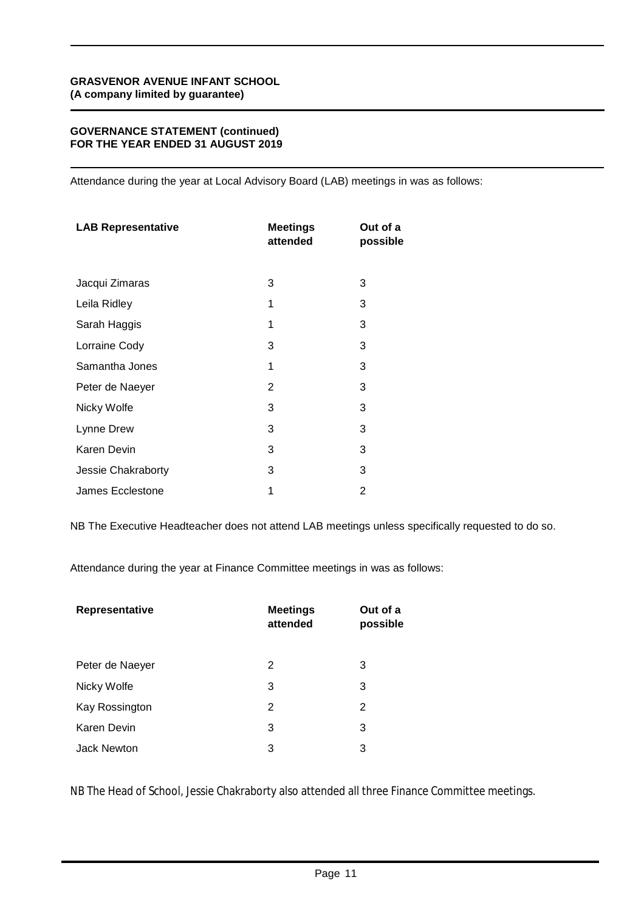**GOVERNANCE STATEMENT (continued)**
**FOR THE YEAR ENDED 31 AUGUST 2019**

Attendance during the year at Local Advisory Board (LAB) meetings in was as follows:

| LAB Representative | Meetings attended | Out of a possible |
|---|---|---|
| Jacqui Zimaras | 3 | 3 |
| Leila Ridley | 1 | 3 |
| Sarah Haggis | 1 | 3 |
| Lorraine Cody | 3 | 3 |
| Samantha Jones | 1 | 3 |
| Peter de Naeyer | 2 | 3 |
| Nicky Wolfe | 3 | 3 |
| Lynne Drew | 3 | 3 |
| Karen Devin | 3 | 3 |
| Jessie Chakraborty | 3 | 3 |
| James Ecclestone | 1 | 2 |

NB The Executive Headteacher does not attend LAB meetings unless specifically requested to do so.

Attendance during the year at Finance Committee meetings in was as follows:

| Representative | Meetings attended | Out of a possible |
|---|---|---|
| Peter de Naeyer | 2 | 3 |
| Nicky Wolfe | 3 | 3 |
| Kay Rossington | 2 | 2 |
| Karen Devin | 3 | 3 |
| Jack Newton | 3 | 3 |

NB The Head of School, Jessie Chakraborty also attended all three Finance Committee meetings.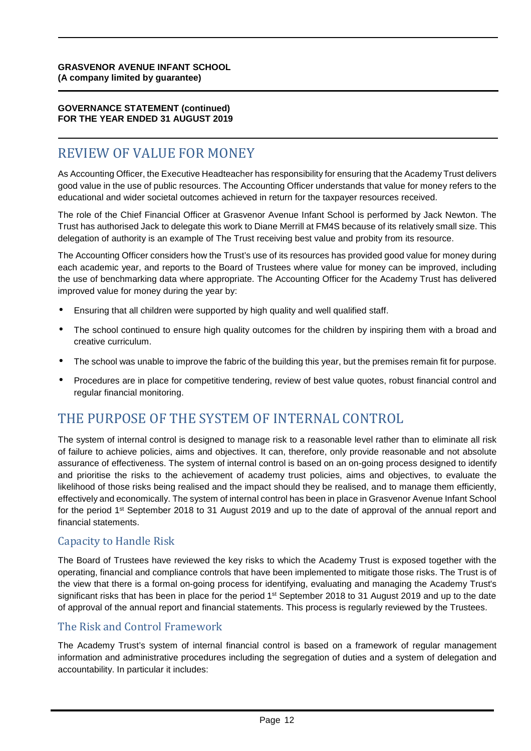## REVIEW OF VALUE FOR MONEY

As Accounting Officer, the Executive Headteacher has responsibility for ensuring that the Academy Trust delivers good value in the use of public resources. The Accounting Officer understands that value for money refers to the educational and wider societal outcomes achieved in return for the taxpayer resources received.

The role of the Chief Financial Officer at Grasvenor Avenue Infant School is performed by Jack Newton. The Trust has authorised Jack to delegate this work to Diane Merrill at FM4S because of its relatively small size. This delegation of authority is an example of The Trust receiving best value and probity from its resource.

The Accounting Officer considers how the Trust's use of its resources has provided good value for money during each academic year, and reports to the Board of Trustees where value for money can be improved, including the use of benchmarking data where appropriate. The Accounting Officer for the Academy Trust has delivered improved value for money during the year by:

- Ensuring that all children were supported by high quality and well qualified staff.
- The school continued to ensure high quality outcomes for the children by inspiring them with a broad and creative curriculum.
- The school was unable to improve the fabric of the building this year, but the premises remain fit for purpose.
- Procedures are in place for competitive tendering, review of best value quotes, robust financial control and regular financial monitoring.

## THE PURPOSE OF THE SYSTEM OF INTERNAL CONTROL

The system of internal control is designed to manage risk to a reasonable level rather than to eliminate all risk of failure to achieve policies, aims and objectives. It can, therefore, only provide reasonable and not absolute assurance of effectiveness. The system of internal control is based on an on-going process designed to identify and prioritise the risks to the achievement of academy trust policies, aims and objectives, to evaluate the likelihood of those risks being realised and the impact should they be realised, and to manage them efficiently, effectively and economically. The system of internal control has been in place in Grasvenor Avenue Infant School for the period 1st September 2018 to 31 August 2019 and up to the date of approval of the annual report and financial statements.

### Capacity to Handle Risk

The Board of Trustees have reviewed the key risks to which the Academy Trust is exposed together with the operating, financial and compliance controls that have been implemented to mitigate those risks. The Trust is of the view that there is a formal on-going process for identifying, evaluating and managing the Academy Trust's significant risks that has been in place for the period 1st September 2018 to 31 August 2019 and up to the date of approval of the annual report and financial statements. This process is regularly reviewed by the Trustees.

### The Risk and Control Framework

The Academy Trust's system of internal financial control is based on a framework of regular management information and administrative procedures including the segregation of duties and a system of delegation and accountability. In particular it includes: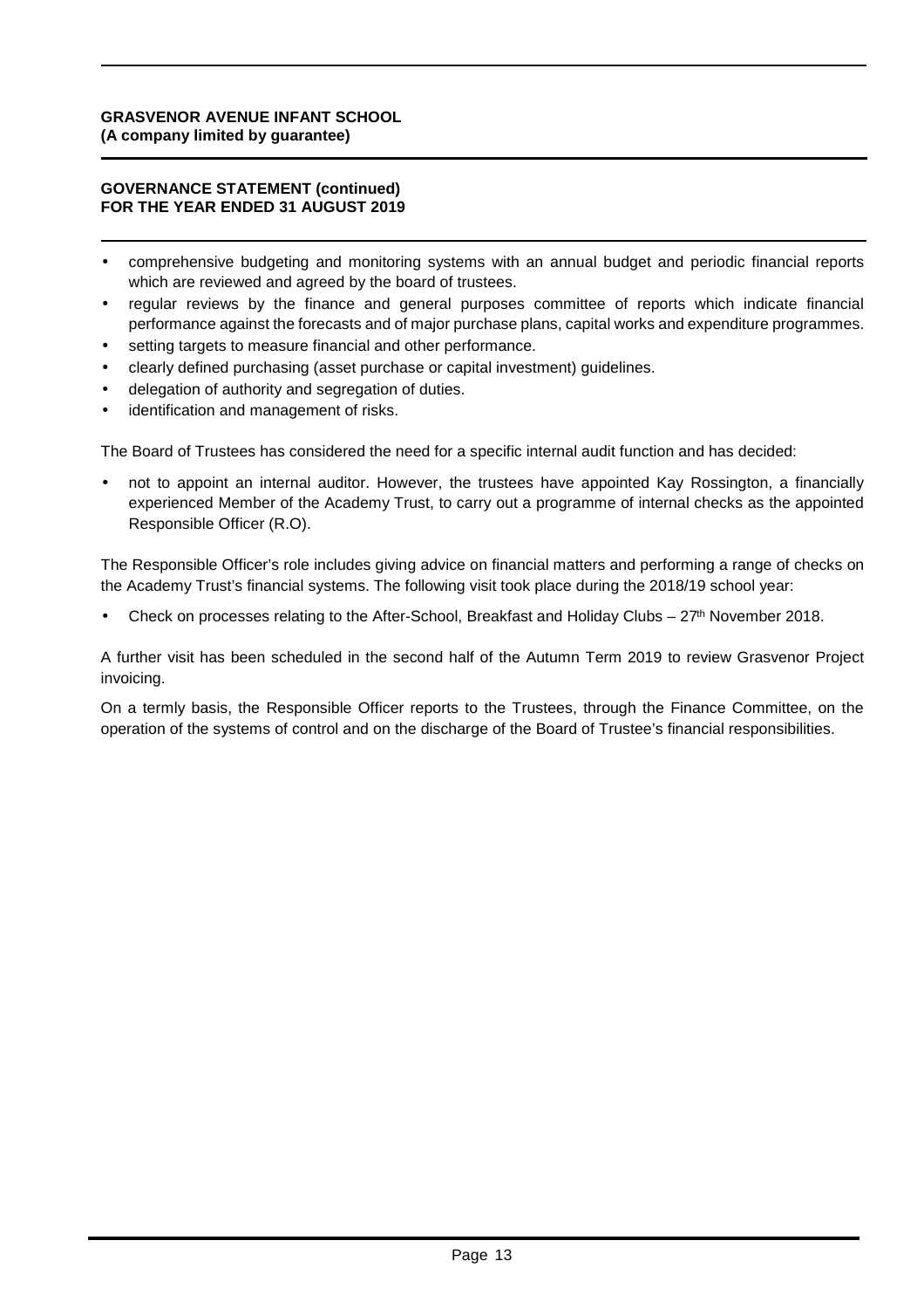- comprehensive budgeting and monitoring systems with an annual budget and periodic financial reports which are reviewed and agreed by the board of trustees.
- regular reviews by the finance and general purposes committee of reports which indicate financial performance against the forecasts and of major purchase plans, capital works and expenditure programmes.
- setting targets to measure financial and other performance.
- clearly defined purchasing (asset purchase or capital investment) guidelines.
- delegation of authority and segregation of duties.
- identification and management of risks.

The Board of Trustees has considered the need for a specific internal audit function and has decided:

- not to appoint an internal auditor. However, the trustees have appointed Kay Rossington, a financially experienced Member of the Academy Trust, to carry out a programme of internal checks as the appointed Responsible Officer (R.O).

The Responsible Officer's role includes giving advice on financial matters and performing a range of checks on the Academy Trust's financial systems. The following visit took place during the 2018/19 school year:

- Check on processes relating to the After-School, Breakfast and Holiday Clubs – 27th November 2018.

A further visit has been scheduled in the second half of the Autumn Term 2019 to review Grasvenor Project invoicing.

On a termly basis, the Responsible Officer reports to the Trustees, through the Finance Committee, on the operation of the systems of control and on the discharge of the Board of Trustee's financial responsibilities.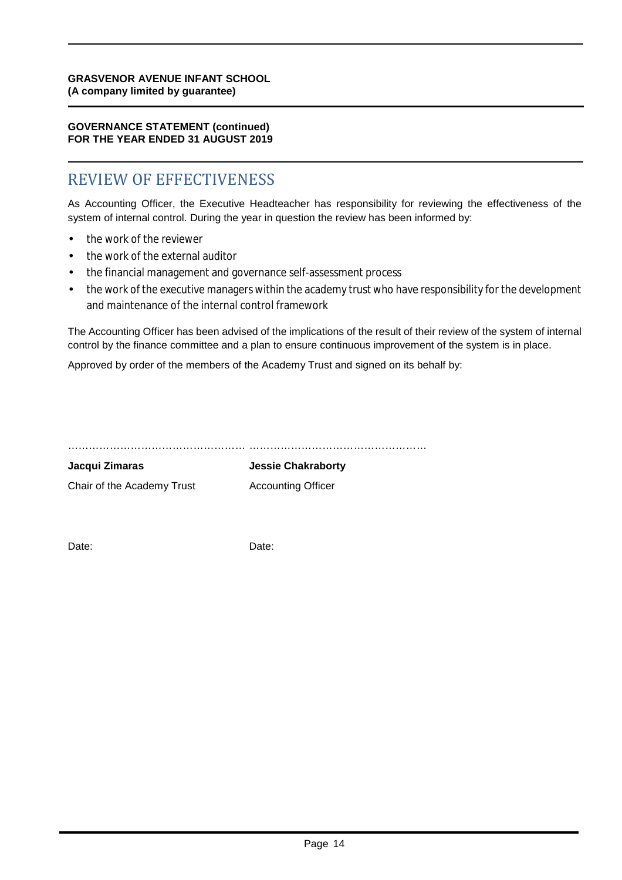**GRASVENOR AVENUE INFANT SCHOOL**
**(A company limited by guarantee)**

**GOVERNANCE STATEMENT (continued)**
**FOR THE YEAR ENDED 31 AUGUST 2019**

## REVIEW OF EFFECTIVENESS

As Accounting Officer, the Executive Headteacher has responsibility for reviewing the effectiveness of the system of internal control. During the year in question the review has been informed by:

- the work of the reviewer
- the work of the external auditor
- the financial management and governance self-assessment process
- the work of the executive managers within the academy trust who have responsibility for the development and maintenance of the internal control framework

The Accounting Officer has been advised of the implications of the result of their review of the system of internal control by the finance committee and a plan to ensure continuous improvement of the system is in place.

Approved by order of the members of the Academy Trust and signed on its behalf by:

…………………………………………… ……………………………………………

| **Jacqui Zimaras** | **Jessie Chakraborty** |
| --- | --- |
| Chair of the Academy Trust | Accounting Officer |
| Date: | Date: |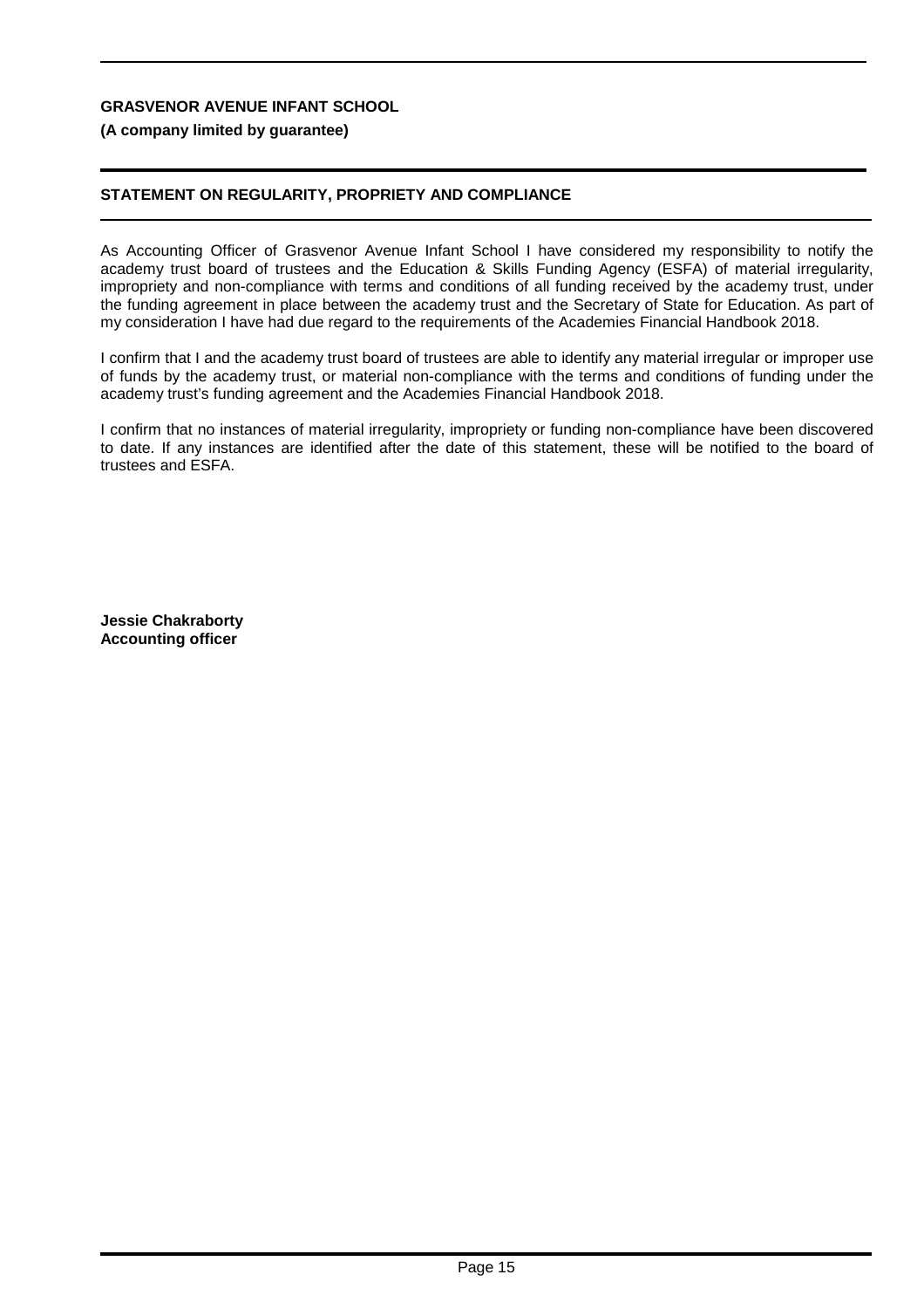**GRASVENOR AVENUE INFANT SCHOOL**

**(A company limited by guarantee)**

## STATEMENT ON REGULARITY, PROPRIETY AND COMPLIANCE

As Accounting Officer of Grasvenor Avenue Infant School I have considered my responsibility to notify the academy trust board of trustees and the Education & Skills Funding Agency (ESFA) of material irregularity, impropriety and non-compliance with terms and conditions of all funding received by the academy trust, under the funding agreement in place between the academy trust and the Secretary of State for Education. As part of my consideration I have had due regard to the requirements of the Academies Financial Handbook 2018.

I confirm that I and the academy trust board of trustees are able to identify any material irregular or improper use of funds by the academy trust, or material non-compliance with the terms and conditions of funding under the academy trust's funding agreement and the Academies Financial Handbook 2018.

I confirm that no instances of material irregularity, impropriety or funding non-compliance have been discovered to date. If any instances are identified after the date of this statement, these will be notified to the board of trustees and ESFA.

**Jessie Chakraborty**
**Accounting officer**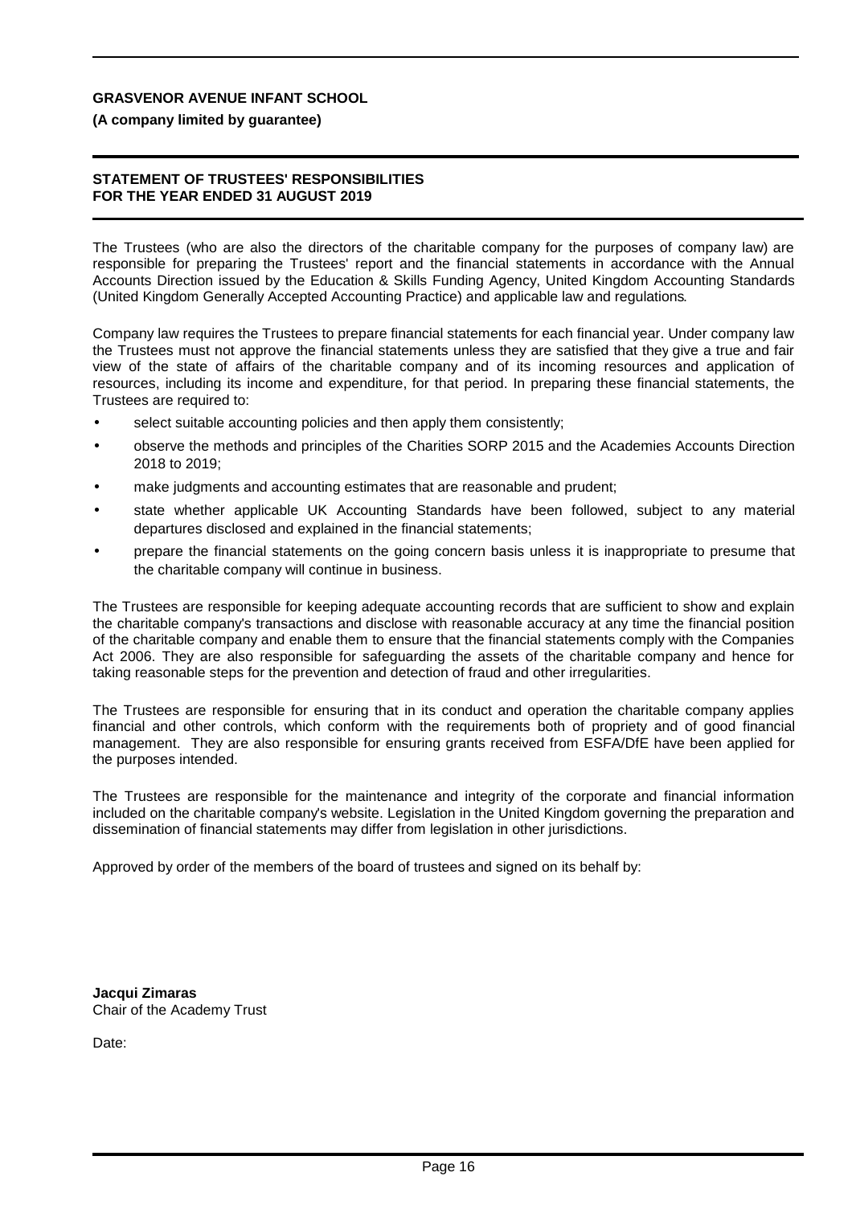**GRASVENOR AVENUE INFANT SCHOOL**

**(A company limited by guarantee)**

**STATEMENT OF TRUSTEES' RESPONSIBILITIES FOR THE YEAR ENDED 31 AUGUST 2019**

The Trustees (who are also the directors of the charitable company for the purposes of company law) are responsible for preparing the Trustees' report and the financial statements in accordance with the Annual Accounts Direction issued by the Education & Skills Funding Agency, United Kingdom Accounting Standards (United Kingdom Generally Accepted Accounting Practice) and applicable law and regulations.

Company law requires the Trustees to prepare financial statements for each financial year. Under company law the Trustees must not approve the financial statements unless they are satisfied that they give a true and fair view of the state of affairs of the charitable company and of its incoming resources and application of resources, including its income and expenditure, for that period. In preparing these financial statements, the Trustees are required to:

- select suitable accounting policies and then apply them consistently;
- observe the methods and principles of the Charities SORP 2015 and the Academies Accounts Direction 2018 to 2019;
- make judgments and accounting estimates that are reasonable and prudent;
- state whether applicable UK Accounting Standards have been followed, subject to any material departures disclosed and explained in the financial statements;
- prepare the financial statements on the going concern basis unless it is inappropriate to presume that the charitable company will continue in business.

The Trustees are responsible for keeping adequate accounting records that are sufficient to show and explain the charitable company's transactions and disclose with reasonable accuracy at any time the financial position of the charitable company and enable them to ensure that the financial statements comply with the Companies Act 2006. They are also responsible for safeguarding the assets of the charitable company and hence for taking reasonable steps for the prevention and detection of fraud and other irregularities.

The Trustees are responsible for ensuring that in its conduct and operation the charitable company applies financial and other controls, which conform with the requirements both of propriety and of good financial management. They are also responsible for ensuring grants received from ESFA/DfE have been applied for the purposes intended.

The Trustees are responsible for the maintenance and integrity of the corporate and financial information included on the charitable company's website. Legislation in the United Kingdom governing the preparation and dissemination of financial statements may differ from legislation in other jurisdictions.

Approved by order of the members of the board of trustees and signed on its behalf by:

**Jacqui Zimaras**
Chair of the Academy Trust

Date: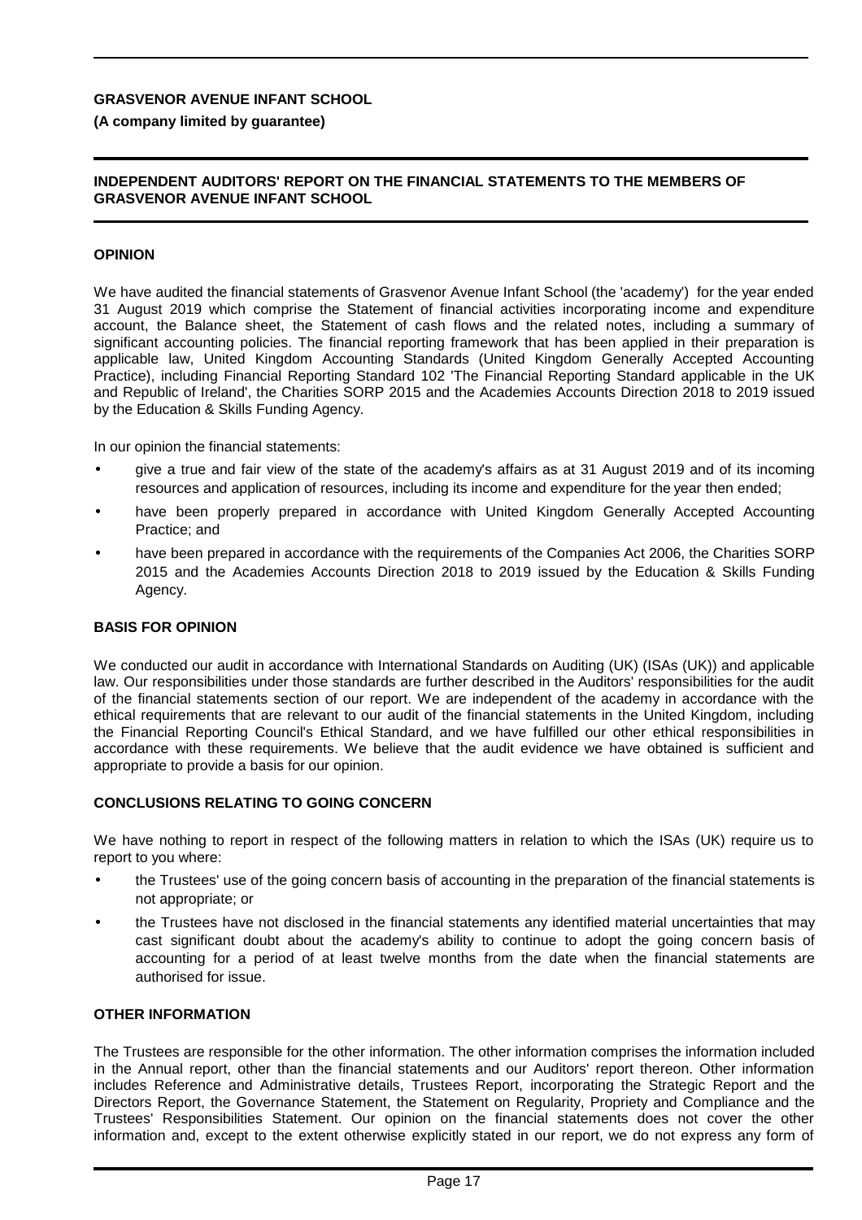**GRASVENOR AVENUE INFANT SCHOOL**

**(A company limited by guarantee)**

## INDEPENDENT AUDITORS' REPORT ON THE FINANCIAL STATEMENTS TO THE MEMBERS OF GRASVENOR AVENUE INFANT SCHOOL

### OPINION

We have audited the financial statements of Grasvenor Avenue Infant School (the 'academy') for the year ended 31 August 2019 which comprise the Statement of financial activities incorporating income and expenditure account, the Balance sheet, the Statement of cash flows and the related notes, including a summary of significant accounting policies. The financial reporting framework that has been applied in their preparation is applicable law, United Kingdom Accounting Standards (United Kingdom Generally Accepted Accounting Practice), including Financial Reporting Standard 102 'The Financial Reporting Standard applicable in the UK and Republic of Ireland', the Charities SORP 2015 and the Academies Accounts Direction 2018 to 2019 issued by the Education & Skills Funding Agency.

In our opinion the financial statements:

- give a true and fair view of the state of the academy's affairs as at 31 August 2019 and of its incoming resources and application of resources, including its income and expenditure for the year then ended;
- have been properly prepared in accordance with United Kingdom Generally Accepted Accounting Practice; and
- have been prepared in accordance with the requirements of the Companies Act 2006, the Charities SORP 2015 and the Academies Accounts Direction 2018 to 2019 issued by the Education & Skills Funding Agency.

### BASIS FOR OPINION

We conducted our audit in accordance with International Standards on Auditing (UK) (ISAs (UK)) and applicable law. Our responsibilities under those standards are further described in the Auditors' responsibilities for the audit of the financial statements section of our report. We are independent of the academy in accordance with the ethical requirements that are relevant to our audit of the financial statements in the United Kingdom, including the Financial Reporting Council's Ethical Standard, and we have fulfilled our other ethical responsibilities in accordance with these requirements. We believe that the audit evidence we have obtained is sufficient and appropriate to provide a basis for our opinion.

### CONCLUSIONS RELATING TO GOING CONCERN

We have nothing to report in respect of the following matters in relation to which the ISAs (UK) require us to report to you where:

- the Trustees' use of the going concern basis of accounting in the preparation of the financial statements is not appropriate; or
- the Trustees have not disclosed in the financial statements any identified material uncertainties that may cast significant doubt about the academy's ability to continue to adopt the going concern basis of accounting for a period of at least twelve months from the date when the financial statements are authorised for issue.

### OTHER INFORMATION

The Trustees are responsible for the other information. The other information comprises the information included in the Annual report, other than the financial statements and our Auditors' report thereon. Other information includes Reference and Administrative details, Trustees Report, incorporating the Strategic Report and the Directors Report, the Governance Statement, the Statement on Regularity, Propriety and Compliance and the Trustees' Responsibilities Statement. Our opinion on the financial statements does not cover the other information and, except to the extent otherwise explicitly stated in our report, we do not express any form of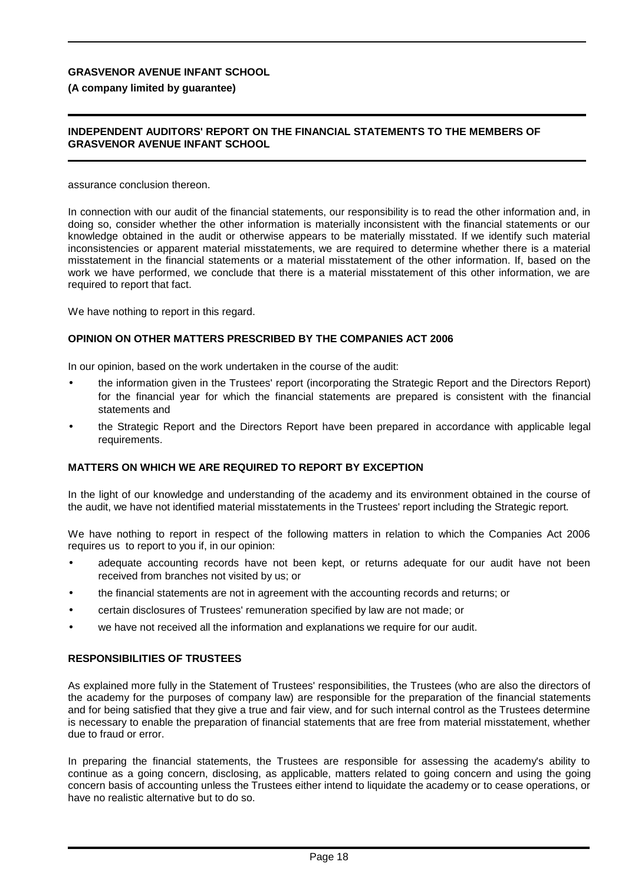assurance conclusion thereon.

In connection with our audit of the financial statements, our responsibility is to read the other information and, in doing so, consider whether the other information is materially inconsistent with the financial statements or our knowledge obtained in the audit or otherwise appears to be materially misstated. If we identify such material inconsistencies or apparent material misstatements, we are required to determine whether there is a material misstatement in the financial statements or a material misstatement of the other information. If, based on the work we have performed, we conclude that there is a material misstatement of this other information, we are required to report that fact.

We have nothing to report in this regard.

**OPINION ON OTHER MATTERS PRESCRIBED BY THE COMPANIES ACT 2006**

In our opinion, based on the work undertaken in the course of the audit:

- the information given in the Trustees' report (incorporating the Strategic Report and the Directors Report) for the financial year for which the financial statements are prepared is consistent with the financial statements and
- the Strategic Report and the Directors Report have been prepared in accordance with applicable legal requirements.

**MATTERS ON WHICH WE ARE REQUIRED TO REPORT BY EXCEPTION**

In the light of our knowledge and understanding of the academy and its environment obtained in the course of the audit, we have not identified material misstatements in the Trustees' report including the Strategic report.

We have nothing to report in respect of the following matters in relation to which the Companies Act 2006 requires us to report to you if, in our opinion:

- adequate accounting records have not been kept, or returns adequate for our audit have not been received from branches not visited by us; or
- the financial statements are not in agreement with the accounting records and returns; or
- certain disclosures of Trustees' remuneration specified by law are not made; or
- we have not received all the information and explanations we require for our audit.

**RESPONSIBILITIES OF TRUSTEES**

As explained more fully in the Statement of Trustees' responsibilities, the Trustees (who are also the directors of the academy for the purposes of company law) are responsible for the preparation of the financial statements and for being satisfied that they give a true and fair view, and for such internal control as the Trustees determine is necessary to enable the preparation of financial statements that are free from material misstatement, whether due to fraud or error.

In preparing the financial statements, the Trustees are responsible for assessing the academy's ability to continue as a going concern, disclosing, as applicable, matters related to going concern and using the going concern basis of accounting unless the Trustees either intend to liquidate the academy or to cease operations, or have no realistic alternative but to do so.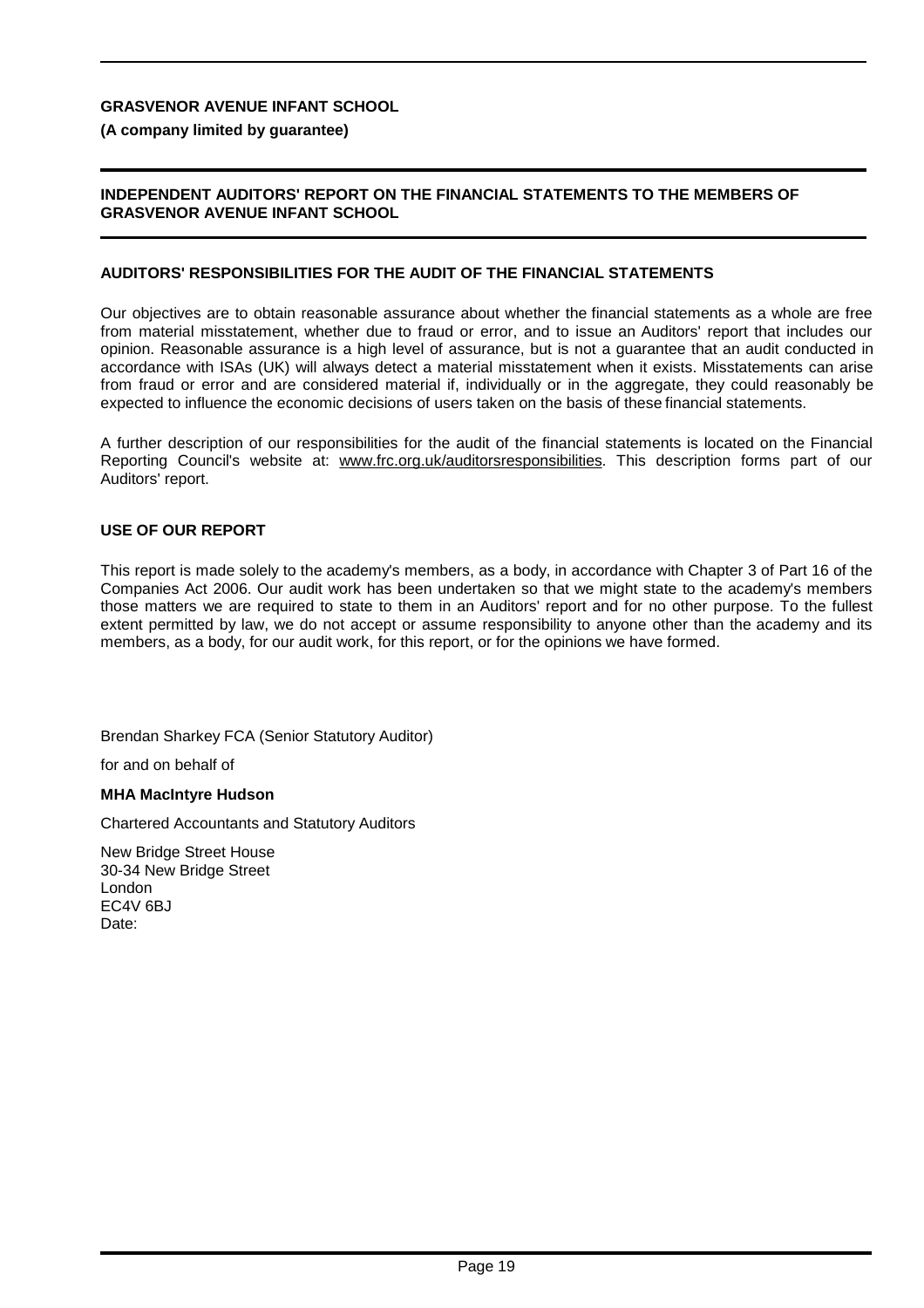**GRASVENOR AVENUE INFANT SCHOOL**

**(A company limited by guarantee)**

## INDEPENDENT AUDITORS' REPORT ON THE FINANCIAL STATEMENTS TO THE MEMBERS OF GRASVENOR AVENUE INFANT SCHOOL

### AUDITORS' RESPONSIBILITIES FOR THE AUDIT OF THE FINANCIAL STATEMENTS

Our objectives are to obtain reasonable assurance about whether the financial statements as a whole are free from material misstatement, whether due to fraud or error, and to issue an Auditors' report that includes our opinion. Reasonable assurance is a high level of assurance, but is not a guarantee that an audit conducted in accordance with ISAs (UK) will always detect a material misstatement when it exists. Misstatements can arise from fraud or error and are considered material if, individually or in the aggregate, they could reasonably be expected to influence the economic decisions of users taken on the basis of these financial statements.

A further description of our responsibilities for the audit of the financial statements is located on the Financial Reporting Council's website at: www.frc.org.uk/auditorsresponsibilities. This description forms part of our Auditors' report.

### USE OF OUR REPORT

This report is made solely to the academy's members, as a body, in accordance with Chapter 3 of Part 16 of the Companies Act 2006. Our audit work has been undertaken so that we might state to the academy's members those matters we are required to state to them in an Auditors' report and for no other purpose. To the fullest extent permitted by law, we do not accept or assume responsibility to anyone other than the academy and its members, as a body, for our audit work, for this report, or for the opinions we have formed.

Brendan Sharkey FCA (Senior Statutory Auditor)

for and on behalf of

**MHA MacIntyre Hudson**

Chartered Accountants and Statutory Auditors

New Bridge Street House
30-34 New Bridge Street
London
EC4V 6BJ
Date: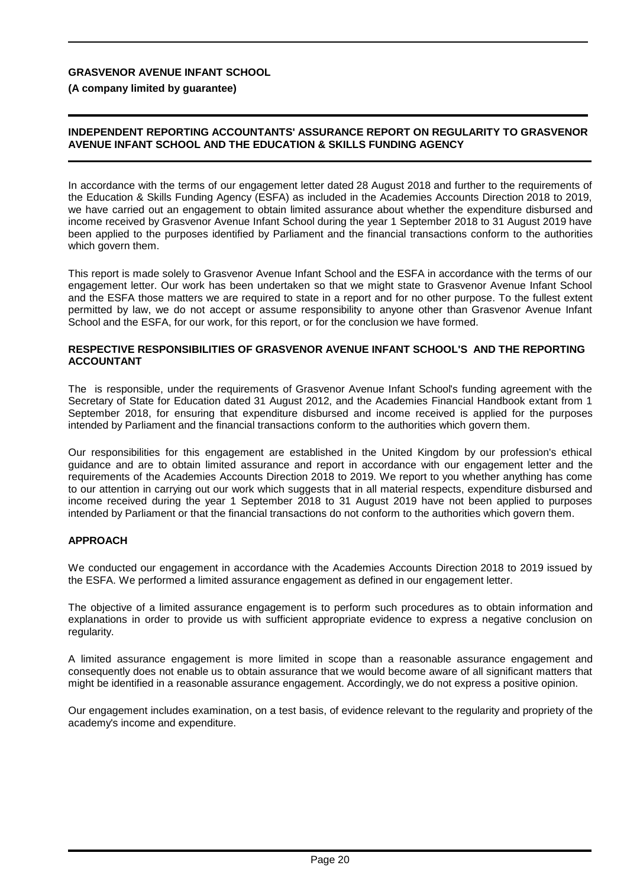**GRASVENOR AVENUE INFANT SCHOOL**

**(A company limited by guarantee)**

## INDEPENDENT REPORTING ACCOUNTANTS' ASSURANCE REPORT ON REGULARITY TO GRASVENOR AVENUE INFANT SCHOOL AND THE EDUCATION & SKILLS FUNDING AGENCY

In accordance with the terms of our engagement letter dated 28 August 2018 and further to the requirements of the Education & Skills Funding Agency (ESFA) as included in the Academies Accounts Direction 2018 to 2019, we have carried out an engagement to obtain limited assurance about whether the expenditure disbursed and income received by Grasvenor Avenue Infant School during the year 1 September 2018 to 31 August 2019 have been applied to the purposes identified by Parliament and the financial transactions conform to the authorities which govern them.

This report is made solely to Grasvenor Avenue Infant School and the ESFA in accordance with the terms of our engagement letter. Our work has been undertaken so that we might state to Grasvenor Avenue Infant School and the ESFA those matters we are required to state in a report and for no other purpose. To the fullest extent permitted by law, we do not accept or assume responsibility to anyone other than Grasvenor Avenue Infant School and the ESFA, for our work, for this report, or for the conclusion we have formed.

### RESPECTIVE RESPONSIBILITIES OF GRASVENOR AVENUE INFANT SCHOOL'S AND THE REPORTING ACCOUNTANT

The is responsible, under the requirements of Grasvenor Avenue Infant School's funding agreement with the Secretary of State for Education dated 31 August 2012, and the Academies Financial Handbook extant from 1 September 2018, for ensuring that expenditure disbursed and income received is applied for the purposes intended by Parliament and the financial transactions conform to the authorities which govern them.

Our responsibilities for this engagement are established in the United Kingdom by our profession's ethical guidance and are to obtain limited assurance and report in accordance with our engagement letter and the requirements of the Academies Accounts Direction 2018 to 2019. We report to you whether anything has come to our attention in carrying out our work which suggests that in all material respects, expenditure disbursed and income received during the year 1 September 2018 to 31 August 2019 have not been applied to purposes intended by Parliament or that the financial transactions do not conform to the authorities which govern them.

### APPROACH

We conducted our engagement in accordance with the Academies Accounts Direction 2018 to 2019 issued by the ESFA. We performed a limited assurance engagement as defined in our engagement letter.

The objective of a limited assurance engagement is to perform such procedures as to obtain information and explanations in order to provide us with sufficient appropriate evidence to express a negative conclusion on regularity.

A limited assurance engagement is more limited in scope than a reasonable assurance engagement and consequently does not enable us to obtain assurance that we would become aware of all significant matters that might be identified in a reasonable assurance engagement. Accordingly, we do not express a positive opinion.

Our engagement includes examination, on a test basis, of evidence relevant to the regularity and propriety of the academy's income and expenditure.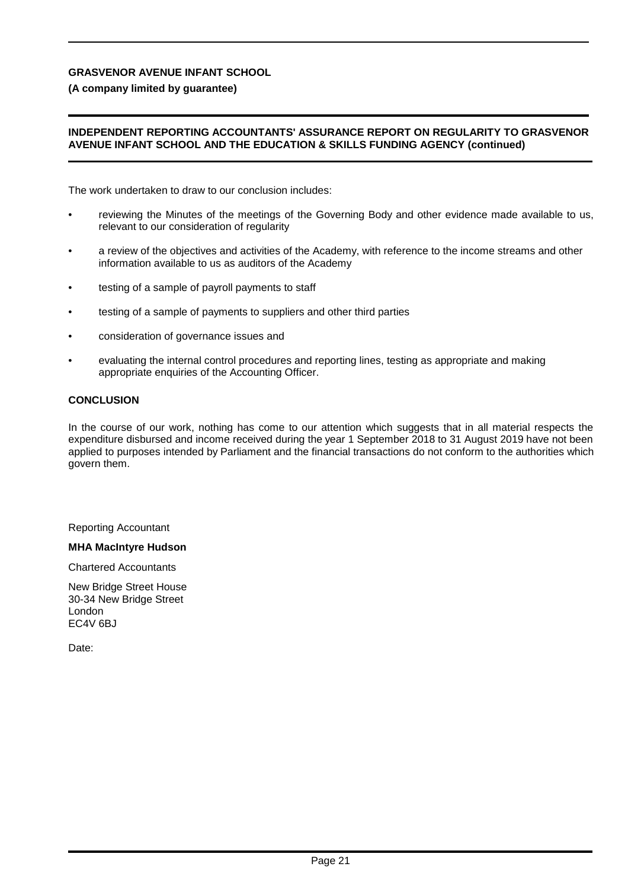**GRASVENOR AVENUE INFANT SCHOOL**

**(A company limited by guarantee)**

**INDEPENDENT REPORTING ACCOUNTANTS' ASSURANCE REPORT ON REGULARITY TO GRASVENOR AVENUE INFANT SCHOOL AND THE EDUCATION & SKILLS FUNDING AGENCY (continued)**

The work undertaken to draw to our conclusion includes:

- reviewing the Minutes of the meetings of the Governing Body and other evidence made available to us, relevant to our consideration of regularity
- a review of the objectives and activities of the Academy, with reference to the income streams and other information available to us as auditors of the Academy
- testing of a sample of payroll payments to staff
- testing of a sample of payments to suppliers and other third parties
- consideration of governance issues and
- evaluating the internal control procedures and reporting lines, testing as appropriate and making appropriate enquiries of the Accounting Officer.

**CONCLUSION**

In the course of our work, nothing has come to our attention which suggests that in all material respects the expenditure disbursed and income received during the year 1 September 2018 to 31 August 2019 have not been applied to purposes intended by Parliament and the financial transactions do not conform to the authorities which govern them.

Reporting Accountant

**MHA MacIntyre Hudson**

Chartered Accountants

New Bridge Street House
30-34 New Bridge Street
London
EC4V 6BJ

Date: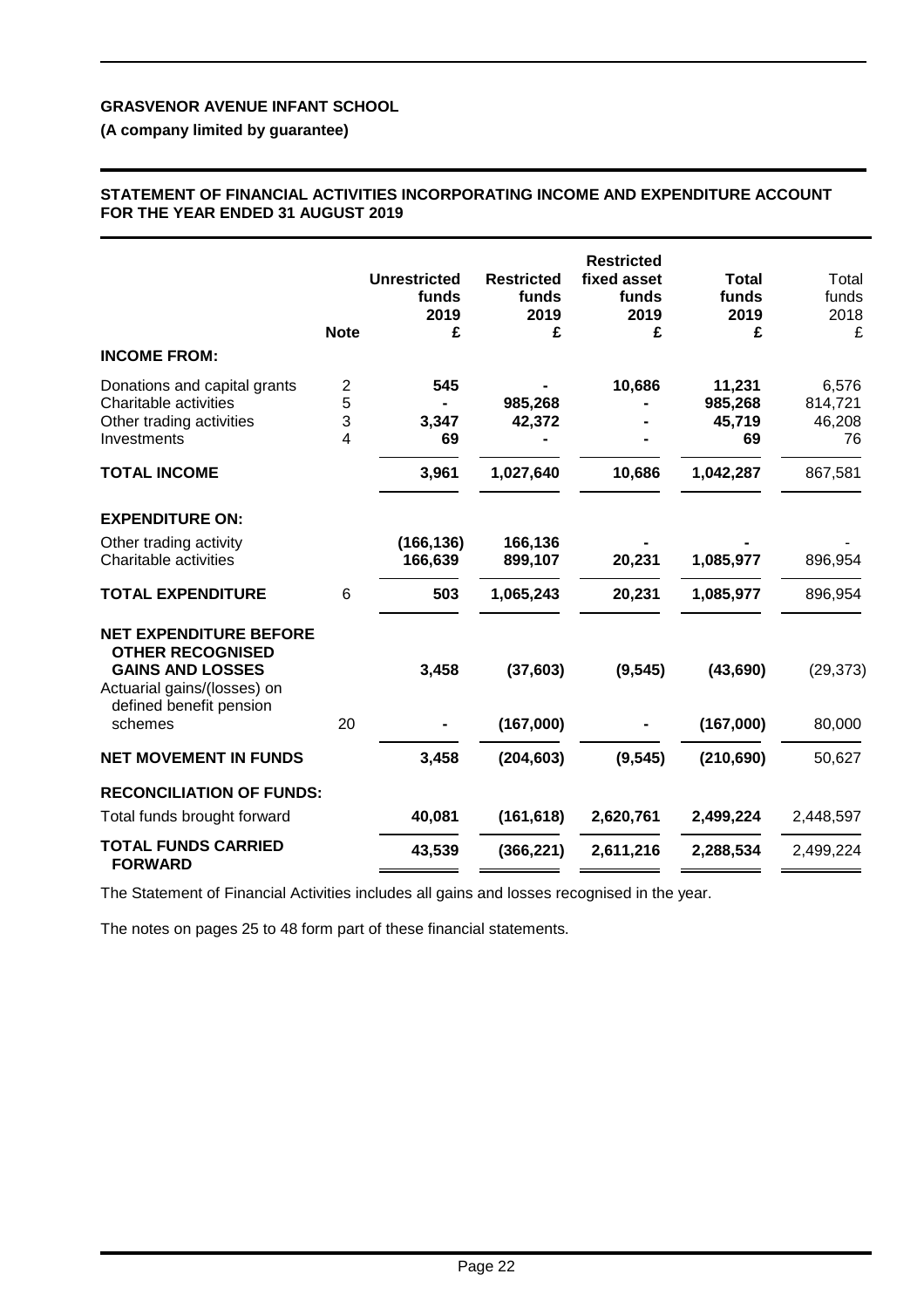**GRASVENOR AVENUE INFANT SCHOOL**

**(A company limited by guarantee)**

**STATEMENT OF FINANCIAL ACTIVITIES INCORPORATING INCOME AND EXPENDITURE ACCOUNT FOR THE YEAR ENDED 31 AUGUST 2019**

| | Note | Unrestricted funds 2019 £ | Restricted funds 2019 £ | Restricted fixed asset funds 2019 £ | Total funds 2019 £ | Total funds 2018 £ |
|---|---|---|---|---|---|---|
| **INCOME FROM:** | | | | | | |
| Donations and capital grants | 2 | 545 | - | 10,686 | 11,231 | 6,576 |
| Charitable activities | 5 | - | 985,268 | - | 985,268 | 814,721 |
| Other trading activities | 3 | 3,347 | 42,372 | - | 45,719 | 46,208 |
| Investments | 4 | 69 | - | - | 69 | 76 |
| **TOTAL INCOME** | | 3,961 | 1,027,640 | 10,686 | 1,042,287 | 867,581 |
| **EXPENDITURE ON:** | | | | | | |
| Other trading activity | | (166,136) | 166,136 | - | - | - |
| Charitable activities | | 166,639 | 899,107 | 20,231 | 1,085,977 | 896,954 |
| **TOTAL EXPENDITURE** | 6 | 503 | 1,065,243 | 20,231 | 1,085,977 | 896,954 |
| **NET EXPENDITURE BEFORE OTHER RECOGNISED GAINS AND LOSSES** | | 3,458 | (37,603) | (9,545) | (43,690) | (29,373) |
| Actuarial gains/(losses) on defined benefit pension schemes | 20 | - | (167,000) | - | (167,000) | 80,000 |
| **NET MOVEMENT IN FUNDS** | | 3,458 | (204,603) | (9,545) | (210,690) | 50,627 |
| **RECONCILIATION OF FUNDS:** | | | | | | |
| Total funds brought forward | | 40,081 | (161,618) | 2,620,761 | 2,499,224 | 2,448,597 |
| **TOTAL FUNDS CARRIED FORWARD** | | 43,539 | (366,221) | 2,611,216 | 2,288,534 | 2,499,224 |

The Statement of Financial Activities includes all gains and losses recognised in the year.

The notes on pages 25 to 48 form part of these financial statements.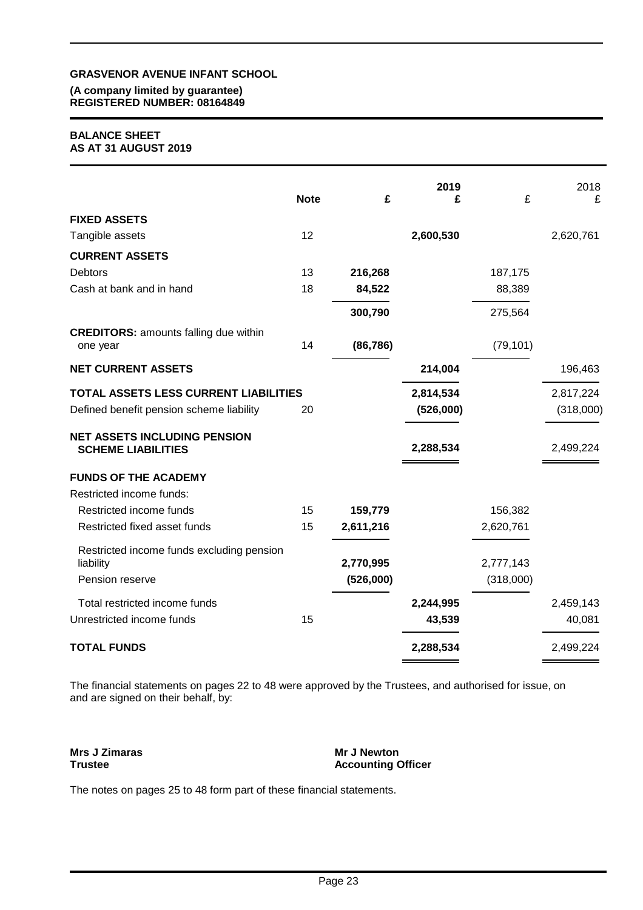**GRASVENOR AVENUE INFANT SCHOOL**

**(A company limited by guarantee)**
**REGISTERED NUMBER: 08164849**

**BALANCE SHEET**
**AS AT 31 AUGUST 2019**

| | Note | £ | 2019 £ | £ | 2018 £ |
|---|---|---|---|---|---|
| **FIXED ASSETS** | | | | | |
| Tangible assets | 12 | | **2,600,530** | | 2,620,761 |
| **CURRENT ASSETS** | | | | | |
| Debtors | 13 | **216,268** | | 187,175 | |
| Cash at bank and in hand | 18 | **84,522** | | 88,389 | |
| | | **300,790** | | 275,564 | |
| **CREDITORS:** amounts falling due within one year | 14 | **(86,786)** | | (79,101) | |
| **NET CURRENT ASSETS** | | | **214,004** | | 196,463 |
| **TOTAL ASSETS LESS CURRENT LIABILITIES** | | | **2,814,534** | | 2,817,224 |
| Defined benefit pension scheme liability | 20 | | **(526,000)** | | (318,000) |
| **NET ASSETS INCLUDING PENSION SCHEME LIABILITIES** | | | **2,288,534** | | 2,499,224 |
| **FUNDS OF THE ACADEMY** | | | | | |
| Restricted income funds: | | | | | |
| Restricted income funds | 15 | **159,779** | | 156,382 | |
| Restricted fixed asset funds | 15 | **2,611,216** | | 2,620,761 | |
| Restricted income funds excluding pension liability | | **2,770,995** | | 2,777,143 | |
| Pension reserve | | **(526,000)** | | (318,000) | |
| Total restricted income funds | | | **2,244,995** | | 2,459,143 |
| Unrestricted income funds | 15 | | **43,539** | | 40,081 |
| **TOTAL FUNDS** | | | **2,288,534** | | 2,499,224 |

The financial statements on pages 22 to 48 were approved by the Trustees, and authorised for issue, on and are signed on their behalf, by:

**Mrs J Zimaras**
**Trustee**

**Mr J Newton**
**Accounting Officer**

The notes on pages 25 to 48 form part of these financial statements.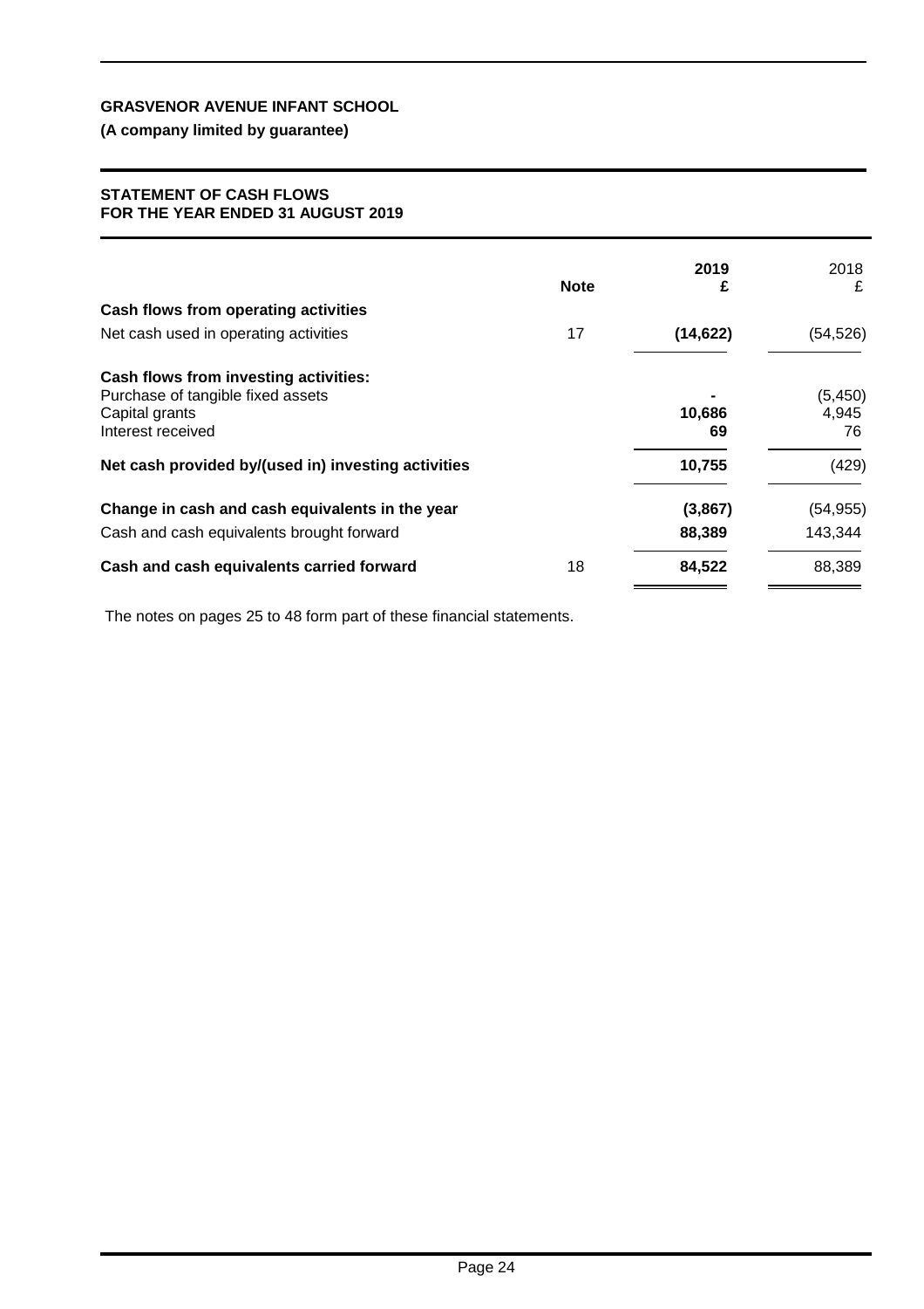**GRASVENOR AVENUE INFANT SCHOOL**

**(A company limited by guarantee)**

**STATEMENT OF CASH FLOWS**
**FOR THE YEAR ENDED 31 AUGUST 2019**

| | Note | 2019<br>£ | 2018<br>£ |
|---|---|---|---|
| **Cash flows from operating activities** | | | |
| Net cash used in operating activities | 17 | **(14,622)** | (54,526) |
| **Cash flows from investing activities:** | | | |
| Purchase of tangible fixed assets | | **-** | (5,450) |
| Capital grants | | **10,686** | 4,945 |
| Interest received | | **69** | 76 |
| **Net cash provided by/(used in) investing activities** | | **10,755** | (429) |
| **Change in cash and cash equivalents in the year** | | **(3,867)** | (54,955) |
| Cash and cash equivalents brought forward | | **88,389** | 143,344 |
| **Cash and cash equivalents carried forward** | 18 | **84,522** | 88,389 |

The notes on pages 25 to 48 form part of these financial statements.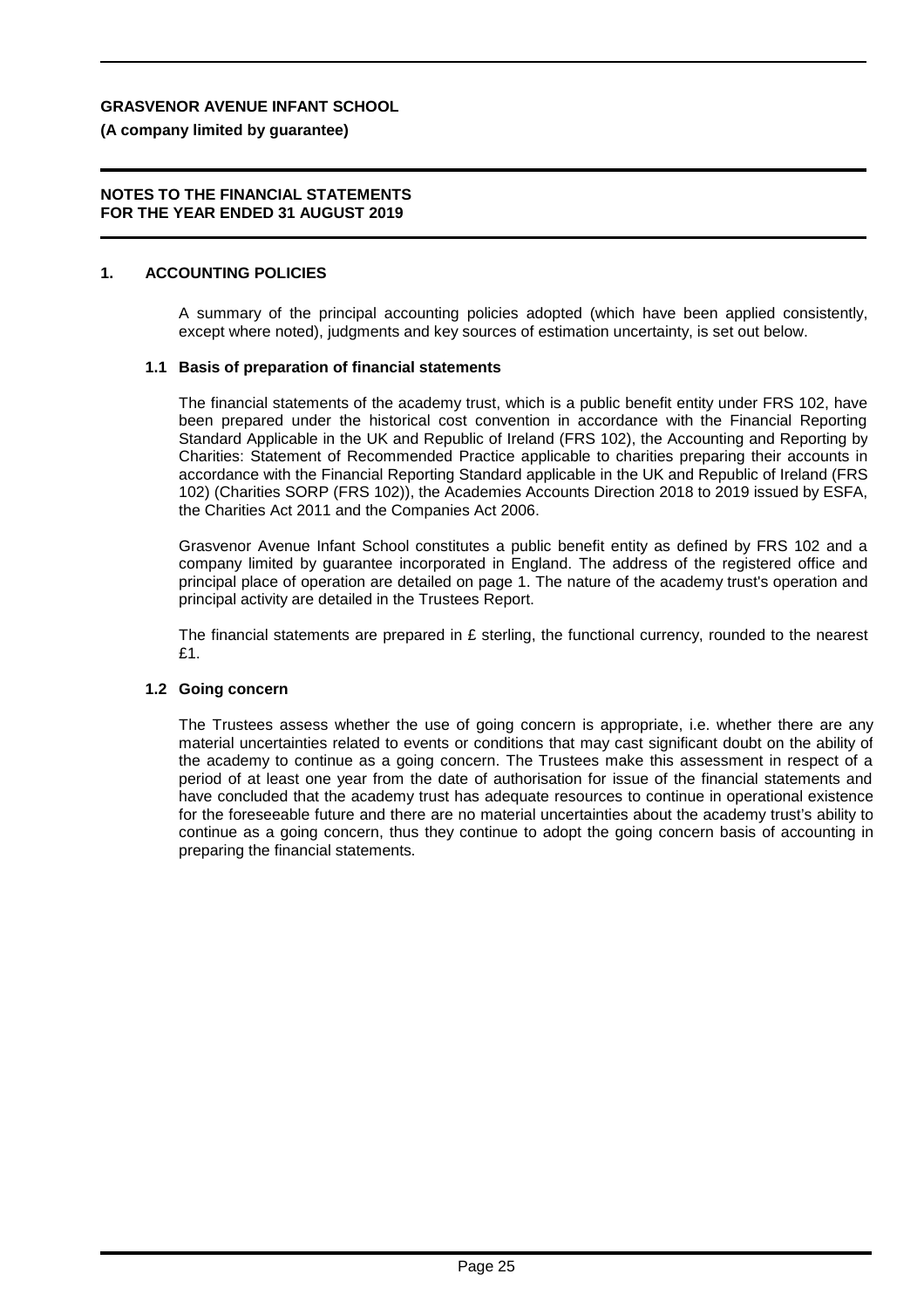**GRASVENOR AVENUE INFANT SCHOOL**

**(A company limited by guarantee)**

**NOTES TO THE FINANCIAL STATEMENTS FOR THE YEAR ENDED 31 AUGUST 2019**

## 1. ACCOUNTING POLICIES

A summary of the principal accounting policies adopted (which have been applied consistently, except where noted), judgments and key sources of estimation uncertainty, is set out below.

### 1.1 Basis of preparation of financial statements

The financial statements of the academy trust, which is a public benefit entity under FRS 102, have been prepared under the historical cost convention in accordance with the Financial Reporting Standard Applicable in the UK and Republic of Ireland (FRS 102), the Accounting and Reporting by Charities: Statement of Recommended Practice applicable to charities preparing their accounts in accordance with the Financial Reporting Standard applicable in the UK and Republic of Ireland (FRS 102) (Charities SORP (FRS 102)), the Academies Accounts Direction 2018 to 2019 issued by ESFA, the Charities Act 2011 and the Companies Act 2006.

Grasvenor Avenue Infant School constitutes a public benefit entity as defined by FRS 102 and a company limited by guarantee incorporated in England. The address of the registered office and principal place of operation are detailed on page 1. The nature of the academy trust's operation and principal activity are detailed in the Trustees Report.

The financial statements are prepared in £ sterling, the functional currency, rounded to the nearest £1.

### 1.2 Going concern

The Trustees assess whether the use of going concern is appropriate, i.e. whether there are any material uncertainties related to events or conditions that may cast significant doubt on the ability of the academy to continue as a going concern. The Trustees make this assessment in respect of a period of at least one year from the date of authorisation for issue of the financial statements and have concluded that the academy trust has adequate resources to continue in operational existence for the foreseeable future and there are no material uncertainties about the academy trust's ability to continue as a going concern, thus they continue to adopt the going concern basis of accounting in preparing the financial statements.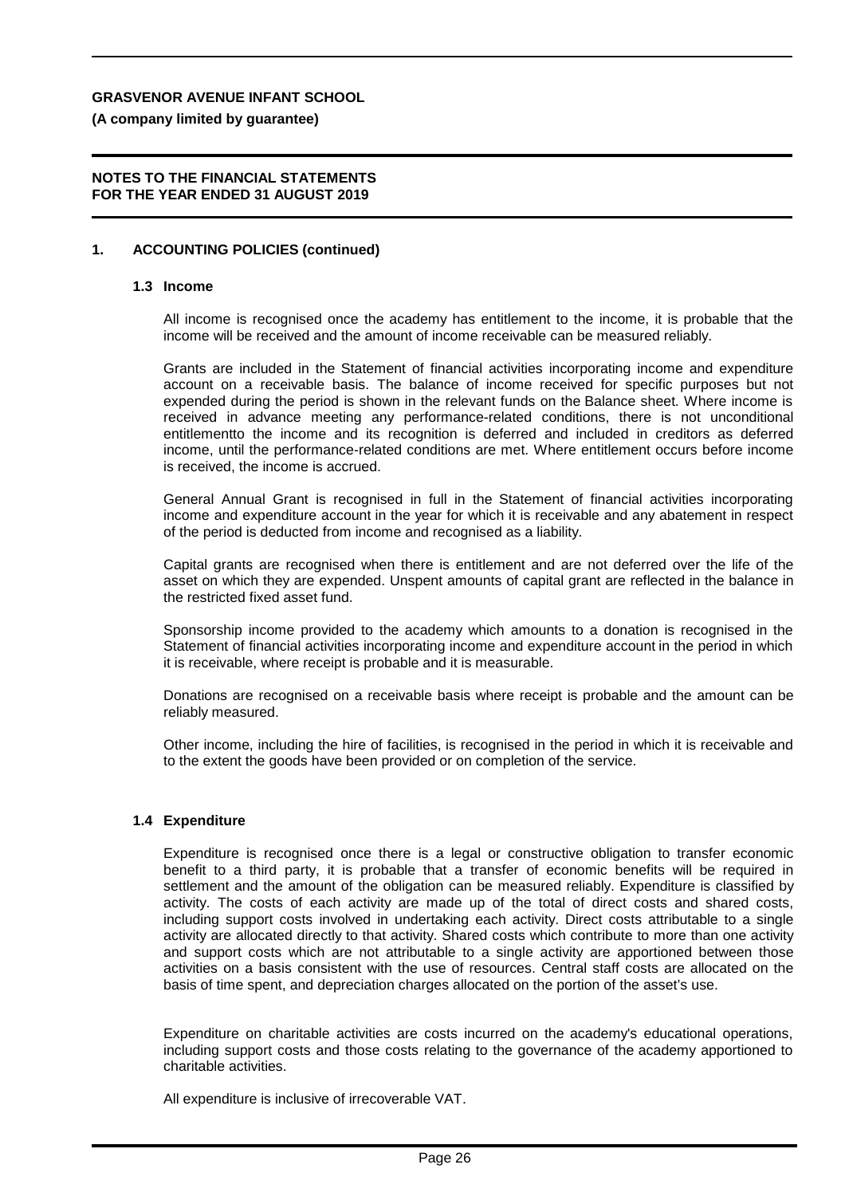**GRASVENOR AVENUE INFANT SCHOOL**

**(A company limited by guarantee)**

**NOTES TO THE FINANCIAL STATEMENTS FOR THE YEAR ENDED 31 AUGUST 2019**

## 1. ACCOUNTING POLICIES (continued)

### 1.3 Income

All income is recognised once the academy has entitlement to the income, it is probable that the income will be received and the amount of income receivable can be measured reliably.

Grants are included in the Statement of financial activities incorporating income and expenditure account on a receivable basis. The balance of income received for specific purposes but not expended during the period is shown in the relevant funds on the Balance sheet. Where income is received in advance meeting any performance-related conditions, there is not unconditional entitlementto the income and its recognition is deferred and included in creditors as deferred income, until the performance-related conditions are met. Where entitlement occurs before income is received, the income is accrued.

General Annual Grant is recognised in full in the Statement of financial activities incorporating income and expenditure account in the year for which it is receivable and any abatement in respect of the period is deducted from income and recognised as a liability.

Capital grants are recognised when there is entitlement and are not deferred over the life of the asset on which they are expended. Unspent amounts of capital grant are reflected in the balance in the restricted fixed asset fund.

Sponsorship income provided to the academy which amounts to a donation is recognised in the Statement of financial activities incorporating income and expenditure account in the period in which it is receivable, where receipt is probable and it is measurable.

Donations are recognised on a receivable basis where receipt is probable and the amount can be reliably measured.

Other income, including the hire of facilities, is recognised in the period in which it is receivable and to the extent the goods have been provided or on completion of the service.

### 1.4 Expenditure

Expenditure is recognised once there is a legal or constructive obligation to transfer economic benefit to a third party, it is probable that a transfer of economic benefits will be required in settlement and the amount of the obligation can be measured reliably. Expenditure is classified by activity. The costs of each activity are made up of the total of direct costs and shared costs, including support costs involved in undertaking each activity. Direct costs attributable to a single activity are allocated directly to that activity. Shared costs which contribute to more than one activity and support costs which are not attributable to a single activity are apportioned between those activities on a basis consistent with the use of resources. Central staff costs are allocated on the basis of time spent, and depreciation charges allocated on the portion of the asset's use.

Expenditure on charitable activities are costs incurred on the academy's educational operations, including support costs and those costs relating to the governance of the academy apportioned to charitable activities.

All expenditure is inclusive of irrecoverable VAT.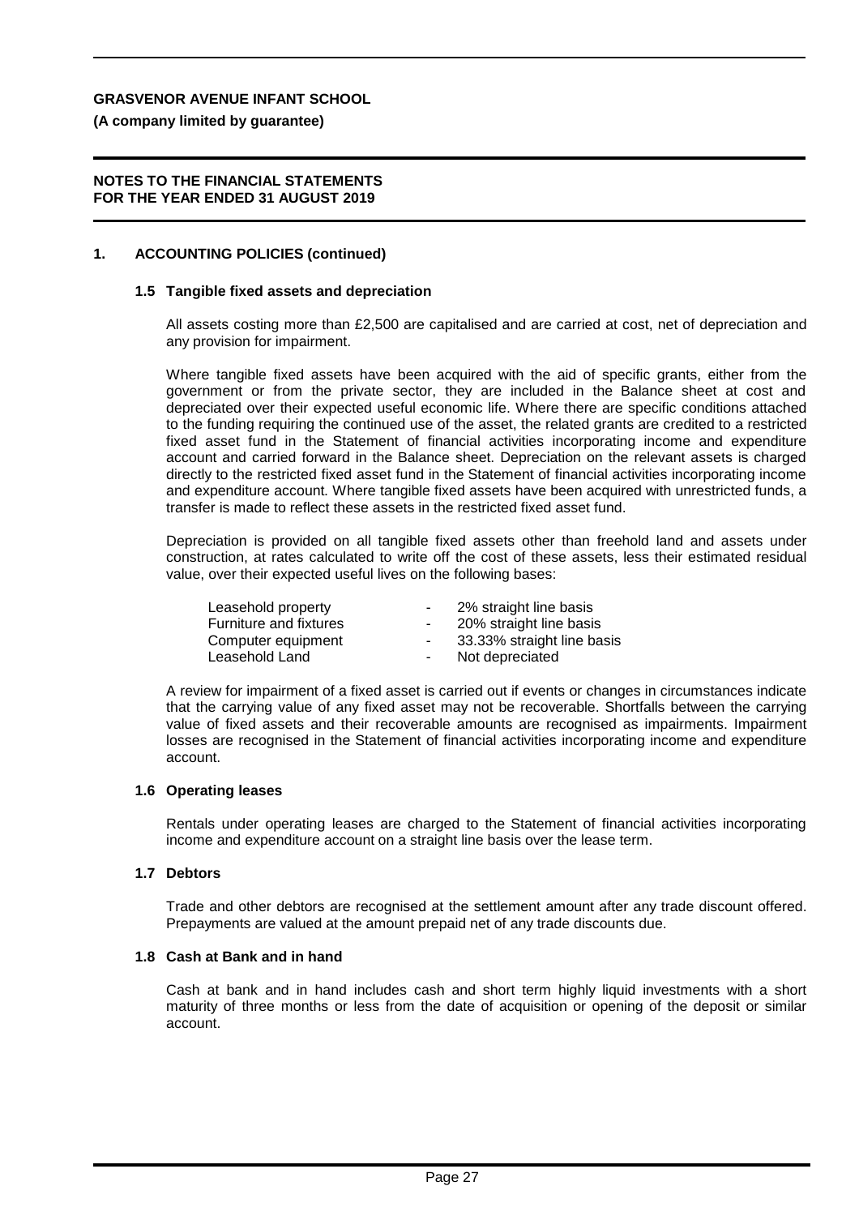## 1. ACCOUNTING POLICIES (continued)

### 1.5 Tangible fixed assets and depreciation

All assets costing more than £2,500 are capitalised and are carried at cost, net of depreciation and any provision for impairment.

Where tangible fixed assets have been acquired with the aid of specific grants, either from the government or from the private sector, they are included in the Balance sheet at cost and depreciated over their expected useful economic life. Where there are specific conditions attached to the funding requiring the continued use of the asset, the related grants are credited to a restricted fixed asset fund in the Statement of financial activities incorporating income and expenditure account and carried forward in the Balance sheet. Depreciation on the relevant assets is charged directly to the restricted fixed asset fund in the Statement of financial activities incorporating income and expenditure account. Where tangible fixed assets have been acquired with unrestricted funds, a transfer is made to reflect these assets in the restricted fixed asset fund.

Depreciation is provided on all tangible fixed assets other than freehold land and assets under construction, at rates calculated to write off the cost of these assets, less their estimated residual value, over their expected useful lives on the following bases:

| | | |
|---|---|---|
| Leasehold property | - | 2% straight line basis |
| Furniture and fixtures | - | 20% straight line basis |
| Computer equipment | - | 33.33% straight line basis |
| Leasehold Land | - | Not depreciated |

A review for impairment of a fixed asset is carried out if events or changes in circumstances indicate that the carrying value of any fixed asset may not be recoverable. Shortfalls between the carrying value of fixed assets and their recoverable amounts are recognised as impairments. Impairment losses are recognised in the Statement of financial activities incorporating income and expenditure account.

### 1.6 Operating leases

Rentals under operating leases are charged to the Statement of financial activities incorporating income and expenditure account on a straight line basis over the lease term.

### 1.7 Debtors

Trade and other debtors are recognised at the settlement amount after any trade discount offered. Prepayments are valued at the amount prepaid net of any trade discounts due.

### 1.8 Cash at Bank and in hand

Cash at bank and in hand includes cash and short term highly liquid investments with a short maturity of three months or less from the date of acquisition or opening of the deposit or similar account.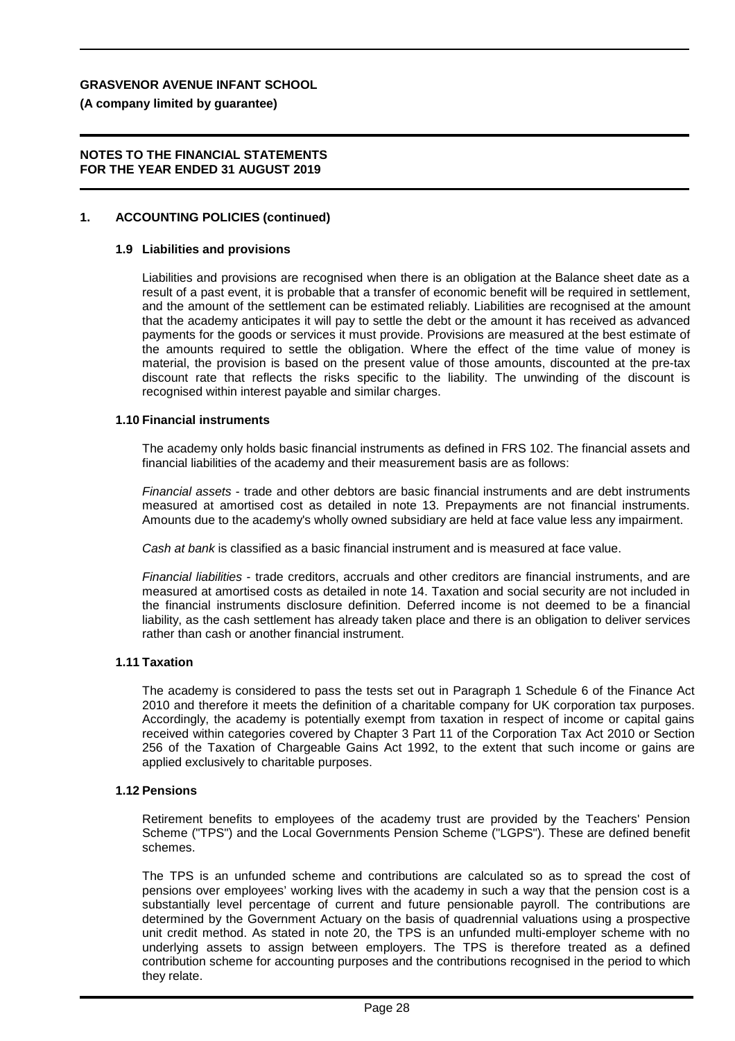**GRASVENOR AVENUE INFANT SCHOOL**

**(A company limited by guarantee)**

**NOTES TO THE FINANCIAL STATEMENTS FOR THE YEAR ENDED 31 AUGUST 2019**

## 1. ACCOUNTING POLICIES (continued)

### 1.9 Liabilities and provisions

Liabilities and provisions are recognised when there is an obligation at the Balance sheet date as a result of a past event, it is probable that a transfer of economic benefit will be required in settlement, and the amount of the settlement can be estimated reliably. Liabilities are recognised at the amount that the academy anticipates it will pay to settle the debt or the amount it has received as advanced payments for the goods or services it must provide. Provisions are measured at the best estimate of the amounts required to settle the obligation. Where the effect of the time value of money is material, the provision is based on the present value of those amounts, discounted at the pre-tax discount rate that reflects the risks specific to the liability. The unwinding of the discount is recognised within interest payable and similar charges.

### 1.10 Financial instruments

The academy only holds basic financial instruments as defined in FRS 102. The financial assets and financial liabilities of the academy and their measurement basis are as follows:

*Financial assets* - trade and other debtors are basic financial instruments and are debt instruments measured at amortised cost as detailed in note 13. Prepayments are not financial instruments. Amounts due to the academy's wholly owned subsidiary are held at face value less any impairment.

*Cash at bank* is classified as a basic financial instrument and is measured at face value.

*Financial liabilities* - trade creditors, accruals and other creditors are financial instruments, and are measured at amortised costs as detailed in note 14. Taxation and social security are not included in the financial instruments disclosure definition. Deferred income is not deemed to be a financial liability, as the cash settlement has already taken place and there is an obligation to deliver services rather than cash or another financial instrument.

### 1.11 Taxation

The academy is considered to pass the tests set out in Paragraph 1 Schedule 6 of the Finance Act 2010 and therefore it meets the definition of a charitable company for UK corporation tax purposes. Accordingly, the academy is potentially exempt from taxation in respect of income or capital gains received within categories covered by Chapter 3 Part 11 of the Corporation Tax Act 2010 or Section 256 of the Taxation of Chargeable Gains Act 1992, to the extent that such income or gains are applied exclusively to charitable purposes.

### 1.12 Pensions

Retirement benefits to employees of the academy trust are provided by the Teachers' Pension Scheme ("TPS") and the Local Governments Pension Scheme ("LGPS"). These are defined benefit schemes.

The TPS is an unfunded scheme and contributions are calculated so as to spread the cost of pensions over employees' working lives with the academy in such a way that the pension cost is a substantially level percentage of current and future pensionable payroll. The contributions are determined by the Government Actuary on the basis of quadrennial valuations using a prospective unit credit method. As stated in note 20, the TPS is an unfunded multi-employer scheme with no underlying assets to assign between employers. The TPS is therefore treated as a defined contribution scheme for accounting purposes and the contributions recognised in the period to which they relate.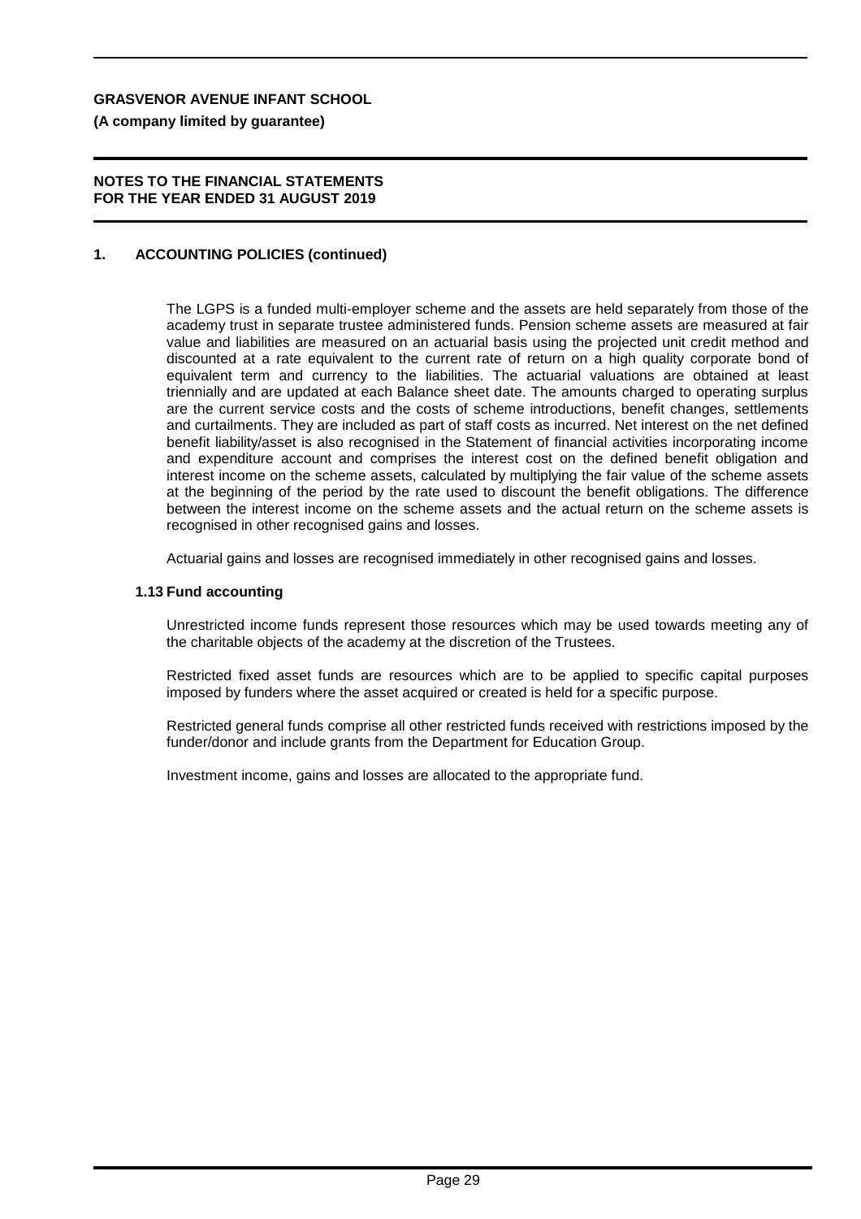## 1. ACCOUNTING POLICIES (continued)

The LGPS is a funded multi-employer scheme and the assets are held separately from those of the academy trust in separate trustee administered funds. Pension scheme assets are measured at fair value and liabilities are measured on an actuarial basis using the projected unit credit method and discounted at a rate equivalent to the current rate of return on a high quality corporate bond of equivalent term and currency to the liabilities. The actuarial valuations are obtained at least triennially and are updated at each Balance sheet date. The amounts charged to operating surplus are the current service costs and the costs of scheme introductions, benefit changes, settlements and curtailments. They are included as part of staff costs as incurred. Net interest on the net defined benefit liability/asset is also recognised in the Statement of financial activities incorporating income and expenditure account and comprises the interest cost on the defined benefit obligation and interest income on the scheme assets, calculated by multiplying the fair value of the scheme assets at the beginning of the period by the rate used to discount the benefit obligations. The difference between the interest income on the scheme assets and the actual return on the scheme assets is recognised in other recognised gains and losses.

Actuarial gains and losses are recognised immediately in other recognised gains and losses.

### 1.13 Fund accounting

Unrestricted income funds represent those resources which may be used towards meeting any of the charitable objects of the academy at the discretion of the Trustees.

Restricted fixed asset funds are resources which are to be applied to specific capital purposes imposed by funders where the asset acquired or created is held for a specific purpose.

Restricted general funds comprise all other restricted funds received with restrictions imposed by the funder/donor and include grants from the Department for Education Group.

Investment income, gains and losses are allocated to the appropriate fund.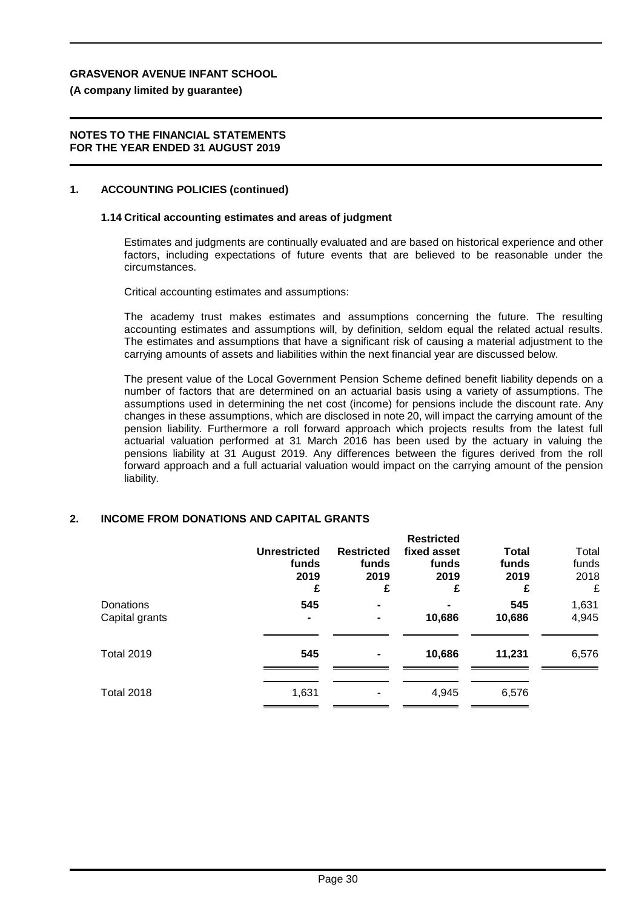## 1. ACCOUNTING POLICIES (continued)

### 1.14 Critical accounting estimates and areas of judgment

Estimates and judgments are continually evaluated and are based on historical experience and other factors, including expectations of future events that are believed to be reasonable under the circumstances.

Critical accounting estimates and assumptions:

The academy trust makes estimates and assumptions concerning the future. The resulting accounting estimates and assumptions will, by definition, seldom equal the related actual results. The estimates and assumptions that have a significant risk of causing a material adjustment to the carrying amounts of assets and liabilities within the next financial year are discussed below.

The present value of the Local Government Pension Scheme defined benefit liability depends on a number of factors that are determined on an actuarial basis using a variety of assumptions. The assumptions used in determining the net cost (income) for pensions include the discount rate. Any changes in these assumptions, which are disclosed in note 20, will impact the carrying amount of the pension liability. Furthermore a roll forward approach which projects results from the latest full actuarial valuation performed at 31 March 2016 has been used by the actuary in valuing the pensions liability at 31 August 2019. Any differences between the figures derived from the roll forward approach and a full actuarial valuation would impact on the carrying amount of the pension liability.

## 2. INCOME FROM DONATIONS AND CAPITAL GRANTS

| | **Unrestricted funds 2019 £** | **Restricted funds 2019 £** | **Restricted fixed asset funds 2019 £** | **Total funds 2019 £** | Total funds 2018 £ |
|---|---|---|---|---|---|
| Donations | **545** | **-** | **-** | **545** | 1,631 |
| Capital grants | **-** | **-** | **10,686** | **10,686** | 4,945 |
| Total 2019 | **545** | **-** | **10,686** | **11,231** | 6,576 |
| Total 2018 | 1,631 | - | 4,945 | 6,576 | |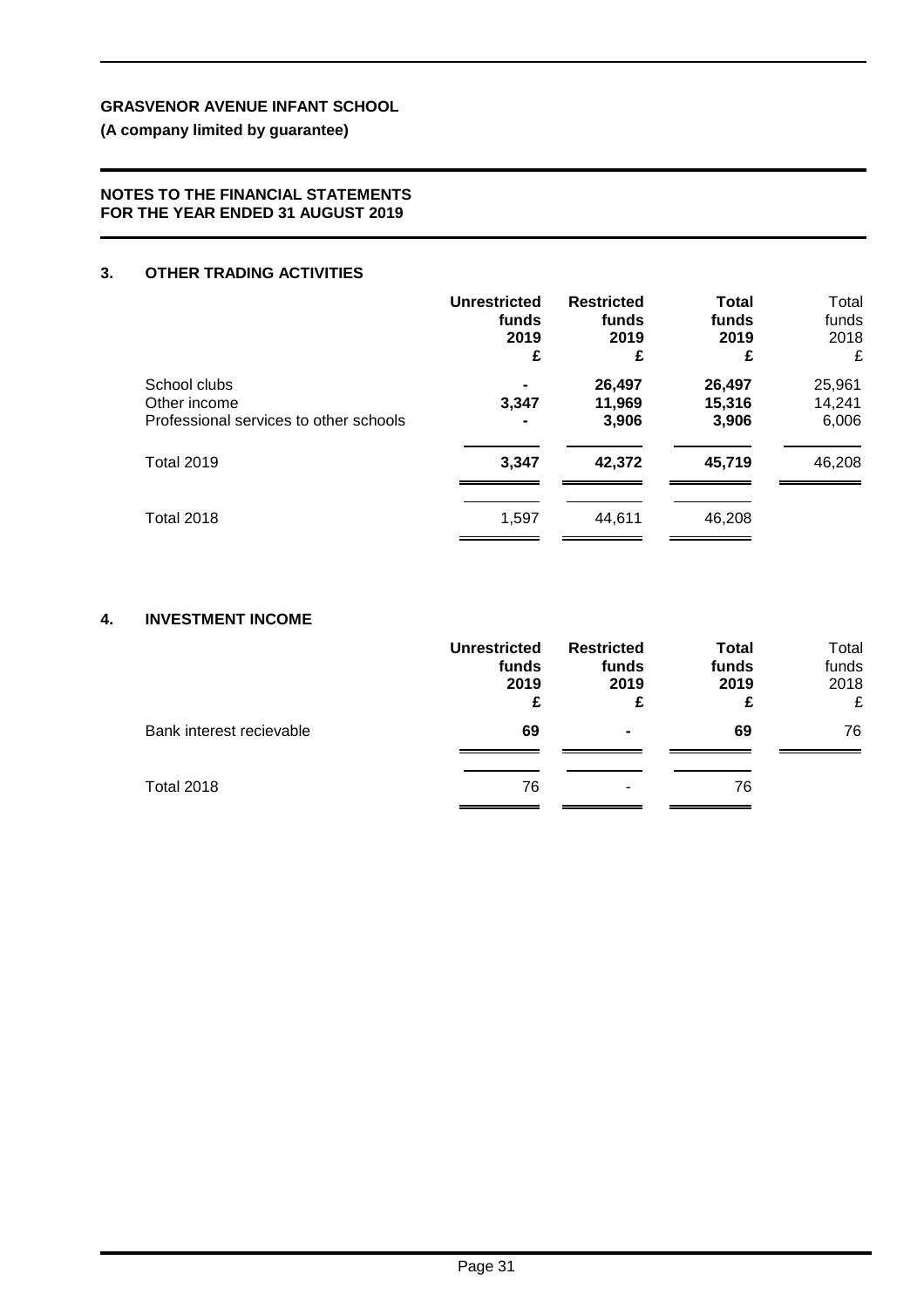**GRASVENOR AVENUE INFANT SCHOOL**

**(A company limited by guarantee)**

**NOTES TO THE FINANCIAL STATEMENTS**
**FOR THE YEAR ENDED 31 AUGUST 2019**

## 3. OTHER TRADING ACTIVITIES

| | **Unrestricted funds 2019 £** | **Restricted funds 2019 £** | **Total funds 2019 £** | Total funds 2018 £ |
|---|---|---|---|---|
| School clubs | **-** | **26,497** | **26,497** | 25,961 |
| Other income | **3,347** | **11,969** | **15,316** | 14,241 |
| Professional services to other schools | **-** | **3,906** | **3,906** | 6,006 |
| Total 2019 | **3,347** | **42,372** | **45,719** | 46,208 |
| Total 2018 | 1,597 | 44,611 | 46,208 | |

## 4. INVESTMENT INCOME

| | **Unrestricted funds 2019 £** | **Restricted funds 2019 £** | **Total funds 2019 £** | Total funds 2018 £ |
|---|---|---|---|---|
| Bank interest recievable | **69** | **-** | **69** | 76 |
| Total 2018 | 76 | - | 76 | |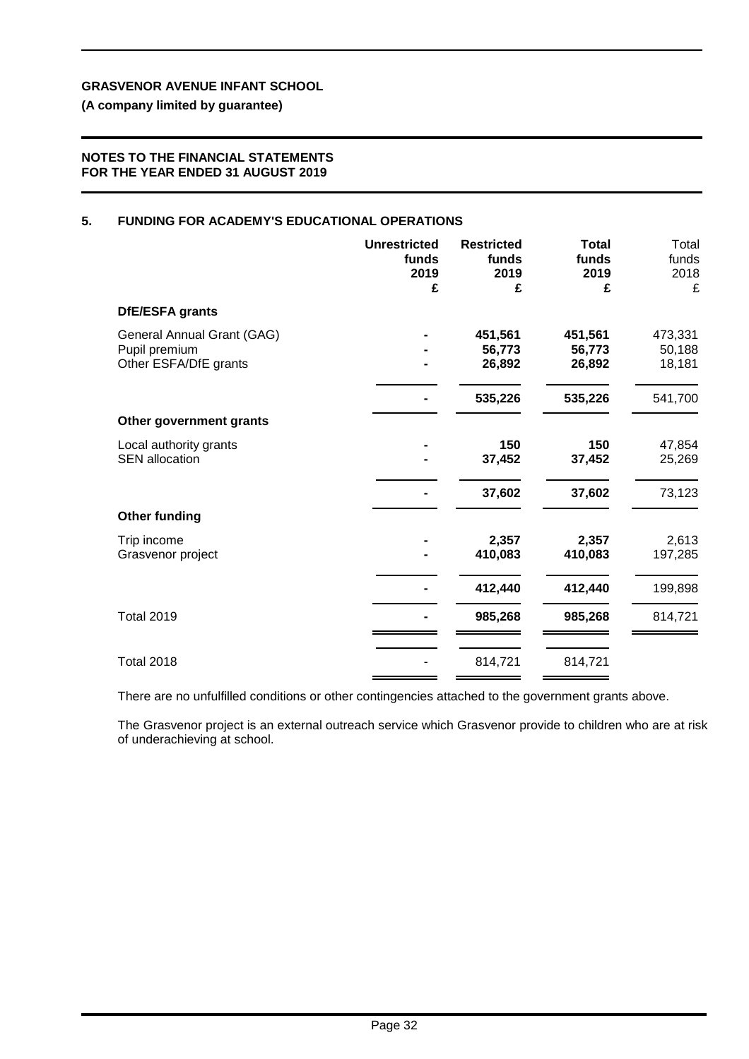**GRASVENOR AVENUE INFANT SCHOOL**

**(A company limited by guarantee)**

**NOTES TO THE FINANCIAL STATEMENTS FOR THE YEAR ENDED 31 AUGUST 2019**

## 5. FUNDING FOR ACADEMY'S EDUCATIONAL OPERATIONS

| | Unrestricted funds 2019 £ | Restricted funds 2019 £ | Total funds 2019 £ | Total funds 2018 £ |
|---|---|---|---|---|
| **DfE/ESFA grants** | | | | |
| General Annual Grant (GAG) | - | 451,561 | 451,561 | 473,331 |
| Pupil premium | - | 56,773 | 56,773 | 50,188 |
| Other ESFA/DfE grants | - | 26,892 | 26,892 | 18,181 |
| | - | 535,226 | 535,226 | 541,700 |
| **Other government grants** | | | | |
| Local authority grants | - | 150 | 150 | 47,854 |
| SEN allocation | - | 37,452 | 37,452 | 25,269 |
| | - | 37,602 | 37,602 | 73,123 |
| **Other funding** | | | | |
| Trip income | - | 2,357 | 2,357 | 2,613 |
| Grasvenor project | - | 410,083 | 410,083 | 197,285 |
| | - | 412,440 | 412,440 | 199,898 |
| Total 2019 | - | 985,268 | 985,268 | 814,721 |
| Total 2018 | - | 814,721 | 814,721 | |

There are no unfulfilled conditions or other contingencies attached to the government grants above.

The Grasvenor project is an external outreach service which Grasvenor provide to children who are at risk of underachieving at school.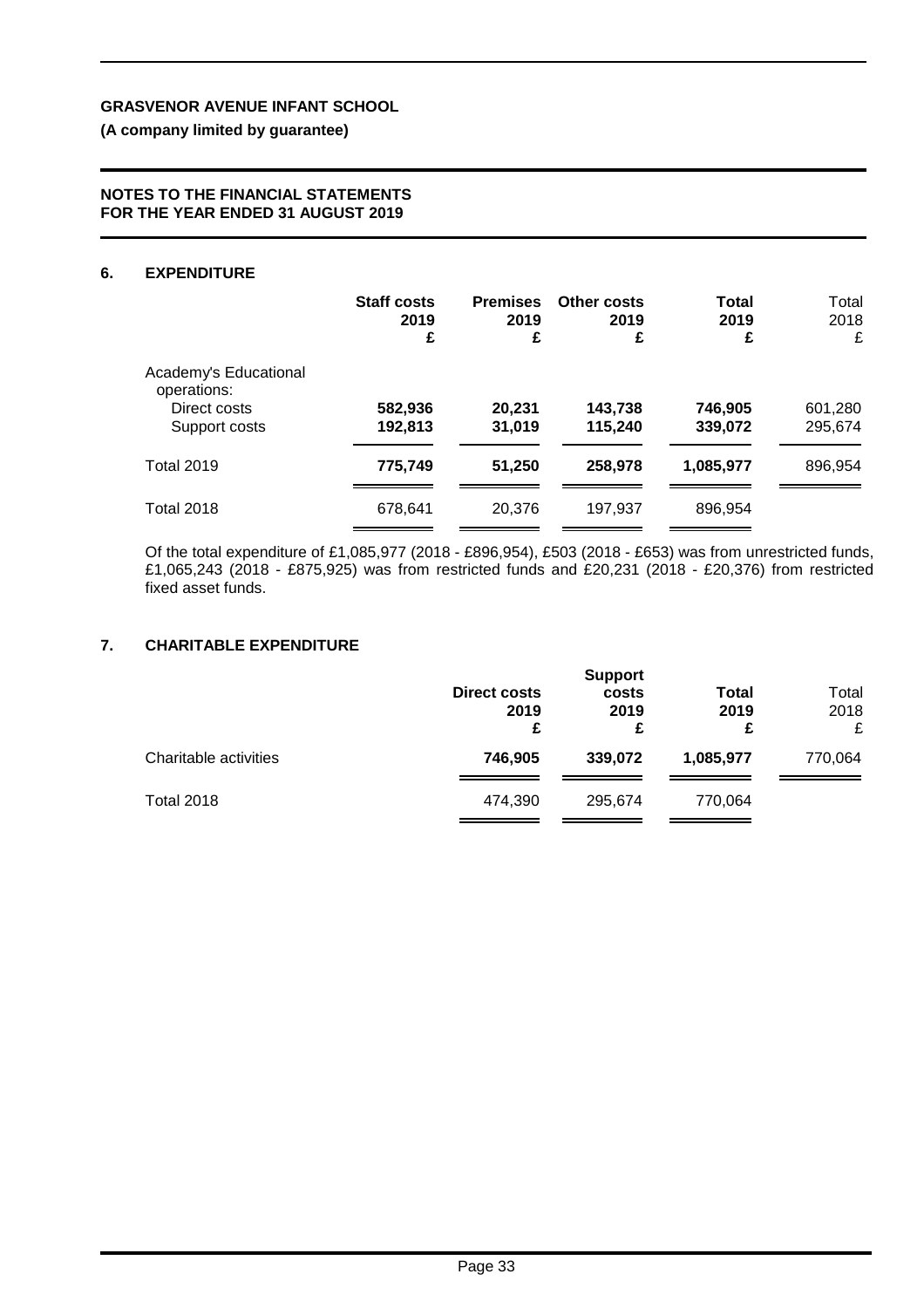**GRASVENOR AVENUE INFANT SCHOOL**

**(A company limited by guarantee)**

**NOTES TO THE FINANCIAL STATEMENTS FOR THE YEAR ENDED 31 AUGUST 2019**

## 6. EXPENDITURE

| | Staff costs 2019 £ | Premises 2019 £ | Other costs 2019 £ | Total 2019 £ | Total 2018 £ |
|---|---|---|---|---|---|
| Academy's Educational operations: | | | | | |
| Direct costs | 582,936 | 20,231 | 143,738 | 746,905 | 601,280 |
| Support costs | 192,813 | 31,019 | 115,240 | 339,072 | 295,674 |
| Total 2019 | 775,749 | 51,250 | 258,978 | 1,085,977 | 896,954 |
| Total 2018 | 678,641 | 20,376 | 197,937 | 896,954 | |

Of the total expenditure of £1,085,977 (2018 - £896,954), £503 (2018 - £653) was from unrestricted funds, £1,065,243 (2018 - £875,925) was from restricted funds and £20,231 (2018 - £20,376) from restricted fixed asset funds.

## 7. CHARITABLE EXPENDITURE

| | Direct costs 2019 £ | Support costs 2019 £ | Total 2019 £ | Total 2018 £ |
|---|---|---|---|---|
| Charitable activities | 746,905 | 339,072 | 1,085,977 | 770,064 |
| Total 2018 | 474,390 | 295,674 | 770,064 | |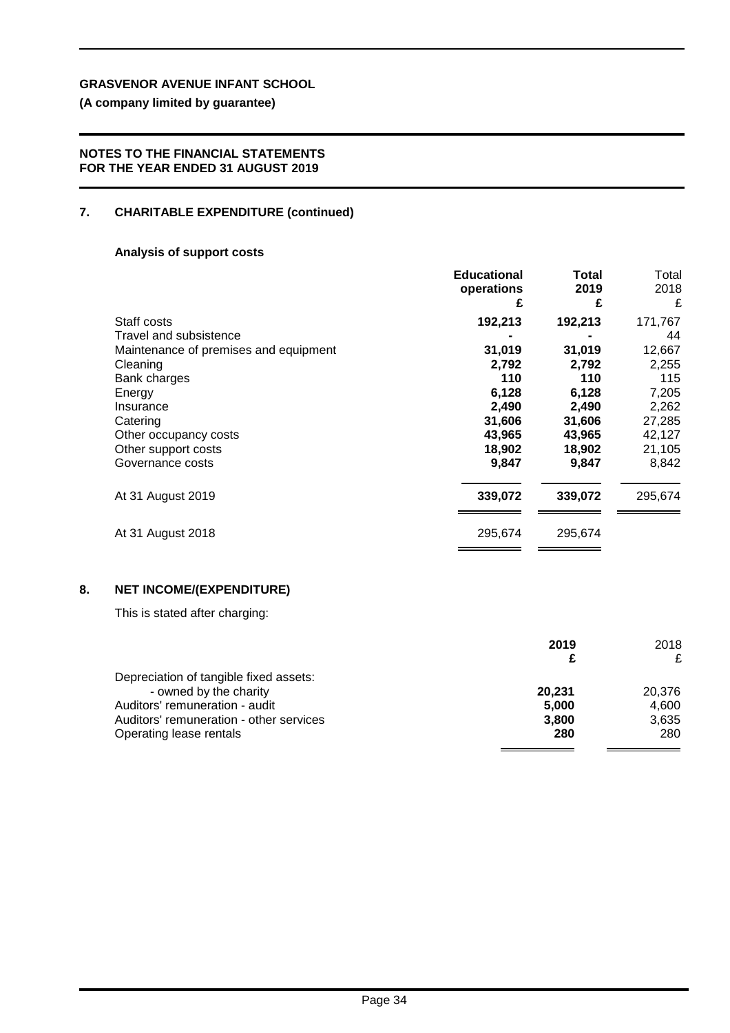**GRASVENOR AVENUE INFANT SCHOOL**

**(A company limited by guarantee)**

**NOTES TO THE FINANCIAL STATEMENTS FOR THE YEAR ENDED 31 AUGUST 2019**

## 7. CHARITABLE EXPENDITURE (continued)

### Analysis of support costs

| | **Educational operations £** | **Total 2019 £** | Total 2018 £ |
|---|---|---|---|
| Staff costs | **192,213** | **192,213** | 171,767 |
| Travel and subsistence | **-** | **-** | 44 |
| Maintenance of premises and equipment | **31,019** | **31,019** | 12,667 |
| Cleaning | **2,792** | **2,792** | 2,255 |
| Bank charges | **110** | **110** | 115 |
| Energy | **6,128** | **6,128** | 7,205 |
| Insurance | **2,490** | **2,490** | 2,262 |
| Catering | **31,606** | **31,606** | 27,285 |
| Other occupancy costs | **43,965** | **43,965** | 42,127 |
| Other support costs | **18,902** | **18,902** | 21,105 |
| Governance costs | **9,847** | **9,847** | 8,842 |
| At 31 August 2019 | **339,072** | **339,072** | 295,674 |
| At 31 August 2018 | 295,674 | 295,674 | |

## 8. NET INCOME/(EXPENDITURE)

This is stated after charging:

| | **2019 £** | 2018 £ |
|---|---|---|
| Depreciation of tangible fixed assets: | | |
| - owned by the charity | **20,231** | 20,376 |
| Auditors' remuneration - audit | **5,000** | 4,600 |
| Auditors' remuneration - other services | **3,800** | 3,635 |
| Operating lease rentals | **280** | 280 |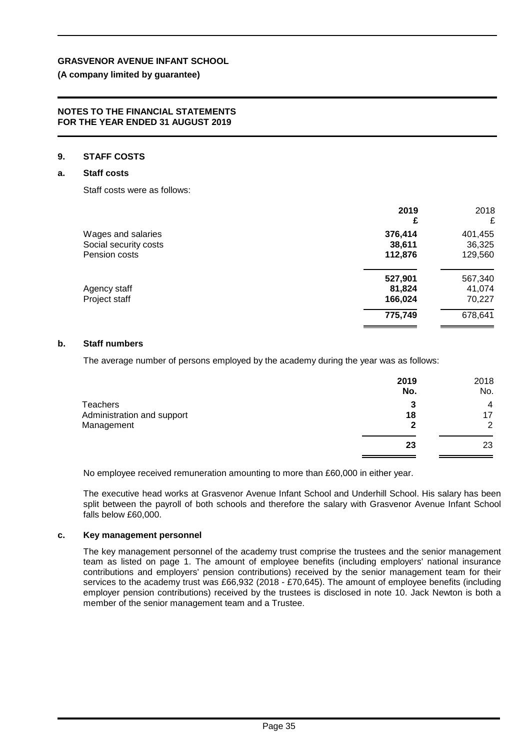**GRASVENOR AVENUE INFANT SCHOOL**

**(A company limited by guarantee)**

**NOTES TO THE FINANCIAL STATEMENTS FOR THE YEAR ENDED 31 AUGUST 2019**

## 9. STAFF COSTS

### a. Staff costs

Staff costs were as follows:

| | 2019 £ | 2018 £ |
|---|---|---|
| Wages and salaries | **376,414** | 401,455 |
| Social security costs | **38,611** | 36,325 |
| Pension costs | **112,876** | 129,560 |
| | **527,901** | 567,340 |
| Agency staff | **81,824** | 41,074 |
| Project staff | **166,024** | 70,227 |
| | **775,749** | 678,641 |

### b. Staff numbers

The average number of persons employed by the academy during the year was as follows:

| | 2019 No. | 2018 No. |
|---|---|---|
| Teachers | **3** | 4 |
| Administration and support | **18** | 17 |
| Management | **2** | 2 |
| | **23** | 23 |

No employee received remuneration amounting to more than £60,000 in either year.

The executive head works at Grasvenor Avenue Infant School and Underhill School. His salary has been split between the payroll of both schools and therefore the salary with Grasvenor Avenue Infant School falls below £60,000.

### c. Key management personnel

The key management personnel of the academy trust comprise the trustees and the senior management team as listed on page 1. The amount of employee benefits (including employers' national insurance contributions and employers' pension contributions) received by the senior management team for their services to the academy trust was £66,932 (2018 - £70,645). The amount of employee benefits (including employer pension contributions) received by the trustees is disclosed in note 10. Jack Newton is both a member of the senior management team and a Trustee.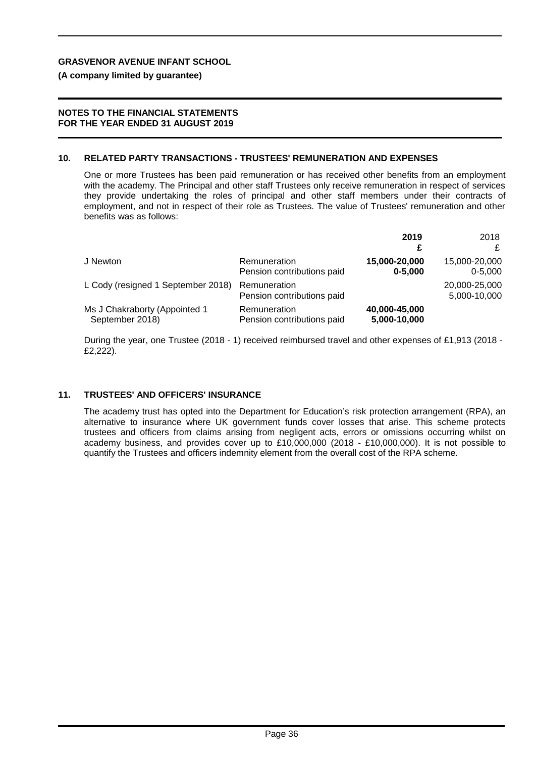**GRASVENOR AVENUE INFANT SCHOOL**

**(A company limited by guarantee)**

**NOTES TO THE FINANCIAL STATEMENTS FOR THE YEAR ENDED 31 AUGUST 2019**

## 10. RELATED PARTY TRANSACTIONS - TRUSTEES' REMUNERATION AND EXPENSES

One or more Trustees has been paid remuneration or has received other benefits from an employment with the academy. The Principal and other staff Trustees only receive remuneration in respect of services they provide undertaking the roles of principal and other staff members under their contracts of employment, and not in respect of their role as Trustees. The value of Trustees' remuneration and other benefits was as follows:

| | | **2019** **£** | 2018 £ |
|---|---|---|---|
| J Newton | Remuneration | **15,000-20,000** | 15,000-20,000 |
| | Pension contributions paid | **0-5,000** | 0-5,000 |
| L Cody (resigned 1 September 2018) | Remuneration | | 20,000-25,000 |
| | Pension contributions paid | | 5,000-10,000 |
| Ms J Chakraborty (Appointed 1 September 2018) | Remuneration | **40,000-45,000** | |
| | Pension contributions paid | **5,000-10,000** | |

During the year, one Trustee (2018 - 1) received reimbursed travel and other expenses of £1,913 (2018 - £2,222).

## 11. TRUSTEES' AND OFFICERS' INSURANCE

The academy trust has opted into the Department for Education's risk protection arrangement (RPA), an alternative to insurance where UK government funds cover losses that arise. This scheme protects trustees and officers from claims arising from negligent acts, errors or omissions occurring whilst on academy business, and provides cover up to £10,000,000 (2018 - £10,000,000). It is not possible to quantify the Trustees and officers indemnity element from the overall cost of the RPA scheme.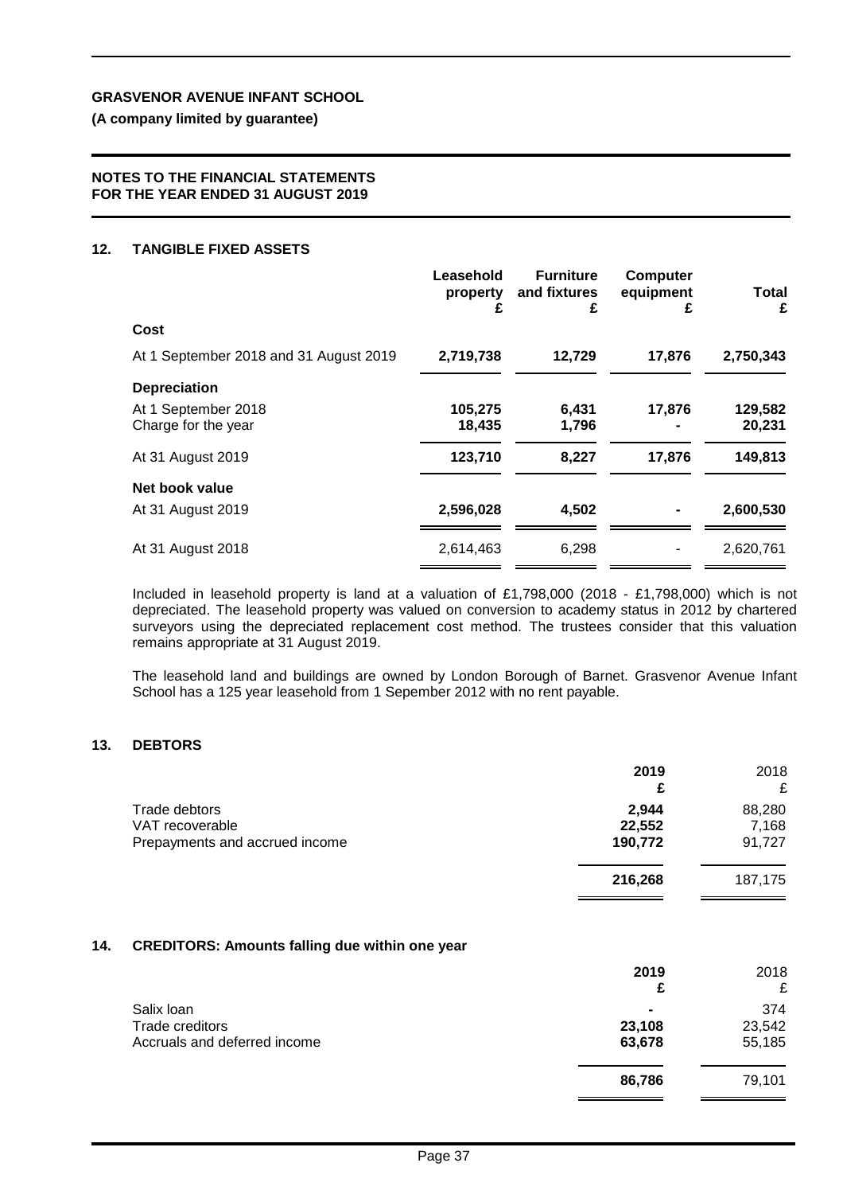**GRASVENOR AVENUE INFANT SCHOOL**

**(A company limited by guarantee)**

**NOTES TO THE FINANCIAL STATEMENTS FOR THE YEAR ENDED 31 AUGUST 2019**

## 12. TANGIBLE FIXED ASSETS

| | Leasehold property £ | Furniture and fixtures £ | Computer equipment £ | Total £ |
|---|---|---|---|---|
| **Cost** | | | | |
| At 1 September 2018 and 31 August 2019 | **2,719,738** | **12,729** | **17,876** | **2,750,343** |
| **Depreciation** | | | | |
| At 1 September 2018 | **105,275** | **6,431** | **17,876** | **129,582** |
| Charge for the year | **18,435** | **1,796** | **-** | **20,231** |
| At 31 August 2019 | **123,710** | **8,227** | **17,876** | **149,813** |
| **Net book value** | | | | |
| At 31 August 2019 | **2,596,028** | **4,502** | **-** | **2,600,530** |
| At 31 August 2018 | 2,614,463 | 6,298 | - | 2,620,761 |

Included in leasehold property is land at a valuation of £1,798,000 (2018 - £1,798,000) which is not depreciated. The leasehold property was valued on conversion to academy status in 2012 by chartered surveyors using the depreciated replacement cost method. The trustees consider that this valuation remains appropriate at 31 August 2019.

The leasehold land and buildings are owned by London Borough of Barnet. Grasvenor Avenue Infant School has a 125 year leasehold from 1 Sepember 2012 with no rent payable.

## 13. DEBTORS

| | 2019 £ | 2018 £ |
|---|---|---|
| Trade debtors | **2,944** | 88,280 |
| VAT recoverable | **22,552** | 7,168 |
| Prepayments and accrued income | **190,772** | 91,727 |
| | **216,268** | 187,175 |

## 14. CREDITORS: Amounts falling due within one year

| | 2019 £ | 2018 £ |
|---|---|---|
| Salix loan | **-** | 374 |
| Trade creditors | **23,108** | 23,542 |
| Accruals and deferred income | **63,678** | 55,185 |
| | **86,786** | 79,101 |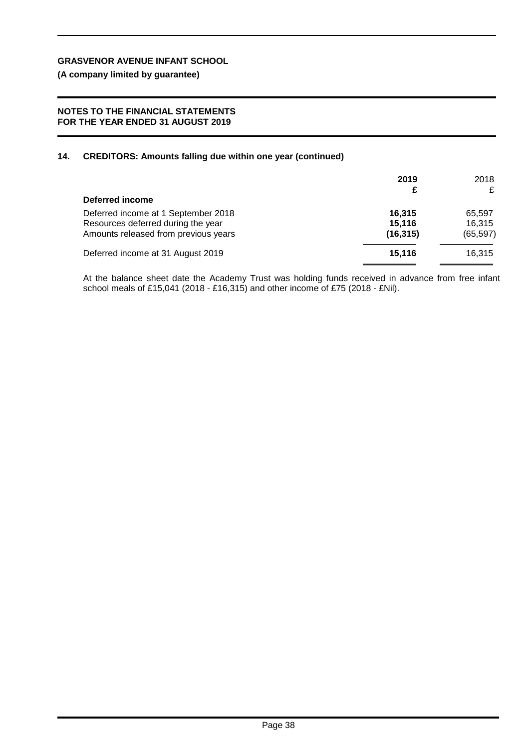## 14. CREDITORS: Amounts falling due within one year (continued)

| | 2019 £ | 2018 £ |
|---|---|---|
| **Deferred income** | | |
| Deferred income at 1 September 2018 | **16,315** | 65,597 |
| Resources deferred during the year | **15,116** | 16,315 |
| Amounts released from previous years | **(16,315)** | (65,597) |
| Deferred income at 31 August 2019 | **15,116** | 16,315 |

At the balance sheet date the Academy Trust was holding funds received in advance from free infant school meals of £15,041 (2018 - £16,315) and other income of £75 (2018 - £Nil).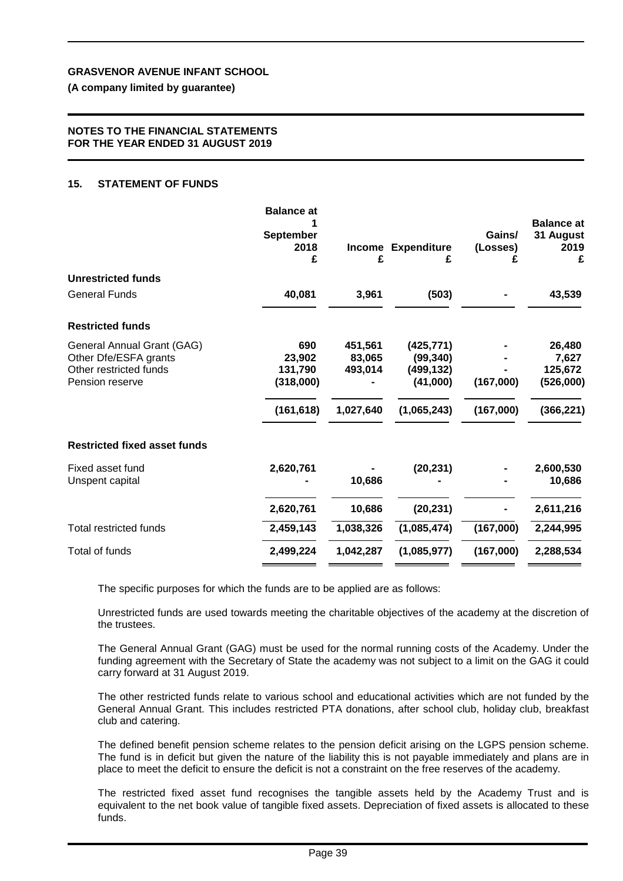**GRASVENOR AVENUE INFANT SCHOOL**

**(A company limited by guarantee)**

**NOTES TO THE FINANCIAL STATEMENTS FOR THE YEAR ENDED 31 AUGUST 2019**

## 15. STATEMENT OF FUNDS

| | Balance at 1 September 2018 £ | Income £ | Expenditure £ | Gains/ (Losses) £ | Balance at 31 August 2019 £ |
|---|---|---|---|---|---|
| **Unrestricted funds** | | | | | |
| General Funds | **40,081** | **3,961** | **(503)** | **-** | **43,539** |
| **Restricted funds** | | | | | |
| General Annual Grant (GAG) | 690 | 451,561 | (425,771) | - | 26,480 |
| Other Dfe/ESFA grants | 23,902 | 83,065 | (99,340) | - | 7,627 |
| Other restricted funds | 131,790 | 493,014 | (499,132) | - | 125,672 |
| Pension reserve | (318,000) | - | (41,000) | (167,000) | (526,000) |
| | **(161,618)** | **1,027,640** | **(1,065,243)** | **(167,000)** | **(366,221)** |
| **Restricted fixed asset funds** | | | | | |
| Fixed asset fund | **2,620,761** | **-** | **(20,231)** | **-** | **2,600,530** |
| Unspent capital | **-** | **10,686** | **-** | **-** | **10,686** |
| | **2,620,761** | **10,686** | **(20,231)** | **-** | **2,611,216** |
| Total restricted funds | **2,459,143** | **1,038,326** | **(1,085,474)** | **(167,000)** | **2,244,995** |
| Total of funds | **2,499,224** | **1,042,287** | **(1,085,977)** | **(167,000)** | **2,288,534** |

The specific purposes for which the funds are to be applied are as follows:

Unrestricted funds are used towards meeting the charitable objectives of the academy at the discretion of the trustees.

The General Annual Grant (GAG) must be used for the normal running costs of the Academy. Under the funding agreement with the Secretary of State the academy was not subject to a limit on the GAG it could carry forward at 31 August 2019.

The other restricted funds relate to various school and educational activities which are not funded by the General Annual Grant. This includes restricted PTA donations, after school club, holiday club, breakfast club and catering.

The defined benefit pension scheme relates to the pension deficit arising on the LGPS pension scheme. The fund is in deficit but given the nature of the liability this is not payable immediately and plans are in place to meet the deficit to ensure the deficit is not a constraint on the free reserves of the academy.

The restricted fixed asset fund recognises the tangible assets held by the Academy Trust and is equivalent to the net book value of tangible fixed assets. Depreciation of fixed assets is allocated to these funds.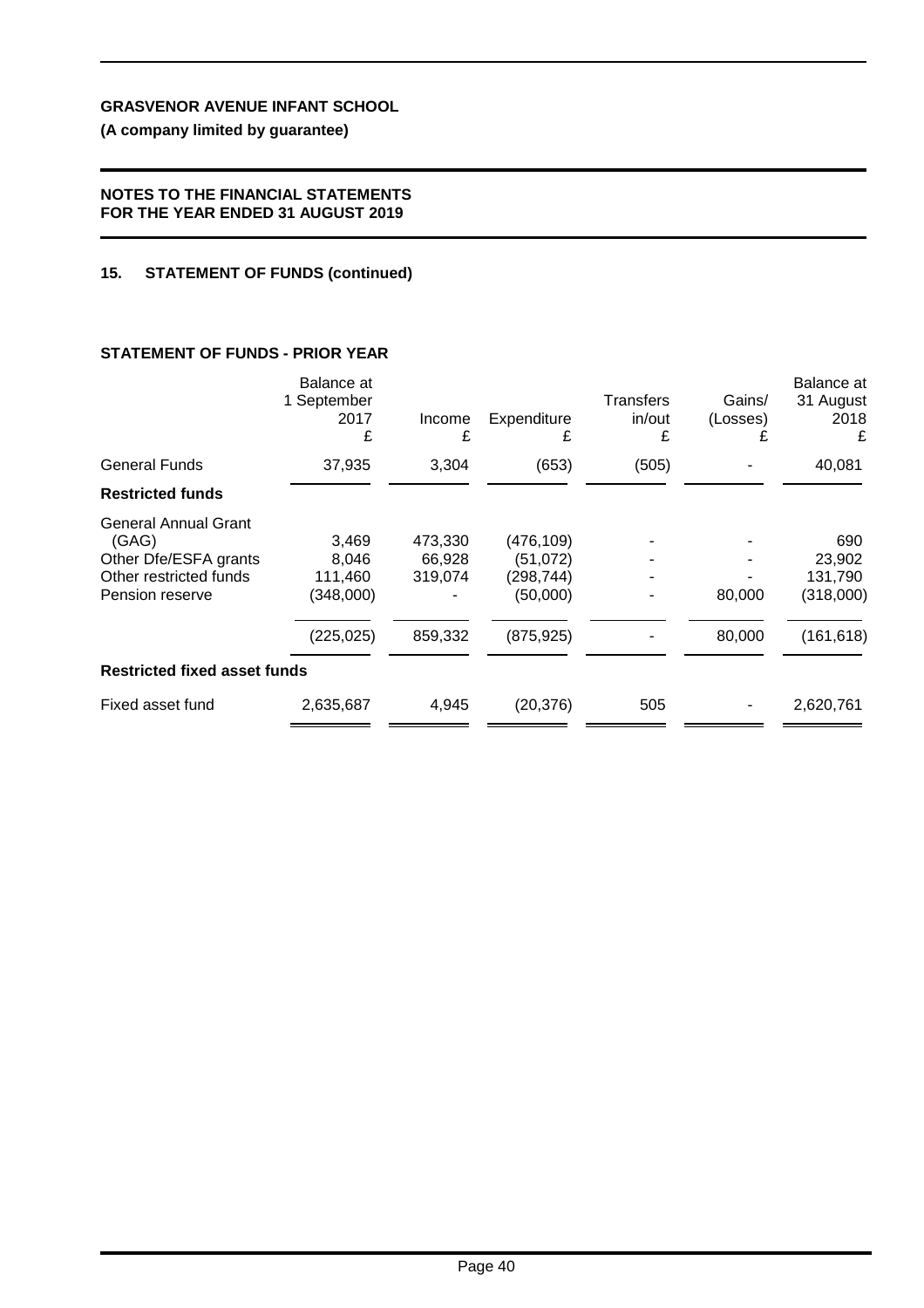# GRASVENOR AVENUE INFANT SCHOOL

**(A company limited by guarantee)**

**NOTES TO THE FINANCIAL STATEMENTS FOR THE YEAR ENDED 31 AUGUST 2019**

## 15. STATEMENT OF FUNDS (continued)

### STATEMENT OF FUNDS - PRIOR YEAR

| | Balance at 1 September 2017 £ | Income £ | Expenditure £ | Transfers in/out £ | Gains/ (Losses) £ | Balance at 31 August 2018 £ |
|---|---|---|---|---|---|---|
| General Funds | 37,935 | 3,304 | (653) | (505) | - | 40,081 |
| **Restricted funds** | | | | | | |
| General Annual Grant (GAG) | 3,469 | 473,330 | (476,109) | - | - | 690 |
| Other Dfe/ESFA grants | 8,046 | 66,928 | (51,072) | - | - | 23,902 |
| Other restricted funds | 111,460 | 319,074 | (298,744) | - | - | 131,790 |
| Pension reserve | (348,000) | - | (50,000) | - | 80,000 | (318,000) |
| | (225,025) | 859,332 | (875,925) | - | 80,000 | (161,618) |
| **Restricted fixed asset funds** | | | | | | |
| Fixed asset fund | 2,635,687 | 4,945 | (20,376) | 505 | - | 2,620,761 |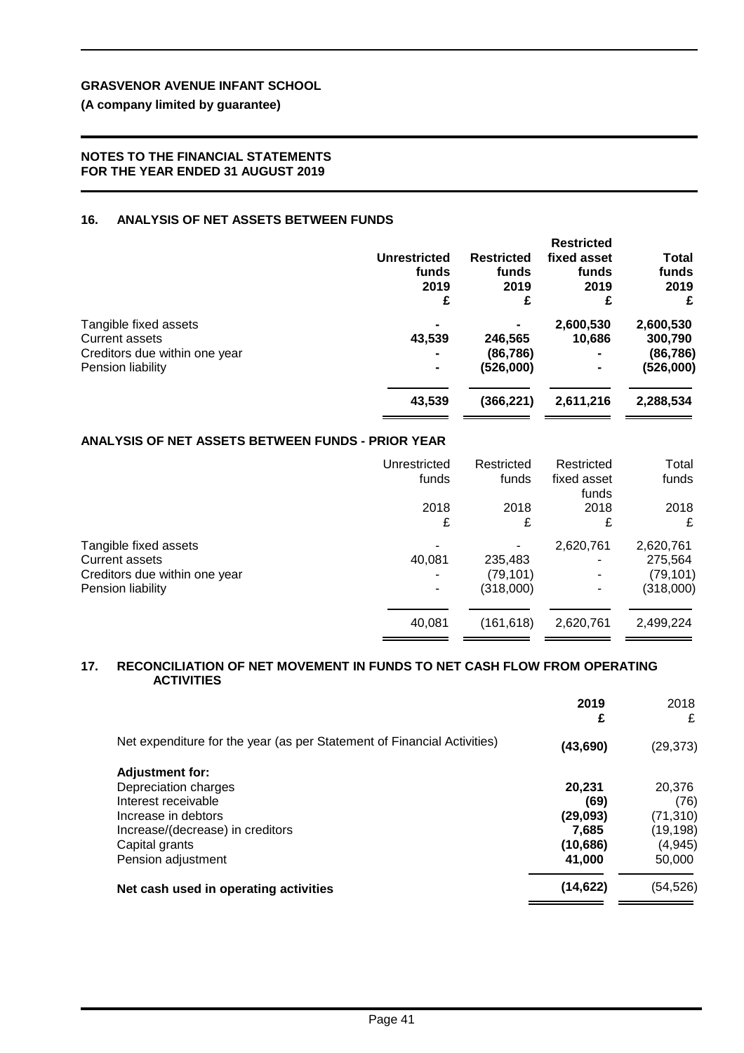**GRASVENOR AVENUE INFANT SCHOOL**

**(A company limited by guarantee)**

**NOTES TO THE FINANCIAL STATEMENTS**
**FOR THE YEAR ENDED 31 AUGUST 2019**

## 16. ANALYSIS OF NET ASSETS BETWEEN FUNDS

| | **Unrestricted funds 2019 £** | **Restricted funds 2019 £** | **Restricted fixed asset funds 2019 £** | **Total funds 2019 £** |
|---|---|---|---|---|
| Tangible fixed assets | **-** | **-** | **2,600,530** | **2,600,530** |
| Current assets | **43,539** | **246,565** | **10,686** | **300,790** |
| Creditors due within one year | **-** | **(86,786)** | **-** | **(86,786)** |
| Pension liability | **-** | **(526,000)** | **-** | **(526,000)** |
| | **43,539** | **(366,221)** | **2,611,216** | **2,288,534** |

### ANALYSIS OF NET ASSETS BETWEEN FUNDS - PRIOR YEAR

| | Unrestricted funds 2018 £ | Restricted funds 2018 £ | Restricted fixed asset funds 2018 £ | Total funds 2018 £ |
|---|---|---|---|---|
| Tangible fixed assets | - | - | 2,620,761 | 2,620,761 |
| Current assets | 40,081 | 235,483 | - | 275,564 |
| Creditors due within one year | - | (79,101) | - | (79,101) |
| Pension liability | - | (318,000) | - | (318,000) |
| | 40,081 | (161,618) | 2,620,761 | 2,499,224 |

## 17. RECONCILIATION OF NET MOVEMENT IN FUNDS TO NET CASH FLOW FROM OPERATING ACTIVITIES

| | **2019 £** | 2018 £ |
|---|---|---|
| Net expenditure for the year (as per Statement of Financial Activities) | **(43,690)** | (29,373) |
| **Adjustment for:** | | |
| Depreciation charges | **20,231** | 20,376 |
| Interest receivable | **(69)** | (76) |
| Increase in debtors | **(29,093)** | (71,310) |
| Increase/(decrease) in creditors | **7,685** | (19,198) |
| Capital grants | **(10,686)** | (4,945) |
| Pension adjustment | **41,000** | 50,000 |
| **Net cash used in operating activities** | **(14,622)** | (54,526) |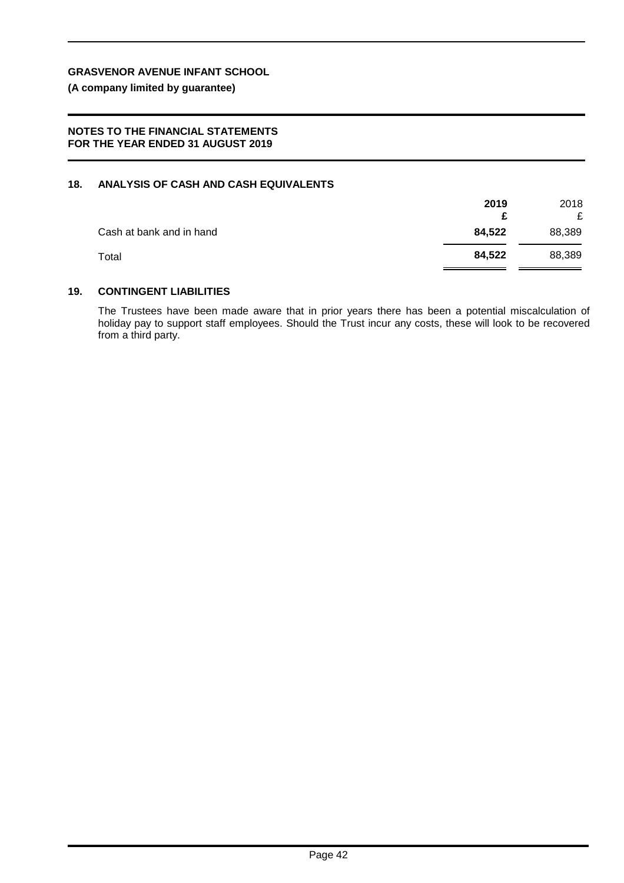**GRASVENOR AVENUE INFANT SCHOOL**

**(A company limited by guarantee)**

**NOTES TO THE FINANCIAL STATEMENTS**
**FOR THE YEAR ENDED 31 AUGUST 2019**

## 18. ANALYSIS OF CASH AND CASH EQUIVALENTS

| | **2019** | 2018 |
|---|---|---|
| | **£** | £ |
| Cash at bank and in hand | **84,522** | 88,389 |
| Total | **84,522** | 88,389 |

## 19. CONTINGENT LIABILITIES

The Trustees have been made aware that in prior years there has been a potential miscalculation of holiday pay to support staff employees. Should the Trust incur any costs, these will look to be recovered from a third party.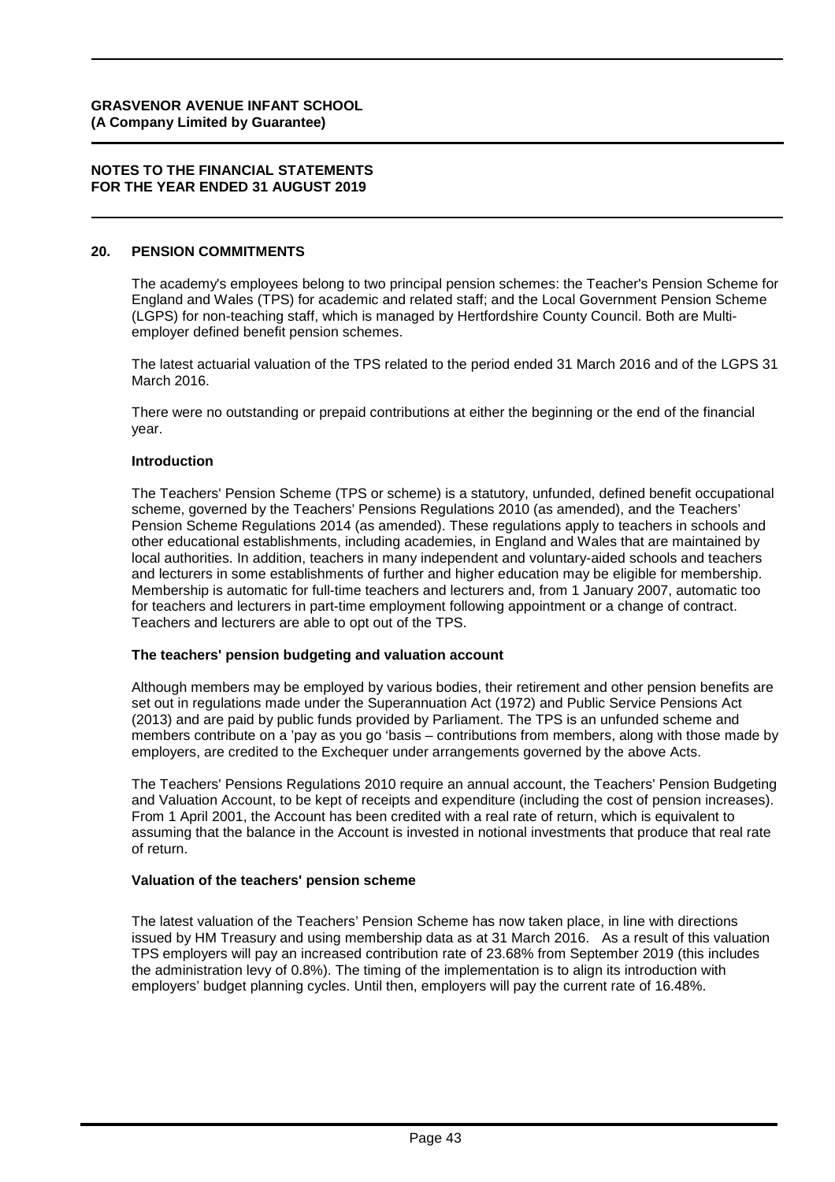## 20. PENSION COMMITMENTS

The academy's employees belong to two principal pension schemes: the Teacher's Pension Scheme for England and Wales (TPS) for academic and related staff; and the Local Government Pension Scheme (LGPS) for non-teaching staff, which is managed by Hertfordshire County Council. Both are Multi-employer defined benefit pension schemes.

The latest actuarial valuation of the TPS related to the period ended 31 March 2016 and of the LGPS 31 March 2016.

There were no outstanding or prepaid contributions at either the beginning or the end of the financial year.

### Introduction

The Teachers' Pension Scheme (TPS or scheme) is a statutory, unfunded, defined benefit occupational scheme, governed by the Teachers' Pensions Regulations 2010 (as amended), and the Teachers' Pension Scheme Regulations 2014 (as amended). These regulations apply to teachers in schools and other educational establishments, including academies, in England and Wales that are maintained by local authorities. In addition, teachers in many independent and voluntary-aided schools and teachers and lecturers in some establishments of further and higher education may be eligible for membership. Membership is automatic for full-time teachers and lecturers and, from 1 January 2007, automatic too for teachers and lecturers in part-time employment following appointment or a change of contract. Teachers and lecturers are able to opt out of the TPS.

### The teachers' pension budgeting and valuation account

Although members may be employed by various bodies, their retirement and other pension benefits are set out in regulations made under the Superannuation Act (1972) and Public Service Pensions Act (2013) and are paid by public funds provided by Parliament. The TPS is an unfunded scheme and members contribute on a 'pay as you go 'basis – contributions from members, along with those made by employers, are credited to the Exchequer under arrangements governed by the above Acts.

The Teachers' Pensions Regulations 2010 require an annual account, the Teachers' Pension Budgeting and Valuation Account, to be kept of receipts and expenditure (including the cost of pension increases). From 1 April 2001, the Account has been credited with a real rate of return, which is equivalent to assuming that the balance in the Account is invested in notional investments that produce that real rate of return.

### Valuation of the teachers' pension scheme

The latest valuation of the Teachers' Pension Scheme has now taken place, in line with directions issued by HM Treasury and using membership data as at 31 March 2016. As a result of this valuation TPS employers will pay an increased contribution rate of 23.68% from September 2019 (this includes the administration levy of 0.8%). The timing of the implementation is to align its introduction with employers' budget planning cycles. Until then, employers will pay the current rate of 16.48%.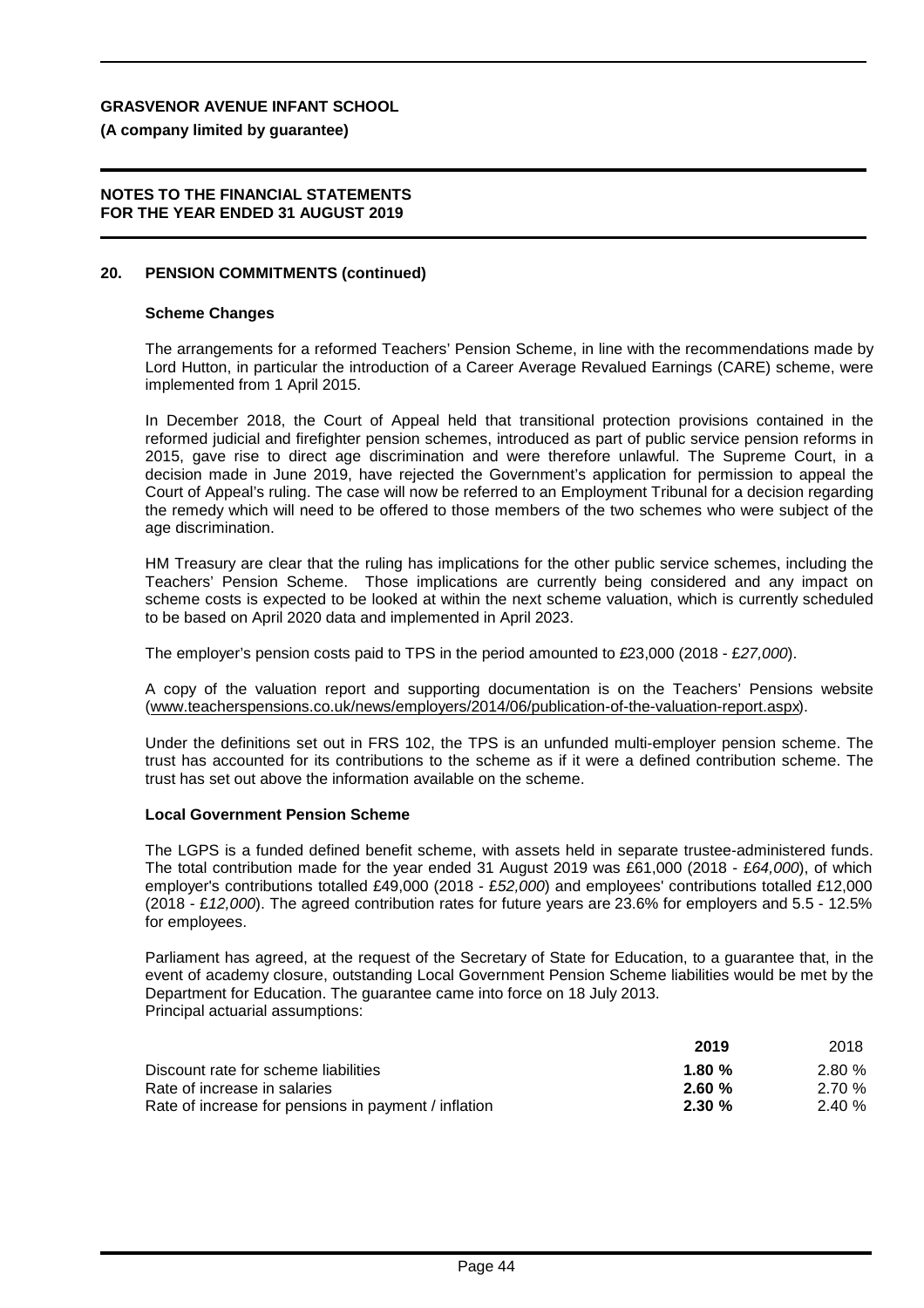## 20. PENSION COMMITMENTS (continued)

### Scheme Changes

The arrangements for a reformed Teachers' Pension Scheme, in line with the recommendations made by Lord Hutton, in particular the introduction of a Career Average Revalued Earnings (CARE) scheme, were implemented from 1 April 2015.

In December 2018, the Court of Appeal held that transitional protection provisions contained in the reformed judicial and firefighter pension schemes, introduced as part of public service pension reforms in 2015, gave rise to direct age discrimination and were therefore unlawful. The Supreme Court, in a decision made in June 2019, have rejected the Government's application for permission to appeal the Court of Appeal's ruling. The case will now be referred to an Employment Tribunal for a decision regarding the remedy which will need to be offered to those members of the two schemes who were subject of the age discrimination.

HM Treasury are clear that the ruling has implications for the other public service schemes, including the Teachers' Pension Scheme. Those implications are currently being considered and any impact on scheme costs is expected to be looked at within the next scheme valuation, which is currently scheduled to be based on April 2020 data and implemented in April 2023.

The employer's pension costs paid to TPS in the period amounted to £23,000 (2018 - *£27,000*).

A copy of the valuation report and supporting documentation is on the Teachers' Pensions website (www.teacherspensions.co.uk/news/employers/2014/06/publication-of-the-valuation-report.aspx).

Under the definitions set out in FRS 102, the TPS is an unfunded multi-employer pension scheme. The trust has accounted for its contributions to the scheme as if it were a defined contribution scheme. The trust has set out above the information available on the scheme.

### Local Government Pension Scheme

The LGPS is a funded defined benefit scheme, with assets held in separate trustee-administered funds. The total contribution made for the year ended 31 August 2019 was £61,000 (2018 - *£64,000*), of which employer's contributions totalled £49,000 (2018 - *£52,000*) and employees' contributions totalled £12,000 (2018 - *£12,000*). The agreed contribution rates for future years are 23.6% for employers and 5.5 - 12.5% for employees.

Parliament has agreed, at the request of the Secretary of State for Education, to a guarantee that, in the event of academy closure, outstanding Local Government Pension Scheme liabilities would be met by the Department for Education. The guarantee came into force on 18 July 2013.
Principal actuarial assumptions:

| | **2019** | 2018 |
|---|---|---|
| Discount rate for scheme liabilities | **1.80 %** | 2.80 % |
| Rate of increase in salaries | **2.60 %** | 2.70 % |
| Rate of increase for pensions in payment / inflation | **2.30 %** | 2.40 % |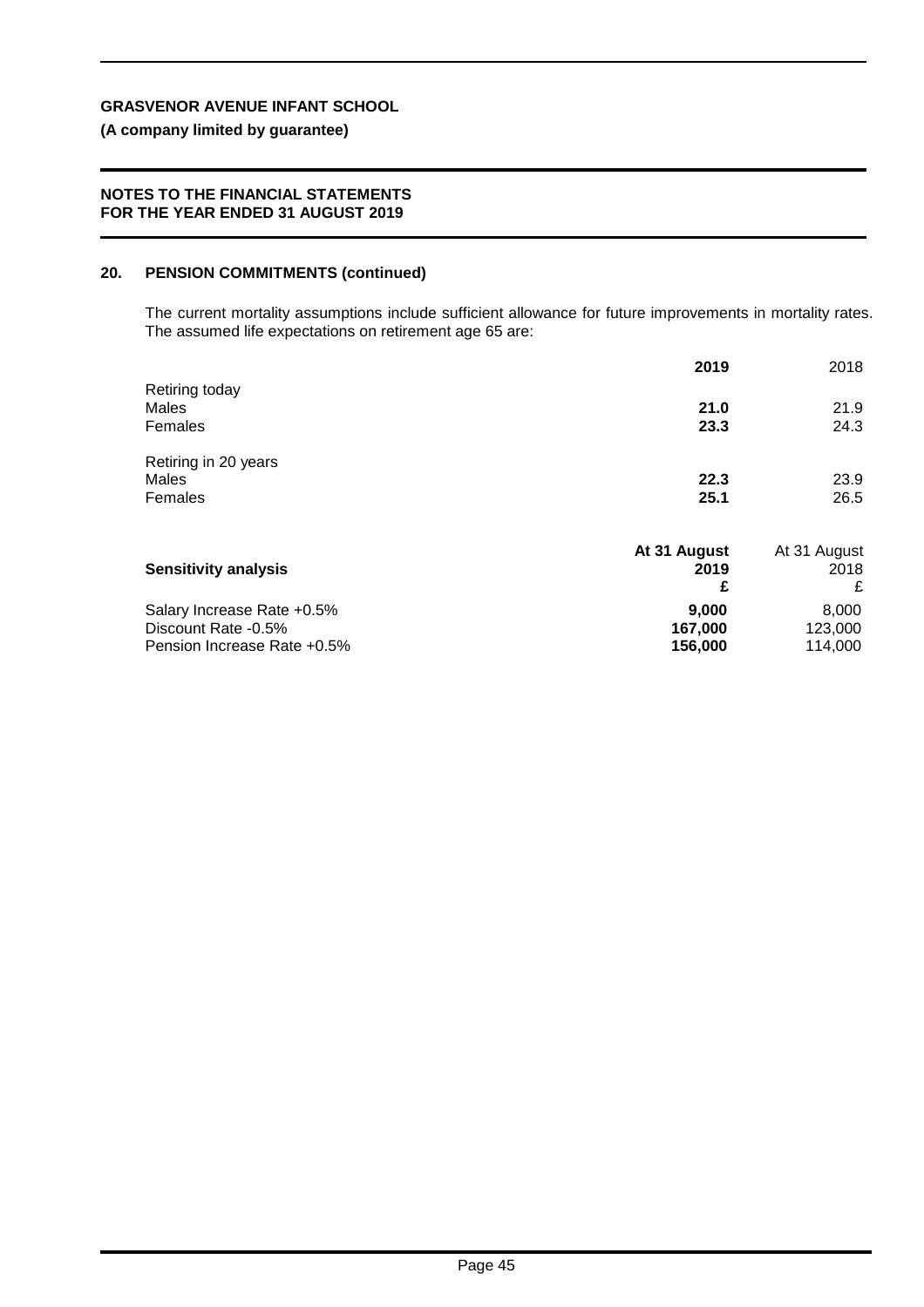**GRASVENOR AVENUE INFANT SCHOOL**

**(A company limited by guarantee)**

**NOTES TO THE FINANCIAL STATEMENTS FOR THE YEAR ENDED 31 AUGUST 2019**

## 20. PENSION COMMITMENTS (continued)

The current mortality assumptions include sufficient allowance for future improvements in mortality rates. The assumed life expectations on retirement age 65 are:

| | **2019** | 2018 |
|---|---|---|
| Retiring today | | |
| Males | **21.0** | 21.9 |
| Females | **23.3** | 24.3 |
| Retiring in 20 years | | |
| Males | **22.3** | 23.9 |
| Females | **25.1** | 26.5 |

| **Sensitivity analysis** | **At 31 August 2019 £** | At 31 August 2018 £ |
|---|---|---|
| Salary Increase Rate +0.5% | **9,000** | 8,000 |
| Discount Rate -0.5% | **167,000** | 123,000 |
| Pension Increase Rate +0.5% | **156,000** | 114,000 |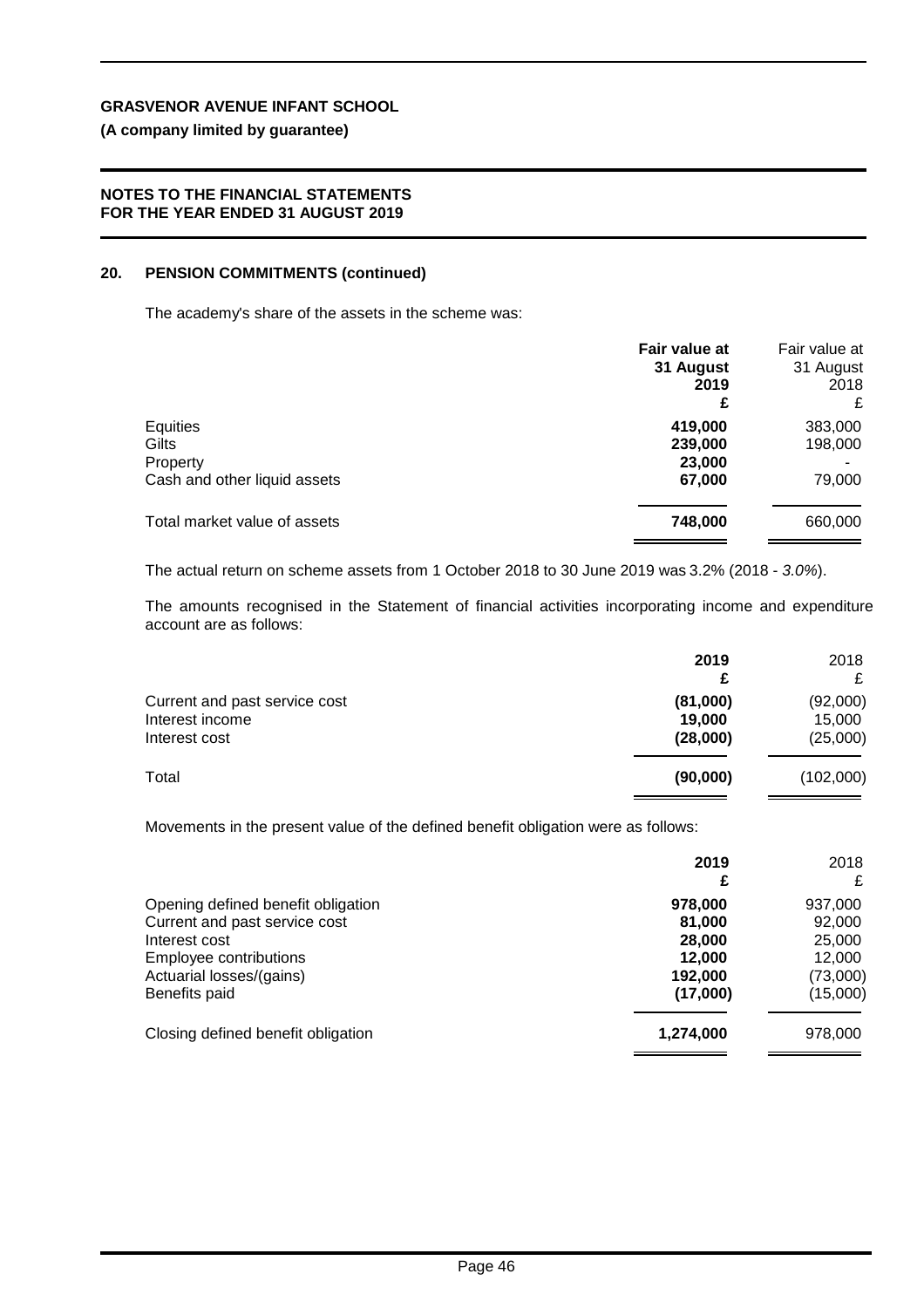**GRASVENOR AVENUE INFANT SCHOOL**

**(A company limited by guarantee)**

**NOTES TO THE FINANCIAL STATEMENTS**
**FOR THE YEAR ENDED 31 AUGUST 2019**

## 20. PENSION COMMITMENTS (continued)

The academy's share of the assets in the scheme was:

| | **Fair value at 31 August 2019 £** | Fair value at 31 August 2018 £ |
|---|---|---|
| Equities | **419,000** | 383,000 |
| Gilts | **239,000** | 198,000 |
| Property | **23,000** | - |
| Cash and other liquid assets | **67,000** | 79,000 |
| Total market value of assets | **748,000** | 660,000 |

The actual return on scheme assets from 1 October 2018 to 30 June 2019 was 3.2% (2018 - *3.0%*).

The amounts recognised in the Statement of financial activities incorporating income and expenditure account are as follows:

| | **2019 £** | 2018 £ |
|---|---|---|
| Current and past service cost | **(81,000)** | (92,000) |
| Interest income | **19,000** | 15,000 |
| Interest cost | **(28,000)** | (25,000) |
| Total | **(90,000)** | (102,000) |

Movements in the present value of the defined benefit obligation were as follows:

| | **2019 £** | 2018 £ |
|---|---|---|
| Opening defined benefit obligation | **978,000** | 937,000 |
| Current and past service cost | **81,000** | 92,000 |
| Interest cost | **28,000** | 25,000 |
| Employee contributions | **12,000** | 12,000 |
| Actuarial losses/(gains) | **192,000** | (73,000) |
| Benefits paid | **(17,000)** | (15,000) |
| Closing defined benefit obligation | **1,274,000** | 978,000 |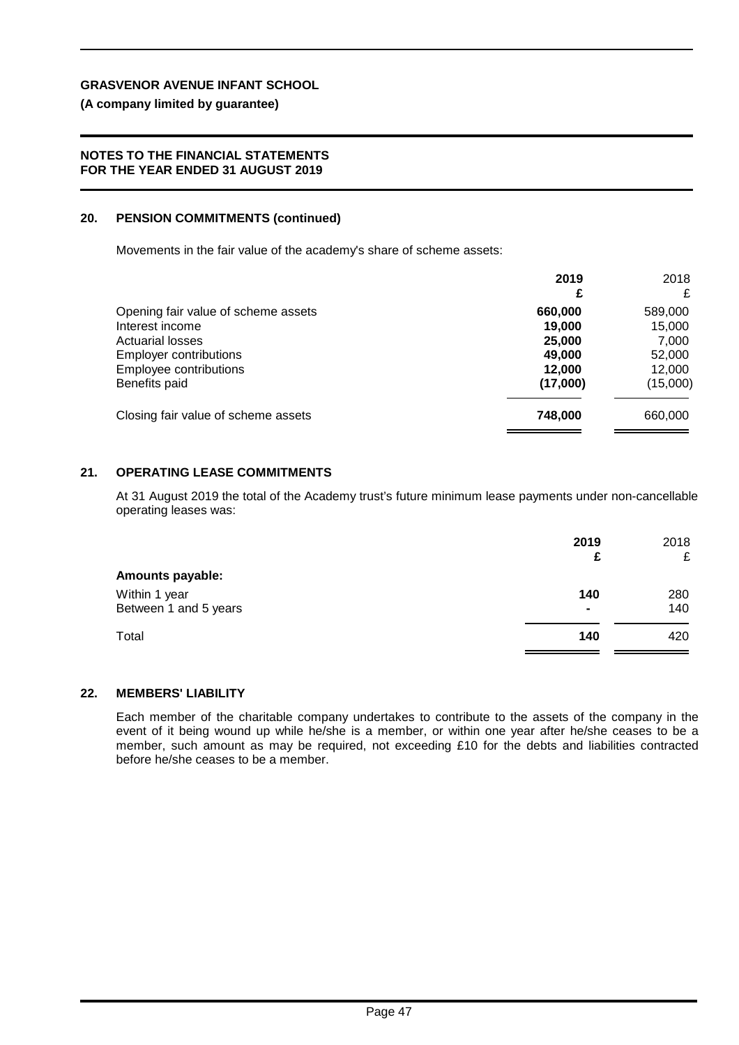**GRASVENOR AVENUE INFANT SCHOOL**

**(A company limited by guarantee)**

**NOTES TO THE FINANCIAL STATEMENTS FOR THE YEAR ENDED 31 AUGUST 2019**

## 20. PENSION COMMITMENTS (continued)

Movements in the fair value of the academy's share of scheme assets:

| | **2019** **£** | 2018 £ |
|---|---|---|
| Opening fair value of scheme assets | **660,000** | 589,000 |
| Interest income | **19,000** | 15,000 |
| Actuarial losses | **25,000** | 7,000 |
| Employer contributions | **49,000** | 52,000 |
| Employee contributions | **12,000** | 12,000 |
| Benefits paid | **(17,000)** | (15,000) |
| Closing fair value of scheme assets | **748,000** | 660,000 |

## 21. OPERATING LEASE COMMITMENTS

At 31 August 2019 the total of the Academy trust's future minimum lease payments under non-cancellable operating leases was:

| | **2019** **£** | 2018 £ |
|---|---|---|
| **Amounts payable:** | | |
| Within 1 year | **140** | 280 |
| Between 1 and 5 years | **-** | 140 |
| Total | **140** | 420 |

## 22. MEMBERS' LIABILITY

Each member of the charitable company undertakes to contribute to the assets of the company in the event of it being wound up while he/she is a member, or within one year after he/she ceases to be a member, such amount as may be required, not exceeding £10 for the debts and liabilities contracted before he/she ceases to be a member.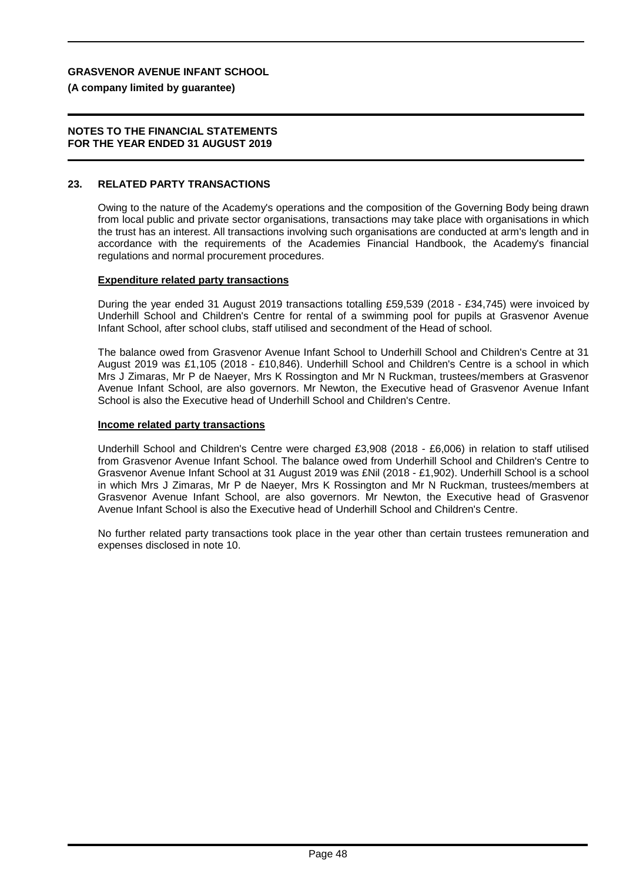## 23. RELATED PARTY TRANSACTIONS

Owing to the nature of the Academy's operations and the composition of the Governing Body being drawn from local public and private sector organisations, transactions may take place with organisations in which the trust has an interest. All transactions involving such organisations are conducted at arm's length and in accordance with the requirements of the Academies Financial Handbook, the Academy's financial regulations and normal procurement procedures.

**Expenditure related party transactions**

During the year ended 31 August 2019 transactions totalling £59,539 (2018 - £34,745) were invoiced by Underhill School and Children's Centre for rental of a swimming pool for pupils at Grasvenor Avenue Infant School, after school clubs, staff utilised and secondment of the Head of school.

The balance owed from Grasvenor Avenue Infant School to Underhill School and Children's Centre at 31 August 2019 was £1,105 (2018 - £10,846). Underhill School and Children's Centre is a school in which Mrs J Zimaras, Mr P de Naeyer, Mrs K Rossington and Mr N Ruckman, trustees/members at Grasvenor Avenue Infant School, are also governors. Mr Newton, the Executive head of Grasvenor Avenue Infant School is also the Executive head of Underhill School and Children's Centre.

**Income related party transactions**

Underhill School and Children's Centre were charged £3,908 (2018 - £6,006) in relation to staff utilised from Grasvenor Avenue Infant School. The balance owed from Underhill School and Children's Centre to Grasvenor Avenue Infant School at 31 August 2019 was £Nil (2018 - £1,902). Underhill School is a school in which Mrs J Zimaras, Mr P de Naeyer, Mrs K Rossington and Mr N Ruckman, trustees/members at Grasvenor Avenue Infant School, are also governors. Mr Newton, the Executive head of Grasvenor Avenue Infant School is also the Executive head of Underhill School and Children's Centre.

No further related party transactions took place in the year other than certain trustees remuneration and expenses disclosed in note 10.